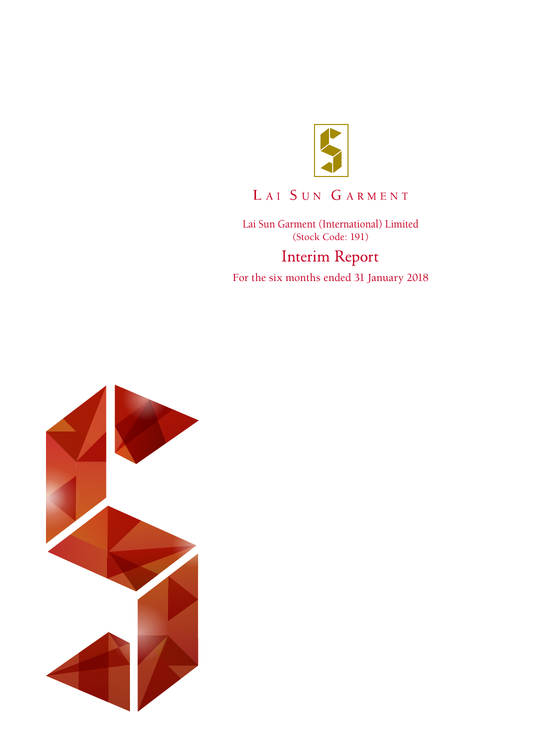LAI SUN GARMENT

Lai Sun Garment (International) Limited
(Stock Code: 191)

# Interim Report

For the six months ended 31 January 2018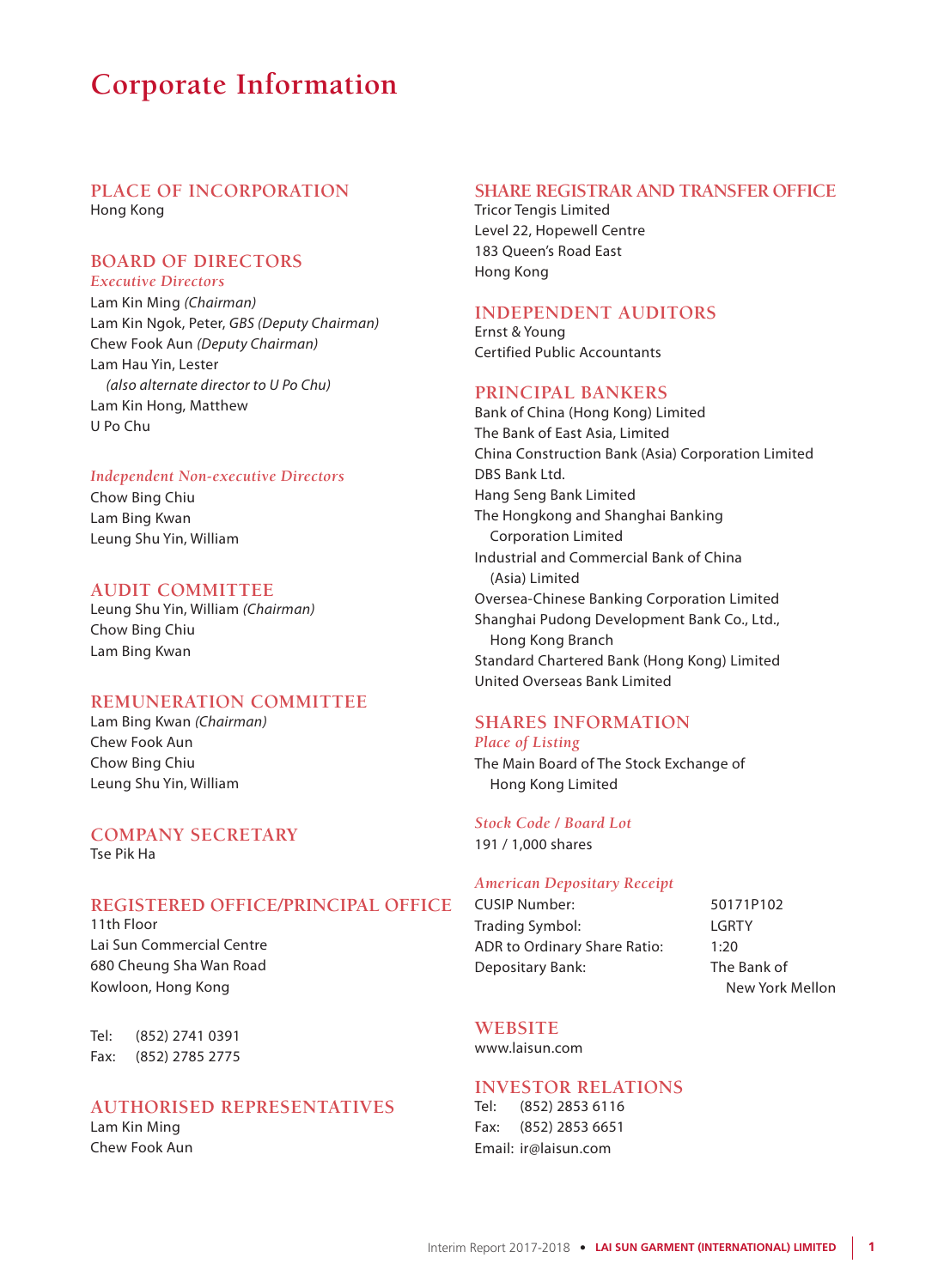# Corporate Information

## PLACE OF INCORPORATION

Hong Kong

## BOARD OF DIRECTORS

### *Executive Directors*

Lam Kin Ming *(Chairman)*
Lam Kin Ngok, Peter, *GBS (Deputy Chairman)*
Chew Fook Aun *(Deputy Chairman)*
Lam Hau Yin, Lester
*(also alternate director to U Po Chu)*
Lam Kin Hong, Matthew
U Po Chu

### *Independent Non-executive Directors*

Chow Bing Chiu
Lam Bing Kwan
Leung Shu Yin, William

## AUDIT COMMITTEE

Leung Shu Yin, William *(Chairman)*
Chow Bing Chiu
Lam Bing Kwan

## REMUNERATION COMMITTEE

Lam Bing Kwan *(Chairman)*
Chew Fook Aun
Chow Bing Chiu
Leung Shu Yin, William

## COMPANY SECRETARY

Tse Pik Ha

## REGISTERED OFFICE/PRINCIPAL OFFICE

11th Floor
Lai Sun Commercial Centre
680 Cheung Sha Wan Road
Kowloon, Hong Kong

Tel: (852) 2741 0391
Fax: (852) 2785 2775

## AUTHORISED REPRESENTATIVES

Lam Kin Ming
Chew Fook Aun

## SHARE REGISTRAR AND TRANSFER OFFICE

Tricor Tengis Limited
Level 22, Hopewell Centre
183 Queen's Road East
Hong Kong

## INDEPENDENT AUDITORS

Ernst & Young
Certified Public Accountants

## PRINCIPAL BANKERS

Bank of China (Hong Kong) Limited
The Bank of East Asia, Limited
China Construction Bank (Asia) Corporation Limited
DBS Bank Ltd.
Hang Seng Bank Limited
The Hongkong and Shanghai Banking Corporation Limited
Industrial and Commercial Bank of China (Asia) Limited
Oversea-Chinese Banking Corporation Limited
Shanghai Pudong Development Bank Co., Ltd., Hong Kong Branch
Standard Chartered Bank (Hong Kong) Limited
United Overseas Bank Limited

## SHARES INFORMATION

### *Place of Listing*

The Main Board of The Stock Exchange of Hong Kong Limited

### *Stock Code / Board Lot*

191 / 1,000 shares

### *American Depositary Receipt*

| | |
|---|---|
| CUSIP Number: | 50171P102 |
| Trading Symbol: | LGRTY |
| ADR to Ordinary Share Ratio: | 1:20 |
| Depositary Bank: | The Bank of New York Mellon |

## WEBSITE

www.laisun.com

## INVESTOR RELATIONS

Tel: (852) 2853 6116
Fax: (852) 2853 6651
Email: ir@laisun.com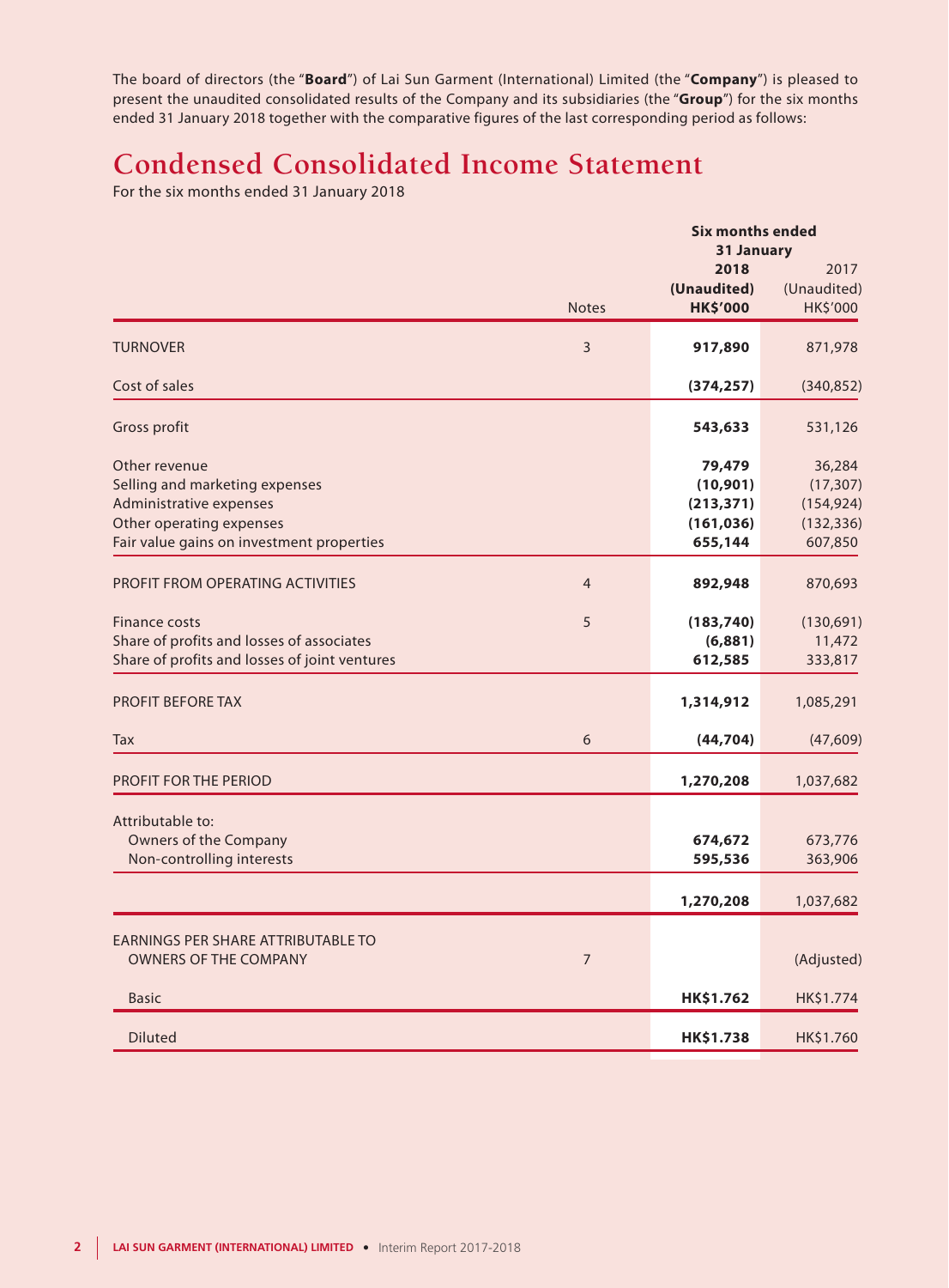The board of directors (the "**Board**") of Lai Sun Garment (International) Limited (the "**Company**") is pleased to present the unaudited consolidated results of the Company and its subsidiaries (the "**Group**") for the six months ended 31 January 2018 together with the comparative figures of the last corresponding period as follows:

# Condensed Consolidated Income Statement

For the six months ended 31 January 2018

| | Notes | Six months ended 31 January 2018 (Unaudited) HK$'000 | 2017 (Unaudited) HK$'000 |
|---|---|---|---|
| TURNOVER | 3 | **917,890** | 871,978 |
| Cost of sales | | **(374,257)** | (340,852) |
| Gross profit | | **543,633** | 531,126 |
| Other revenue | | **79,479** | 36,284 |
| Selling and marketing expenses | | **(10,901)** | (17,307) |
| Administrative expenses | | **(213,371)** | (154,924) |
| Other operating expenses | | **(161,036)** | (132,336) |
| Fair value gains on investment properties | | **655,144** | 607,850 |
| PROFIT FROM OPERATING ACTIVITIES | 4 | **892,948** | 870,693 |
| Finance costs | 5 | **(183,740)** | (130,691) |
| Share of profits and losses of associates | | **(6,881)** | 11,472 |
| Share of profits and losses of joint ventures | | **612,585** | 333,817 |
| PROFIT BEFORE TAX | | **1,314,912** | 1,085,291 |
| Tax | 6 | **(44,704)** | (47,609) |
| PROFIT FOR THE PERIOD | | **1,270,208** | 1,037,682 |
| Attributable to: | | | |
| Owners of the Company | | **674,672** | 673,776 |
| Non-controlling interests | | **595,536** | 363,906 |
| | | **1,270,208** | 1,037,682 |
| EARNINGS PER SHARE ATTRIBUTABLE TO OWNERS OF THE COMPANY | 7 | | (Adjusted) |
| Basic | | **HK$1.762** | HK$1.774 |
| Diluted | | **HK$1.738** | HK$1.760 |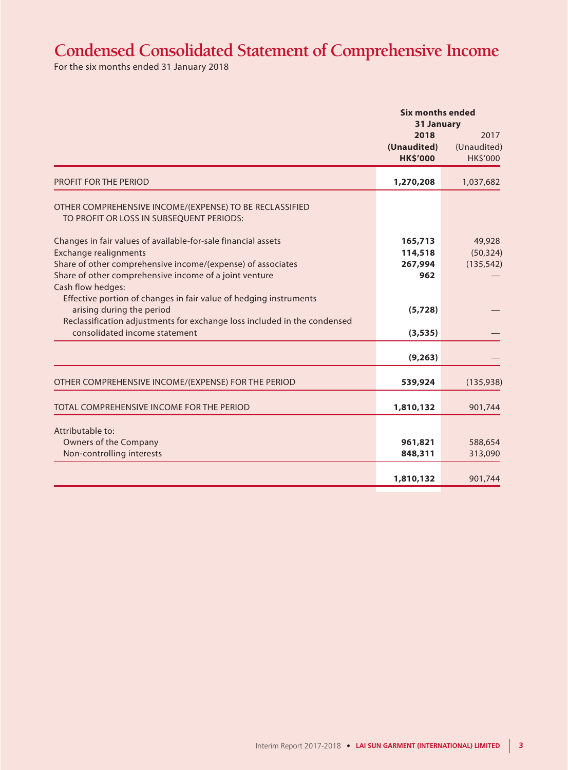# Condensed Consolidated Statement of Comprehensive Income

For the six months ended 31 January 2018

| | Six months ended 31 January | |
|---|---|---|
| | **2018** | 2017 |
| | **(Unaudited)** | (Unaudited) |
| | **HK$'000** | HK$'000 |
| PROFIT FOR THE PERIOD | **1,270,208** | 1,037,682 |
| OTHER COMPREHENSIVE INCOME/(EXPENSE) TO BE RECLASSIFIED TO PROFIT OR LOSS IN SUBSEQUENT PERIODS: | | |
| Changes in fair values of available-for-sale financial assets | **165,713** | 49,928 |
| Exchange realignments | **114,518** | (50,324) |
| Share of other comprehensive income/(expense) of associates | **267,994** | (135,542) |
| Share of other comprehensive income of a joint venture | **962** | — |
| Cash flow hedges: | | |
| Effective portion of changes in fair value of hedging instruments arising during the period | **(5,728)** | — |
| Reclassification adjustments for exchange loss included in the condensed consolidated income statement | **(3,535)** | — |
| | **(9,263)** | — |
| OTHER COMPREHENSIVE INCOME/(EXPENSE) FOR THE PERIOD | **539,924** | (135,938) |
| TOTAL COMPREHENSIVE INCOME FOR THE PERIOD | **1,810,132** | 901,744 |
| Attributable to: | | |
| Owners of the Company | **961,821** | 588,654 |
| Non-controlling interests | **848,311** | 313,090 |
| | **1,810,132** | 901,744 |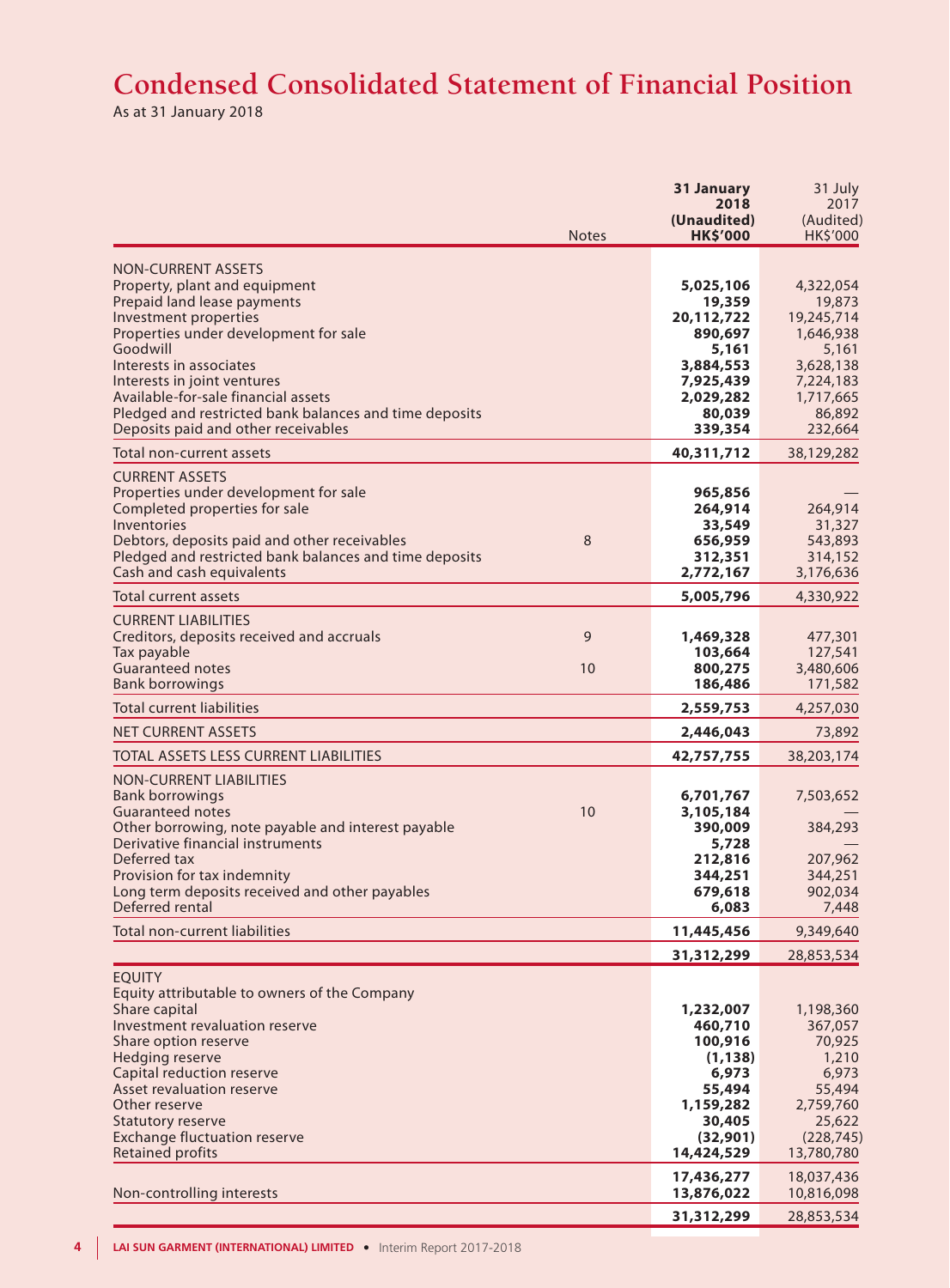# Condensed Consolidated Statement of Financial Position

As at 31 January 2018

| | Notes | 31 January 2018 (Unaudited) HK$'000 | 31 July 2017 (Audited) HK$'000 |
|---|---|---|---|
| NON-CURRENT ASSETS | | | |
| Property, plant and equipment | | **5,025,106** | 4,322,054 |
| Prepaid land lease payments | | **19,359** | 19,873 |
| Investment properties | | **20,112,722** | 19,245,714 |
| Properties under development for sale | | **890,697** | 1,646,938 |
| Goodwill | | **5,161** | 5,161 |
| Interests in associates | | **3,884,553** | 3,628,138 |
| Interests in joint ventures | | **7,925,439** | 7,224,183 |
| Available-for-sale financial assets | | **2,029,282** | 1,717,665 |
| Pledged and restricted bank balances and time deposits | | **80,039** | 86,892 |
| Deposits paid and other receivables | | **339,354** | 232,664 |
| Total non-current assets | | **40,311,712** | 38,129,282 |
| CURRENT ASSETS | | | |
| Properties under development for sale | | **965,856** | — |
| Completed properties for sale | | **264,914** | 264,914 |
| Inventories | | **33,549** | 31,327 |
| Debtors, deposits paid and other receivables | 8 | **656,959** | 543,893 |
| Pledged and restricted bank balances and time deposits | | **312,351** | 314,152 |
| Cash and cash equivalents | | **2,772,167** | 3,176,636 |
| Total current assets | | **5,005,796** | 4,330,922 |
| CURRENT LIABILITIES | | | |
| Creditors, deposits received and accruals | 9 | **1,469,328** | 477,301 |
| Tax payable | | **103,664** | 127,541 |
| Guaranteed notes | 10 | **800,275** | 3,480,606 |
| Bank borrowings | | **186,486** | 171,582 |
| Total current liabilities | | **2,559,753** | 4,257,030 |
| NET CURRENT ASSETS | | **2,446,043** | 73,892 |
| TOTAL ASSETS LESS CURRENT LIABILITIES | | **42,757,755** | 38,203,174 |
| NON-CURRENT LIABILITIES | | | |
| Bank borrowings | | **6,701,767** | 7,503,652 |
| Guaranteed notes | 10 | **3,105,184** | — |
| Other borrowing, note payable and interest payable | | **390,009** | 384,293 |
| Derivative financial instruments | | **5,728** | — |
| Deferred tax | | **212,816** | 207,962 |
| Provision for tax indemnity | | **344,251** | 344,251 |
| Long term deposits received and other payables | | **679,618** | 902,034 |
| Deferred rental | | **6,083** | 7,448 |
| Total non-current liabilities | | **11,445,456** | 9,349,640 |
| | | **31,312,299** | 28,853,534 |
| EQUITY | | | |
| Equity attributable to owners of the Company | | | |
| Share capital | | **1,232,007** | 1,198,360 |
| Investment revaluation reserve | | **460,710** | 367,057 |
| Share option reserve | | **100,916** | 70,925 |
| Hedging reserve | | **(1,138)** | 1,210 |
| Capital reduction reserve | | **6,973** | 6,973 |
| Asset revaluation reserve | | **55,494** | 55,494 |
| Other reserve | | **1,159,282** | 2,759,760 |
| Statutory reserve | | **30,405** | 25,622 |
| Exchange fluctuation reserve | | **(32,901)** | (228,745) |
| Retained profits | | **14,424,529** | 13,780,780 |
| | | **17,436,277** | 18,037,436 |
| Non-controlling interests | | **13,876,022** | 10,816,098 |
| | | **31,312,299** | 28,853,534 |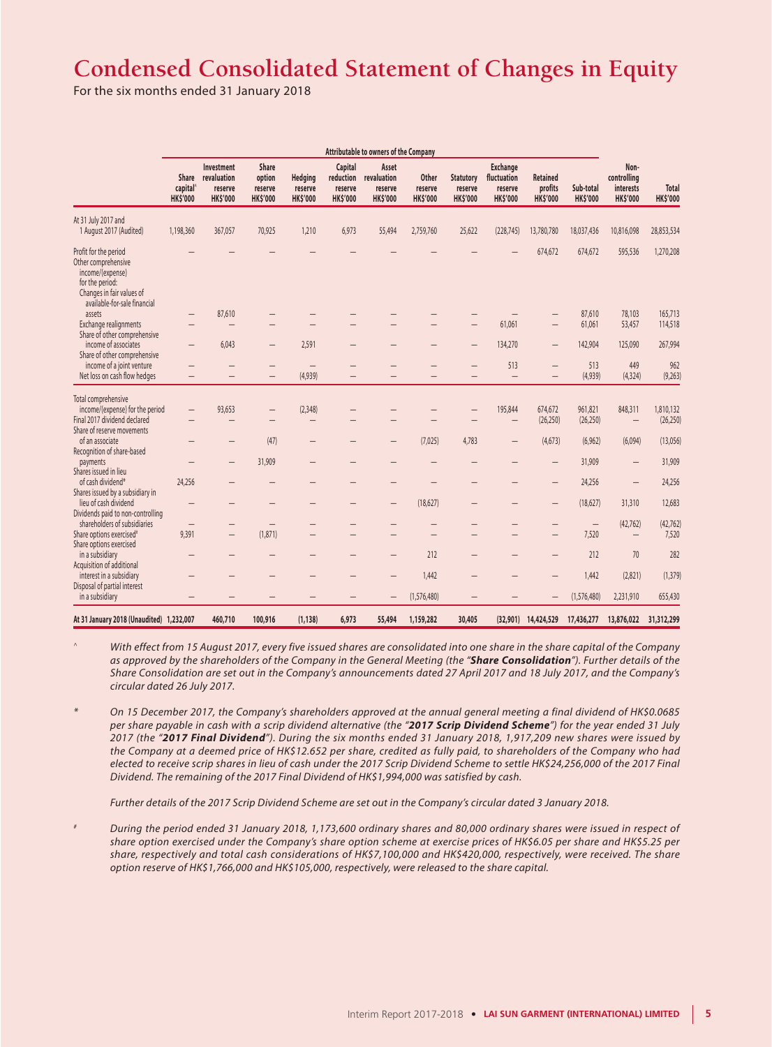# Condensed Consolidated Statement of Changes in Equity

For the six months ended 31 January 2018

| | Attributable to owners of the Company | | | | | | | | | | | | |
|---|---|---|---|---|---|---|---|---|---|---|---|---|---|
| | Share capital^ HK$'000 | Investment revaluation reserve HK$'000 | Share option reserve HK$'000 | Hedging reserve HK$'000 | Capital reduction reserve HK$'000 | Asset revaluation reserve HK$'000 | Other reserve HK$'000 | Statutory reserve HK$'000 | Exchange fluctuation reserve HK$'000 | Retained profits HK$'000 | Sub-total HK$'000 | Non-controlling interests HK$'000 | Total HK$'000 |
| At 31 July 2017 and 1 August 2017 (Audited) | 1,198,360 | 367,057 | 70,925 | 1,210 | 6,973 | 55,494 | 2,759,760 | 25,622 | (228,745) | 13,780,780 | 18,037,436 | 10,816,098 | 28,853,534 |
| Profit for the period | – | – | – | – | – | – | – | – | – | 674,672 | 674,672 | 595,536 | 1,270,208 |
| Other comprehensive income/(expense) for the period: | | | | | | | | | | | | | |
| Changes in fair values of available-for-sale financial assets | – | 87,610 | – | – | – | – | – | – | – | – | 87,610 | 78,103 | 165,713 |
| Exchange realignments | – | – | – | – | – | – | – | – | 61,061 | – | 61,061 | 53,457 | 114,518 |
| Share of other comprehensive income of associates | – | 6,043 | – | 2,591 | – | – | – | – | 134,270 | – | 142,904 | 125,090 | 267,994 |
| Share of other comprehensive income of a joint venture | – | – | – | – | – | – | – | – | 513 | – | 513 | 449 | 962 |
| Net loss on cash flow hedges | – | – | – | (4,939) | – | – | – | – | – | – | (4,939) | (4,324) | (9,263) |
| Total comprehensive income/(expense) for the period | – | 93,653 | – | (2,348) | – | – | – | – | 195,844 | 674,672 | 961,821 | 848,311 | 1,810,132 |
| Final 2017 dividend declared | – | – | – | – | – | – | – | – | – | (26,250) | (26,250) | – | (26,250) |
| Share of reserve movements of an associate | – | – | (47) | – | – | – | (7,025) | 4,783 | – | (4,673) | (6,962) | (6,094) | (13,056) |
| Recognition of share-based payments | – | – | 31,909 | – | – | – | – | – | – | – | 31,909 | – | 31,909 |
| Shares issued in lieu of cash dividend* | 24,256 | – | – | – | – | – | – | – | – | – | 24,256 | – | 24,256 |
| Shares issued by a subsidiary in lieu of cash dividend | – | – | – | – | – | – | (18,627) | – | – | – | (18,627) | 31,310 | 12,683 |
| Dividends paid to non-controlling shareholders of subsidiaries | – | – | – | – | – | – | – | – | – | – | – | (42,762) | (42,762) |
| Share options exercised# | 9,391 | – | (1,871) | – | – | – | – | – | – | – | 7,520 | – | 7,520 |
| Share options exercised in a subsidiary | – | – | – | – | – | – | 212 | – | – | – | 212 | 70 | 282 |
| Acquisition of additional interest in a subsidiary | – | – | – | – | – | – | 1,442 | – | – | – | 1,442 | (2,821) | (1,379) |
| Disposal of partial interest in a subsidiary | – | – | – | – | – | – | (1,576,480) | – | – | – | (1,576,480) | 2,231,910 | 655,430 |
| **At 31 January 2018 (Unaudited)** | **1,232,007** | **460,710** | **100,916** | **(1,138)** | **6,973** | **55,494** | **1,159,282** | **30,405** | **(32,901)** | **14,424,529** | **17,436,277** | **13,876,022** | **31,312,299** |

^ *With effect from 15 August 2017, every five issued shares are consolidated into one share in the share capital of the Company as approved by the shareholders of the Company in the General Meeting (the "**Share Consolidation**"). Further details of the Share Consolidation are set out in the Company's announcements dated 27 April 2017 and 18 July 2017, and the Company's circular dated 26 July 2017.*

\* *On 15 December 2017, the Company's shareholders approved at the annual general meeting a final dividend of HK$0.0685 per share payable in cash with a scrip dividend alternative (the "**2017 Scrip Dividend Scheme**") for the year ended 31 July 2017 (the "**2017 Final Dividend**"). During the six months ended 31 January 2018, 1,917,209 new shares were issued by the Company at a deemed price of HK$12.652 per share, credited as fully paid, to shareholders of the Company who had elected to receive scrip shares in lieu of cash under the 2017 Scrip Dividend Scheme to settle HK$24,256,000 of the 2017 Final Dividend. The remaining of the 2017 Final Dividend of HK$1,994,000 was satisfied by cash.*

*Further details of the 2017 Scrip Dividend Scheme are set out in the Company's circular dated 3 January 2018.*

\# *During the period ended 31 January 2018, 1,173,600 ordinary shares and 80,000 ordinary shares were issued in respect of share option exercised under the Company's share option scheme at exercise prices of HK$6.05 per share and HK$5.25 per share, respectively and total cash considerations of HK$7,100,000 and HK$420,000, respectively, were received. The share option reserve of HK$1,766,000 and HK$105,000, respectively, were released to the share capital.*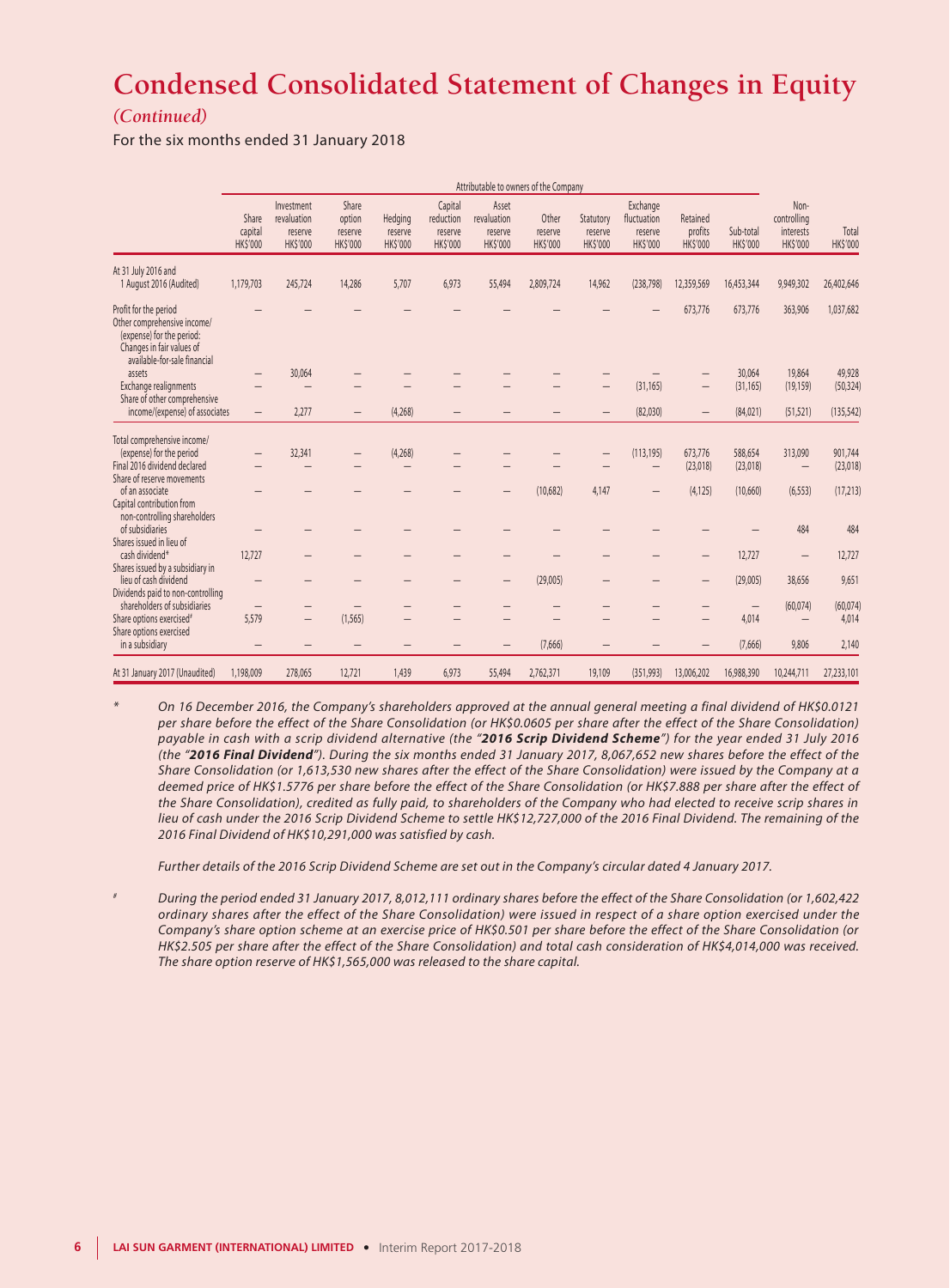# Condensed Consolidated Statement of Changes in Equity

*(Continued)*

For the six months ended 31 January 2018

| | Attributable to owners of the Company | | | | | | | | | | | | |
|---|---|---|---|---|---|---|---|---|---|---|---|---|---|
| | Share capital HK$'000 | Investment revaluation reserve HK$'000 | Share option reserve HK$'000 | Hedging reserve HK$'000 | Capital reduction reserve HK$'000 | Asset revaluation reserve HK$'000 | Other reserve HK$'000 | Statutory reserve HK$'000 | Exchange fluctuation reserve HK$'000 | Retained profits HK$'000 | Sub-total HK$'000 | Non-controlling interests HK$'000 | Total HK$'000 |
| At 31 July 2016 and 1 August 2016 (Audited) | 1,179,703 | 245,724 | 14,286 | 5,707 | 6,973 | 55,494 | 2,809,724 | 14,962 | (238,798) | 12,359,569 | 16,453,344 | 9,949,302 | 26,402,646 |
| Profit for the period | – | – | – | – | – | – | – | – | – | 673,776 | 673,776 | 363,906 | 1,037,682 |
| Other comprehensive income/(expense) for the period: | | | | | | | | | | | | | |
| Changes in fair values of available-for-sale financial assets | – | 30,064 | – | – | – | – | – | – | – | – | 30,064 | 19,864 | 49,928 |
| Exchange realignments | – | – | – | – | – | – | – | – | (31,165) | – | (31,165) | (19,159) | (50,324) |
| Share of other comprehensive income/(expense) of associates | – | 2,277 | – | (4,268) | – | – | – | – | (82,030) | – | (84,021) | (51,521) | (135,542) |
| Total comprehensive income/(expense) for the period | – | 32,341 | – | (4,268) | – | – | – | – | (113,195) | 673,776 | 588,654 | 313,090 | 901,744 |
| Final 2016 dividend declared | – | – | – | – | – | – | – | – | – | (23,018) | (23,018) | – | (23,018) |
| Share of reserve movements of an associate | – | – | – | – | – | – | (10,682) | 4,147 | – | (4,125) | (10,660) | (6,553) | (17,213) |
| Capital contribution from non-controlling shareholders of subsidiaries | – | – | – | – | – | – | – | – | – | – | – | 484 | 484 |
| Shares issued in lieu of cash dividend* | 12,727 | – | – | – | – | – | – | – | – | – | 12,727 | – | 12,727 |
| Shares issued by a subsidiary in lieu of cash dividend | – | – | – | – | – | – | (29,005) | – | – | – | (29,005) | 38,656 | 9,651 |
| Dividends paid to non-controlling shareholders of subsidiaries | – | – | – | – | – | – | – | – | – | – | – | (60,074) | (60,074) |
| Share options exercised# | 5,579 | – | (1,565) | – | – | – | – | – | – | – | 4,014 | – | 4,014 |
| Share options exercised in a subsidiary | – | – | – | – | – | – | (7,666) | – | – | – | (7,666) | 9,806 | 2,140 |
| At 31 January 2017 (Unaudited) | 1,198,009 | 278,065 | 12,721 | 1,439 | 6,973 | 55,494 | 2,762,371 | 19,109 | (351,993) | 13,006,202 | 16,988,390 | 10,244,711 | 27,233,101 |

\* *On 16 December 2016, the Company's shareholders approved at the annual general meeting a final dividend of HK$0.0121 per share before the effect of the Share Consolidation (or HK$0.0605 per share after the effect of the Share Consolidation) payable in cash with a scrip dividend alternative (the "**2016 Scrip Dividend Scheme**") for the year ended 31 July 2016 (the "**2016 Final Dividend**"). During the six months ended 31 January 2017, 8,067,652 new shares before the effect of the Share Consolidation (or 1,613,530 new shares after the effect of the Share Consolidation) were issued by the Company at a deemed price of HK$1.5776 per share before the effect of the Share Consolidation (or HK$7.888 per share after the effect of the Share Consolidation), credited as fully paid, to shareholders of the Company who had elected to receive scrip shares in lieu of cash under the 2016 Scrip Dividend Scheme to settle HK$12,727,000 of the 2016 Final Dividend. The remaining of the 2016 Final Dividend of HK$10,291,000 was satisfied by cash.*

*Further details of the 2016 Scrip Dividend Scheme are set out in the Company's circular dated 4 January 2017.*

\# *During the period ended 31 January 2017, 8,012,111 ordinary shares before the effect of the Share Consolidation (or 1,602,422 ordinary shares after the effect of the Share Consolidation) were issued in respect of a share option exercised under the Company's share option scheme at an exercise price of HK$0.501 per share before the effect of the Share Consolidation (or HK$2.505 per share after the effect of the Share Consolidation) and total cash consideration of HK$4,014,000 was received. The share option reserve of HK$1,565,000 was released to the share capital.*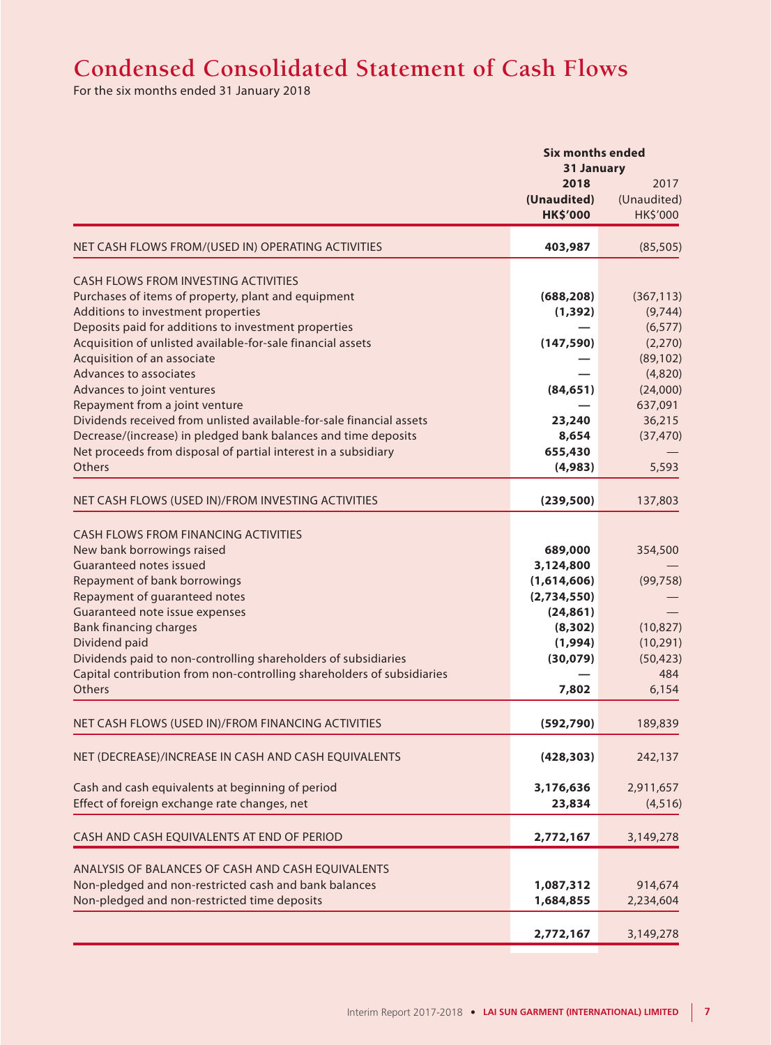# Condensed Consolidated Statement of Cash Flows

For the six months ended 31 January 2018

| | Six months ended 31 January | |
|---|---|---|
| | **2018** | 2017 |
| | **(Unaudited)** | (Unaudited) |
| | **HK$'000** | HK$'000 |
| NET CASH FLOWS FROM/(USED IN) OPERATING ACTIVITIES | **403,987** | (85,505) |
| CASH FLOWS FROM INVESTING ACTIVITIES | | |
| Purchases of items of property, plant and equipment | **(688,208)** | (367,113) |
| Additions to investment properties | **(1,392)** | (9,744) |
| Deposits paid for additions to investment properties | **—** | (6,577) |
| Acquisition of unlisted available-for-sale financial assets | **(147,590)** | (2,270) |
| Acquisition of an associate | **—** | (89,102) |
| Advances to associates | **—** | (4,820) |
| Advances to joint ventures | **(84,651)** | (24,000) |
| Repayment from a joint venture | **—** | 637,091 |
| Dividends received from unlisted available-for-sale financial assets | **23,240** | 36,215 |
| Decrease/(increase) in pledged bank balances and time deposits | **8,654** | (37,470) |
| Net proceeds from disposal of partial interest in a subsidiary | **655,430** | — |
| Others | **(4,983)** | 5,593 |
| NET CASH FLOWS (USED IN)/FROM INVESTING ACTIVITIES | **(239,500)** | 137,803 |
| CASH FLOWS FROM FINANCING ACTIVITIES | | |
| New bank borrowings raised | **689,000** | 354,500 |
| Guaranteed notes issued | **3,124,800** | — |
| Repayment of bank borrowings | **(1,614,606)** | (99,758) |
| Repayment of guaranteed notes | **(2,734,550)** | — |
| Guaranteed note issue expenses | **(24,861)** | — |
| Bank financing charges | **(8,302)** | (10,827) |
| Dividend paid | **(1,994)** | (10,291) |
| Dividends paid to non-controlling shareholders of subsidiaries | **(30,079)** | (50,423) |
| Capital contribution from non-controlling shareholders of subsidiaries | **—** | 484 |
| Others | **7,802** | 6,154 |
| NET CASH FLOWS (USED IN)/FROM FINANCING ACTIVITIES | **(592,790)** | 189,839 |
| NET (DECREASE)/INCREASE IN CASH AND CASH EQUIVALENTS | **(428,303)** | 242,137 |
| Cash and cash equivalents at beginning of period | **3,176,636** | 2,911,657 |
| Effect of foreign exchange rate changes, net | **23,834** | (4,516) |
| CASH AND CASH EQUIVALENTS AT END OF PERIOD | **2,772,167** | 3,149,278 |
| ANALYSIS OF BALANCES OF CASH AND CASH EQUIVALENTS | | |
| Non-pledged and non-restricted cash and bank balances | **1,087,312** | 914,674 |
| Non-pledged and non-restricted time deposits | **1,684,855** | 2,234,604 |
| | **2,772,167** | 3,149,278 |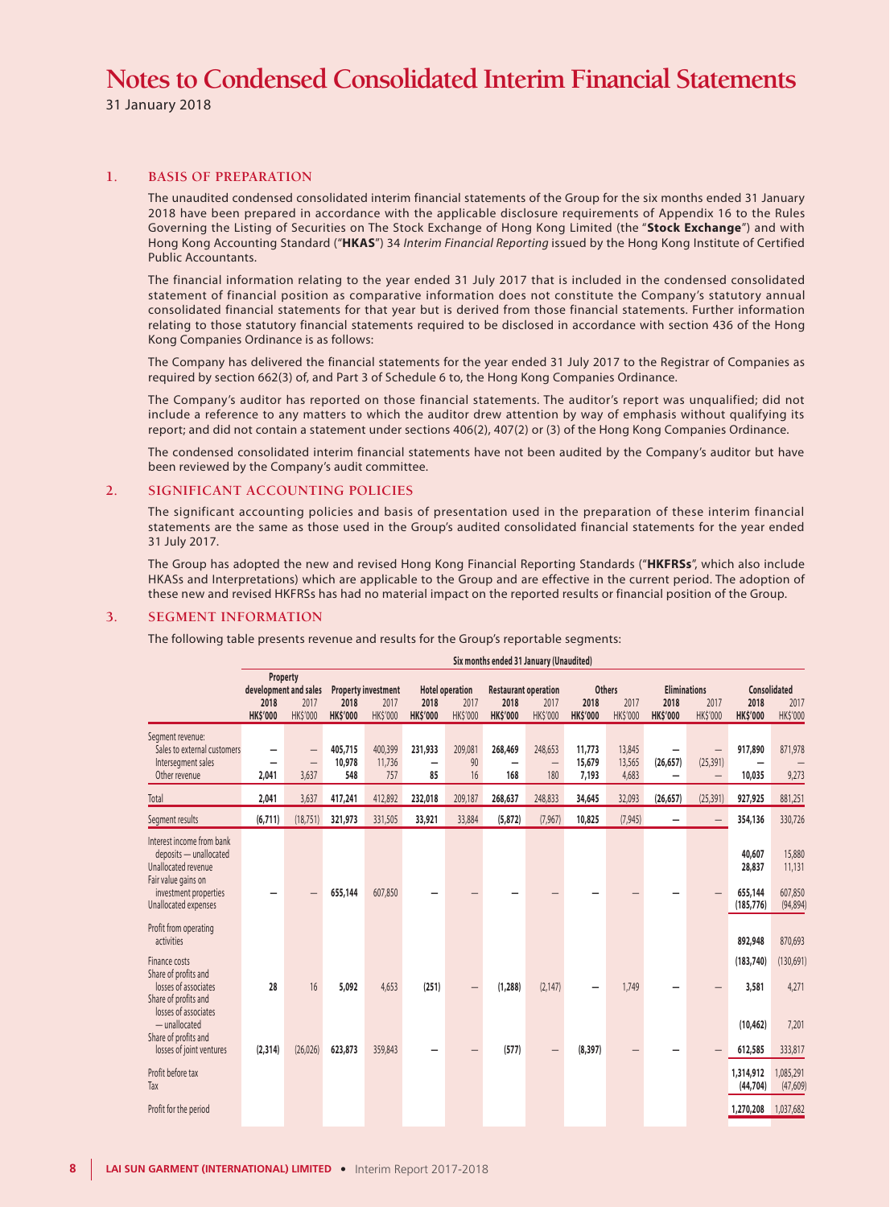# Notes to Condensed Consolidated Interim Financial Statements

31 January 2018

## 1. BASIS OF PREPARATION

The unaudited condensed consolidated interim financial statements of the Group for the six months ended 31 January 2018 have been prepared in accordance with the applicable disclosure requirements of Appendix 16 to the Rules Governing the Listing of Securities on The Stock Exchange of Hong Kong Limited (the "**Stock Exchange**") and with Hong Kong Accounting Standard ("**HKAS**") 34 *Interim Financial Reporting* issued by the Hong Kong Institute of Certified Public Accountants.

The financial information relating to the year ended 31 July 2017 that is included in the condensed consolidated statement of financial position as comparative information does not constitute the Company's statutory annual consolidated financial statements for that year but is derived from those financial statements. Further information relating to those statutory financial statements required to be disclosed in accordance with section 436 of the Hong Kong Companies Ordinance is as follows:

The Company has delivered the financial statements for the year ended 31 July 2017 to the Registrar of Companies as required by section 662(3) of, and Part 3 of Schedule 6 to, the Hong Kong Companies Ordinance.

The Company's auditor has reported on those financial statements. The auditor's report was unqualified; did not include a reference to any matters to which the auditor drew attention by way of emphasis without qualifying its report; and did not contain a statement under sections 406(2), 407(2) or (3) of the Hong Kong Companies Ordinance.

The condensed consolidated interim financial statements have not been audited by the Company's auditor but have been reviewed by the Company's audit committee.

## 2. SIGNIFICANT ACCOUNTING POLICIES

The significant accounting policies and basis of presentation used in the preparation of these interim financial statements are the same as those used in the Group's audited consolidated financial statements for the year ended 31 July 2017.

The Group has adopted the new and revised Hong Kong Financial Reporting Standards ("**HKFRSs**", which also include HKASs and Interpretations) which are applicable to the Group and are effective in the current period. The adoption of these new and revised HKFRSs has had no material impact on the reported results or financial position of the Group.

## 3. SEGMENT INFORMATION

The following table presents revenue and results for the Group's reportable segments:

| | Six months ended 31 January (Unaudited) | | | | | | | | | | | | | |
|---|---|---|---|---|---|---|---|---|---|---|---|---|---|---|
| | Property development and sales | | Property investment | | Hotel operation | | Restaurant operation | | Others | | Eliminations | | Consolidated | |
| | 2018 | 2017 | 2018 | 2017 | 2018 | 2017 | 2018 | 2017 | 2018 | 2017 | 2018 | 2017 | 2018 | 2017 |
| | HK$'000 | HK$'000 | HK$'000 | HK$'000 | HK$'000 | HK$'000 | HK$'000 | HK$'000 | HK$'000 | HK$'000 | HK$'000 | HK$'000 | HK$'000 | HK$'000 |
| Segment revenue: | | | | | | | | | | | | | | |
| Sales to external customers | — | — | 405,715 | 400,399 | 231,933 | 209,081 | 268,469 | 248,653 | 11,773 | 13,845 | — | — | 917,890 | 871,978 |
| Intersegment sales | — | — | 10,978 | 11,736 | — | 90 | — | — | 15,679 | 13,565 | (26,657) | (25,391) | — | — |
| Other revenue | 2,041 | 3,637 | 548 | 757 | 85 | 16 | 168 | 180 | 7,193 | 4,683 | — | — | 10,035 | 9,273 |
| Total | 2,041 | 3,637 | 417,241 | 412,892 | 232,018 | 209,187 | 268,637 | 248,833 | 34,645 | 32,093 | (26,657) | (25,391) | 927,925 | 881,251 |
| Segment results | (6,711) | (18,751) | 321,973 | 331,505 | 33,921 | 33,884 | (5,872) | (7,967) | 10,825 | (7,945) | — | — | 354,136 | 330,726 |
| Interest income from bank deposits — unallocated | | | | | | | | | | | | | 40,607 | 15,880 |
| Unallocated revenue | | | | | | | | | | | | | 28,837 | 11,131 |
| Fair value gains on investment properties | — | — | 655,144 | 607,850 | — | — | — | — | — | — | — | — | 655,144 | 607,850 |
| Unallocated expenses | | | | | | | | | | | | | (185,776) | (94,894) |
| Profit from operating activities | | | | | | | | | | | | | 892,948 | 870,693 |
| Finance costs | | | | | | | | | | | | | (183,740) | (130,691) |
| Share of profits and losses of associates | 28 | 16 | 5,092 | 4,653 | (251) | — | (1,288) | (2,147) | — | 1,749 | — | — | 3,581 | 4,271 |
| Share of profits and losses of associates — unallocated | | | | | | | | | | | | | (10,462) | 7,201 |
| Share of profits and losses of joint ventures | (2,314) | (26,026) | 623,873 | 359,843 | — | — | (577) | — | (8,397) | — | — | — | 612,585 | 333,817 |
| Profit before tax | | | | | | | | | | | | | 1,314,912 | 1,085,291 |
| Tax | | | | | | | | | | | | | (44,704) | (47,609) |
| Profit for the period | | | | | | | | | | | | | 1,270,208 | 1,037,682 |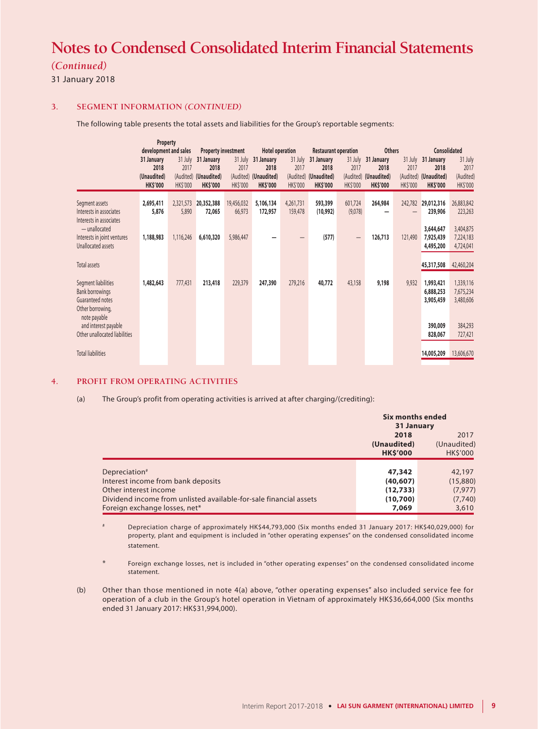# Notes to Condensed Consolidated Interim Financial Statements

*(Continued)*

31 January 2018

## 3. SEGMENT INFORMATION *(CONTINUED)*

The following table presents the total assets and liabilities for the Group's reportable segments:

| | Property development and sales | | Property investment | | Hotel operation | | Restaurant operation | | Others | | Consolidated | |
|---|---|---|---|---|---|---|---|---|---|---|---|---|
| | **31 January 2018 (Unaudited) HK$'000** | 31 July 2017 (Audited) HK$'000 | **31 January 2018 (Unaudited) HK$'000** | 31 July 2017 (Audited) HK$'000 | **31 January 2018 (Unaudited) HK$'000** | 31 July 2017 (Audited) HK$'000 | **31 January 2018 (Unaudited) HK$'000** | 31 July 2017 (Audited) HK$'000 | **31 January 2018 (Unaudited) HK$'000** | 31 July 2017 (Audited) HK$'000 | **31 January 2018 (Unaudited) HK$'000** | 31 July 2017 (Audited) HK$'000 |
| Segment assets | **2,695,411** | 2,321,573 | **20,352,388** | 19,456,032 | **5,106,134** | 4,261,731 | **593,399** | 601,724 | **264,984** | 242,782 | **29,012,316** | 26,883,842 |
| Interests in associates | **5,876** | 5,890 | **72,065** | 66,973 | **172,957** | 159,478 | **(10,992)** | (9,078) | **—** | — | **239,906** | 223,263 |
| Interests in associates — unallocated | | | | | | | | | | | **3,644,647** | 3,404,875 |
| Interests in joint ventures | **1,188,983** | 1,116,246 | **6,610,320** | 5,986,447 | **—** | — | **(577)** | — | **126,713** | 121,490 | **7,925,439** | 7,224,183 |
| Unallocated assets | | | | | | | | | | | **4,495,200** | 4,724,041 |
| Total assets | | | | | | | | | | | **45,317,508** | 42,460,204 |
| Segment liabilities | **1,482,643** | 777,431 | **213,418** | 229,379 | **247,390** | 279,216 | **40,772** | 43,158 | **9,198** | 9,932 | **1,993,421** | 1,339,116 |
| Bank borrowings | | | | | | | | | | | **6,888,253** | 7,675,234 |
| Guaranteed notes | | | | | | | | | | | **3,905,459** | 3,480,606 |
| Other borrowing, note payable and interest payable | | | | | | | | | | | **390,009** | 384,293 |
| Other unallocated liabilities | | | | | | | | | | | **828,067** | 727,421 |
| Total liabilities | | | | | | | | | | | **14,005,209** | 13,606,670 |

## 4. PROFIT FROM OPERATING ACTIVITIES

(a) The Group's profit from operating activities is arrived at after charging/(crediting):

| | Six months ended 31 January | |
|---|---|---|
| | **2018 (Unaudited) HK$'000** | 2017 (Unaudited) HK$'000 |
| Depreciation# | **47,342** | 42,197 |
| Interest income from bank deposits | **(40,607)** | (15,880) |
| Other interest income | **(12,733)** | (7,977) |
| Dividend income from unlisted available-for-sale financial assets | **(10,700)** | (7,740) |
| Foreign exchange losses, net* | **7,069** | 3,610 |

# Depreciation charge of approximately HK$44,793,000 (Six months ended 31 January 2017: HK$40,029,000) for property, plant and equipment is included in "other operating expenses" on the condensed consolidated income statement.

* Foreign exchange losses, net is included in "other operating expenses" on the condensed consolidated income statement.

(b) Other than those mentioned in note 4(a) above, "other operating expenses" also included service fee for operation of a club in the Group's hotel operation in Vietnam of approximately HK$36,664,000 (Six months ended 31 January 2017: HK$31,994,000).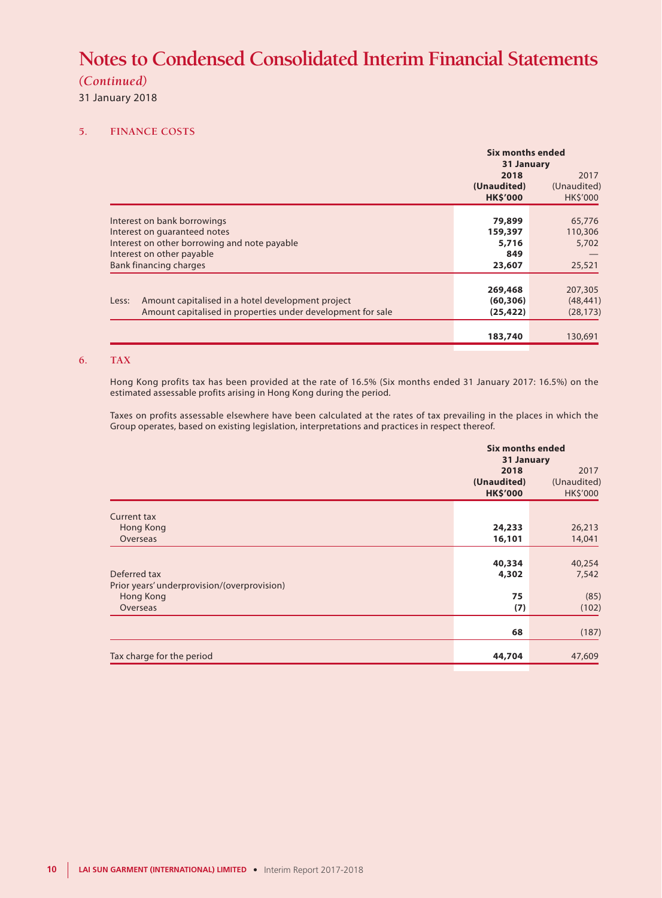# Notes to Condensed Consolidated Interim Financial Statements

*(Continued)*

31 January 2018

## 5. FINANCE COSTS

| | Six months ended 31 January | |
|---|---|---|
| | **2018** | 2017 |
| | **(Unaudited)** | (Unaudited) |
| | **HK$'000** | HK$'000 |
| Interest on bank borrowings | **79,899** | 65,776 |
| Interest on guaranteed notes | **159,397** | 110,306 |
| Interest on other borrowing and note payable | **5,716** | 5,702 |
| Interest on other payable | **849** | — |
| Bank financing charges | **23,607** | 25,521 |
| | **269,468** | 207,305 |
| Less: Amount capitalised in a hotel development project | **(60,306)** | (48,441) |
| Amount capitalised in properties under development for sale | **(25,422)** | (28,173) |
| | **183,740** | 130,691 |

## 6. TAX

Hong Kong profits tax has been provided at the rate of 16.5% (Six months ended 31 January 2017: 16.5%) on the estimated assessable profits arising in Hong Kong during the period.

Taxes on profits assessable elsewhere have been calculated at the rates of tax prevailing in the places in which the Group operates, based on existing legislation, interpretations and practices in respect thereof.

| | Six months ended 31 January | |
|---|---|---|
| | **2018** | 2017 |
| | **(Unaudited)** | (Unaudited) |
| | **HK$'000** | HK$'000 |
| Current tax | | |
| Hong Kong | **24,233** | 26,213 |
| Overseas | **16,101** | 14,041 |
| | **40,334** | 40,254 |
| Deferred tax | **4,302** | 7,542 |
| Prior years' underprovision/(overprovision) | | |
| Hong Kong | **75** | (85) |
| Overseas | **(7)** | (102) |
| | **68** | (187) |
| Tax charge for the period | **44,704** | 47,609 |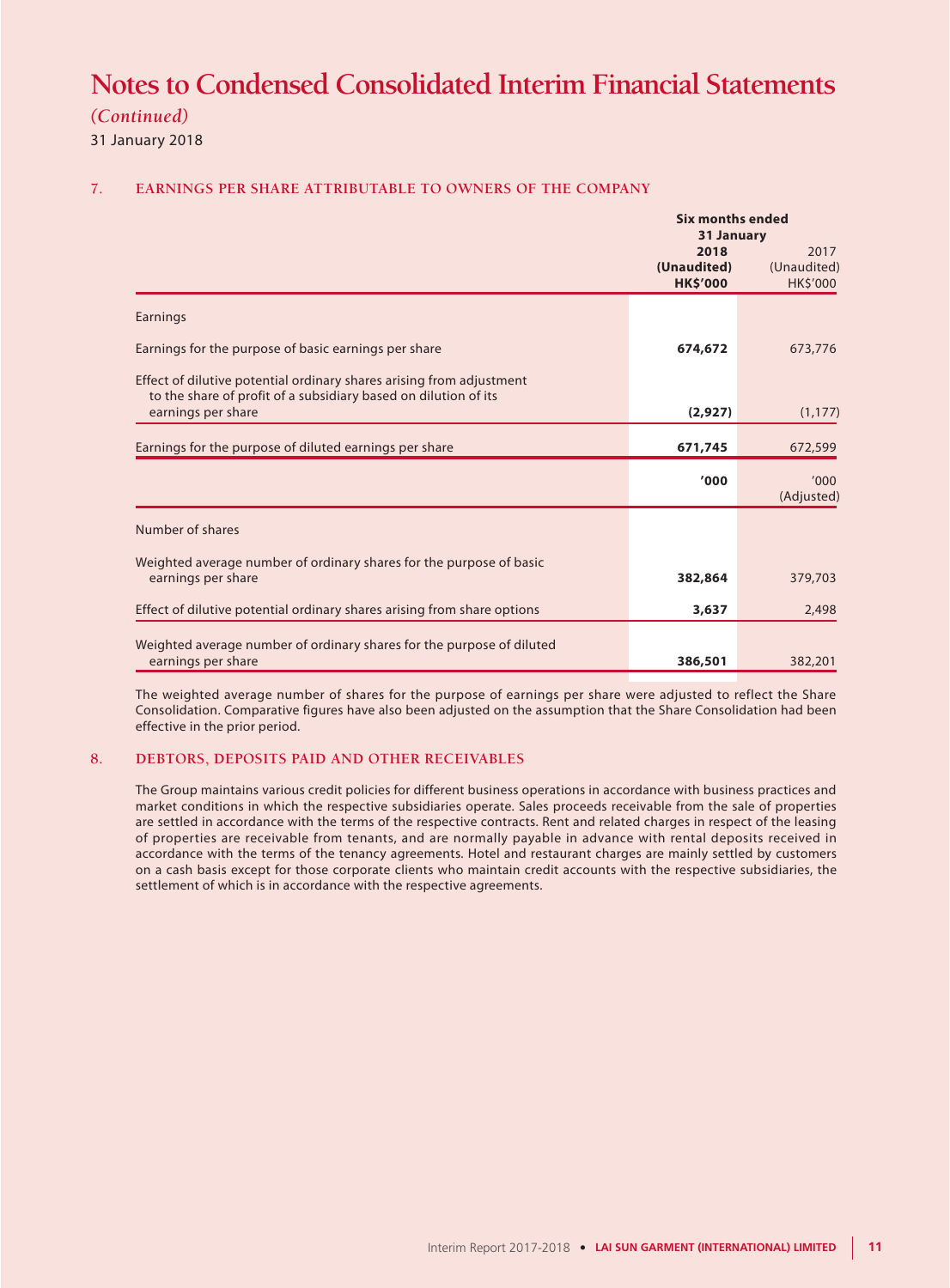# Notes to Condensed Consolidated Interim Financial Statements

*(Continued)*

31 January 2018

### 7. EARNINGS PER SHARE ATTRIBUTABLE TO OWNERS OF THE COMPANY

| | Six months ended 31 January | |
|---|---|---|
| | **2018** | 2017 |
| | **(Unaudited)** | (Unaudited) |
| | **HK$'000** | HK$'000 |
| Earnings | | |
| Earnings for the purpose of basic earnings per share | **674,672** | 673,776 |
| Effect of dilutive potential ordinary shares arising from adjustment to the share of profit of a subsidiary based on dilution of its earnings per share | **(2,927)** | (1,177) |
| Earnings for the purpose of diluted earnings per share | **671,745** | 672,599 |
| | **'000** | '000 (Adjusted) |
| Number of shares | | |
| Weighted average number of ordinary shares for the purpose of basic earnings per share | **382,864** | 379,703 |
| Effect of dilutive potential ordinary shares arising from share options | **3,637** | 2,498 |
| Weighted average number of ordinary shares for the purpose of diluted earnings per share | **386,501** | 382,201 |

The weighted average number of shares for the purpose of earnings per share were adjusted to reflect the Share Consolidation. Comparative figures have also been adjusted on the assumption that the Share Consolidation had been effective in the prior period.

### 8. DEBTORS, DEPOSITS PAID AND OTHER RECEIVABLES

The Group maintains various credit policies for different business operations in accordance with business practices and market conditions in which the respective subsidiaries operate. Sales proceeds receivable from the sale of properties are settled in accordance with the terms of the respective contracts. Rent and related charges in respect of the leasing of properties are receivable from tenants, and are normally payable in advance with rental deposits received in accordance with the terms of the tenancy agreements. Hotel and restaurant charges are mainly settled by customers on a cash basis except for those corporate clients who maintain credit accounts with the respective subsidiaries, the settlement of which is in accordance with the respective agreements.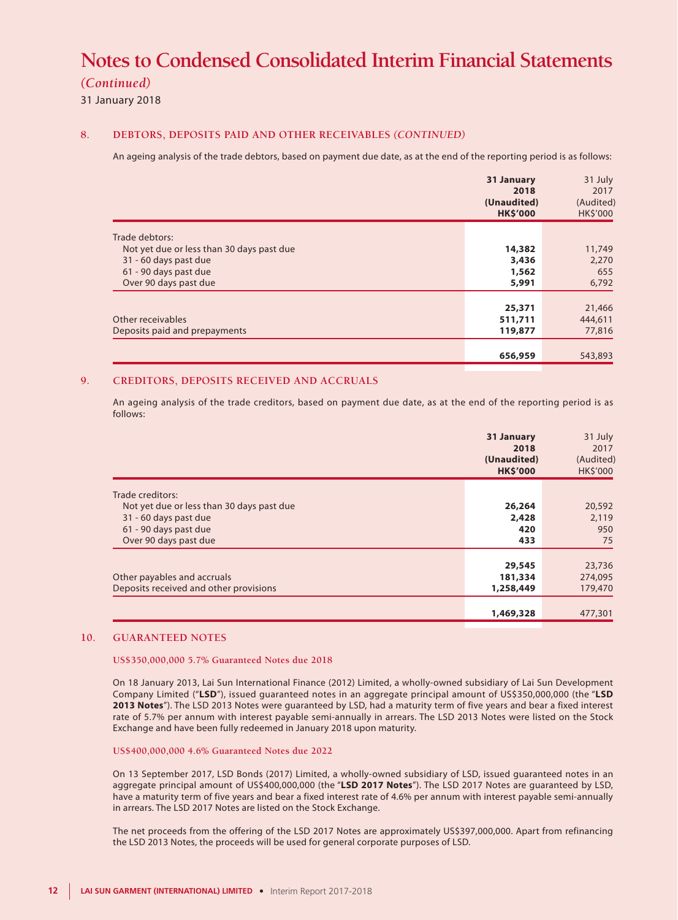# Notes to Condensed Consolidated Interim Financial Statements

*(Continued)*

31 January 2018

## 8. DEBTORS, DEPOSITS PAID AND OTHER RECEIVABLES *(CONTINUED)*

An ageing analysis of the trade debtors, based on payment due date, as at the end of the reporting period is as follows:

| | **31 January 2018 (Unaudited) HK$'000** | 31 July 2017 (Audited) HK$'000 |
|---|---|---|
| Trade debtors: | | |
| Not yet due or less than 30 days past due | **14,382** | 11,749 |
| 31 - 60 days past due | **3,436** | 2,270 |
| 61 - 90 days past due | **1,562** | 655 |
| Over 90 days past due | **5,991** | 6,792 |
| | **25,371** | 21,466 |
| Other receivables | **511,711** | 444,611 |
| Deposits paid and prepayments | **119,877** | 77,816 |
| | **656,959** | 543,893 |

## 9. CREDITORS, DEPOSITS RECEIVED AND ACCRUALS

An ageing analysis of the trade creditors, based on payment due date, as at the end of the reporting period is as follows:

| | **31 January 2018 (Unaudited) HK$'000** | 31 July 2017 (Audited) HK$'000 |
|---|---|---|
| Trade creditors: | | |
| Not yet due or less than 30 days past due | **26,264** | 20,592 |
| 31 - 60 days past due | **2,428** | 2,119 |
| 61 - 90 days past due | **420** | 950 |
| Over 90 days past due | **433** | 75 |
| | **29,545** | 23,736 |
| Other payables and accruals | **181,334** | 274,095 |
| Deposits received and other provisions | **1,258,449** | 179,470 |
| | **1,469,328** | 477,301 |

## 10. GUARANTEED NOTES

### US$350,000,000 5.7% Guaranteed Notes due 2018

On 18 January 2013, Lai Sun International Finance (2012) Limited, a wholly-owned subsidiary of Lai Sun Development Company Limited ("**LSD**"), issued guaranteed notes in an aggregate principal amount of US$350,000,000 (the "**LSD 2013 Notes**"). The LSD 2013 Notes were guaranteed by LSD, had a maturity term of five years and bear a fixed interest rate of 5.7% per annum with interest payable semi-annually in arrears. The LSD 2013 Notes were listed on the Stock Exchange and have been fully redeemed in January 2018 upon maturity.

### US$400,000,000 4.6% Guaranteed Notes due 2022

On 13 September 2017, LSD Bonds (2017) Limited, a wholly-owned subsidiary of LSD, issued guaranteed notes in an aggregate principal amount of US$400,000,000 (the "**LSD 2017 Notes**"). The LSD 2017 Notes are guaranteed by LSD, have a maturity term of five years and bear a fixed interest rate of 4.6% per annum with interest payable semi-annually in arrears. The LSD 2017 Notes are listed on the Stock Exchange.

The net proceeds from the offering of the LSD 2017 Notes are approximately US$397,000,000. Apart from refinancing the LSD 2013 Notes, the proceeds will be used for general corporate purposes of LSD.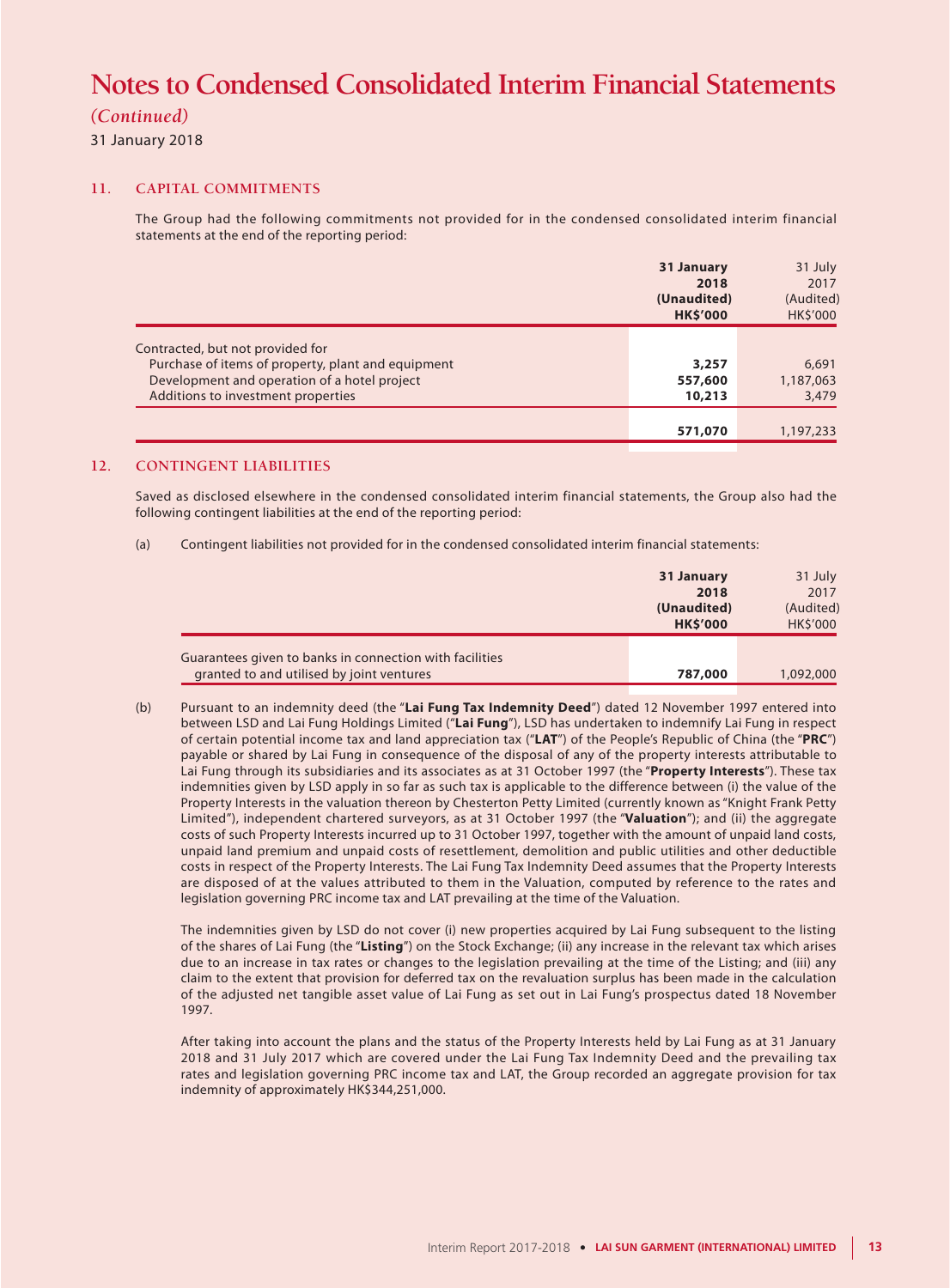# Notes to Condensed Consolidated Interim Financial Statements

*(Continued)*

31 January 2018

## 11. CAPITAL COMMITMENTS

The Group had the following commitments not provided for in the condensed consolidated interim financial statements at the end of the reporting period:

| | 31 January 2018 (Unaudited) HK$'000 | 31 July 2017 (Audited) HK$'000 |
|---|---|---|
| Contracted, but not provided for | | |
| Purchase of items of property, plant and equipment | **3,257** | 6,691 |
| Development and operation of a hotel project | **557,600** | 1,187,063 |
| Additions to investment properties | **10,213** | 3,479 |
| | **571,070** | 1,197,233 |

## 12. CONTINGENT LIABILITIES

Saved as disclosed elsewhere in the condensed consolidated interim financial statements, the Group also had the following contingent liabilities at the end of the reporting period:

(a) Contingent liabilities not provided for in the condensed consolidated interim financial statements:

| | 31 January 2018 (Unaudited) HK$'000 | 31 July 2017 (Audited) HK$'000 |
|---|---|---|
| Guarantees given to banks in connection with facilities granted to and utilised by joint ventures | **787,000** | 1,092,000 |

(b) Pursuant to an indemnity deed (the "**Lai Fung Tax Indemnity Deed**") dated 12 November 1997 entered into between LSD and Lai Fung Holdings Limited ("**Lai Fung**"), LSD has undertaken to indemnify Lai Fung in respect of certain potential income tax and land appreciation tax ("**LAT**") of the People's Republic of China (the "**PRC**") payable or shared by Lai Fung in consequence of the disposal of any of the property interests attributable to Lai Fung through its subsidiaries and its associates as at 31 October 1997 (the "**Property Interests**"). These tax indemnities given by LSD apply in so far as such tax is applicable to the difference between (i) the value of the Property Interests in the valuation thereon by Chesterton Petty Limited (currently known as "Knight Frank Petty Limited"), independent chartered surveyors, as at 31 October 1997 (the "**Valuation**"); and (ii) the aggregate costs of such Property Interests incurred up to 31 October 1997, together with the amount of unpaid land costs, unpaid land premium and unpaid costs of resettlement, demolition and public utilities and other deductible costs in respect of the Property Interests. The Lai Fung Tax Indemnity Deed assumes that the Property Interests are disposed of at the values attributed to them in the Valuation, computed by reference to the rates and legislation governing PRC income tax and LAT prevailing at the time of the Valuation.

The indemnities given by LSD do not cover (i) new properties acquired by Lai Fung subsequent to the listing of the shares of Lai Fung (the "**Listing**") on the Stock Exchange; (ii) any increase in the relevant tax which arises due to an increase in tax rates or changes to the legislation prevailing at the time of the Listing; and (iii) any claim to the extent that provision for deferred tax on the revaluation surplus has been made in the calculation of the adjusted net tangible asset value of Lai Fung as set out in Lai Fung's prospectus dated 18 November 1997.

After taking into account the plans and the status of the Property Interests held by Lai Fung as at 31 January 2018 and 31 July 2017 which are covered under the Lai Fung Tax Indemnity Deed and the prevailing tax rates and legislation governing PRC income tax and LAT, the Group recorded an aggregate provision for tax indemnity of approximately HK$344,251,000.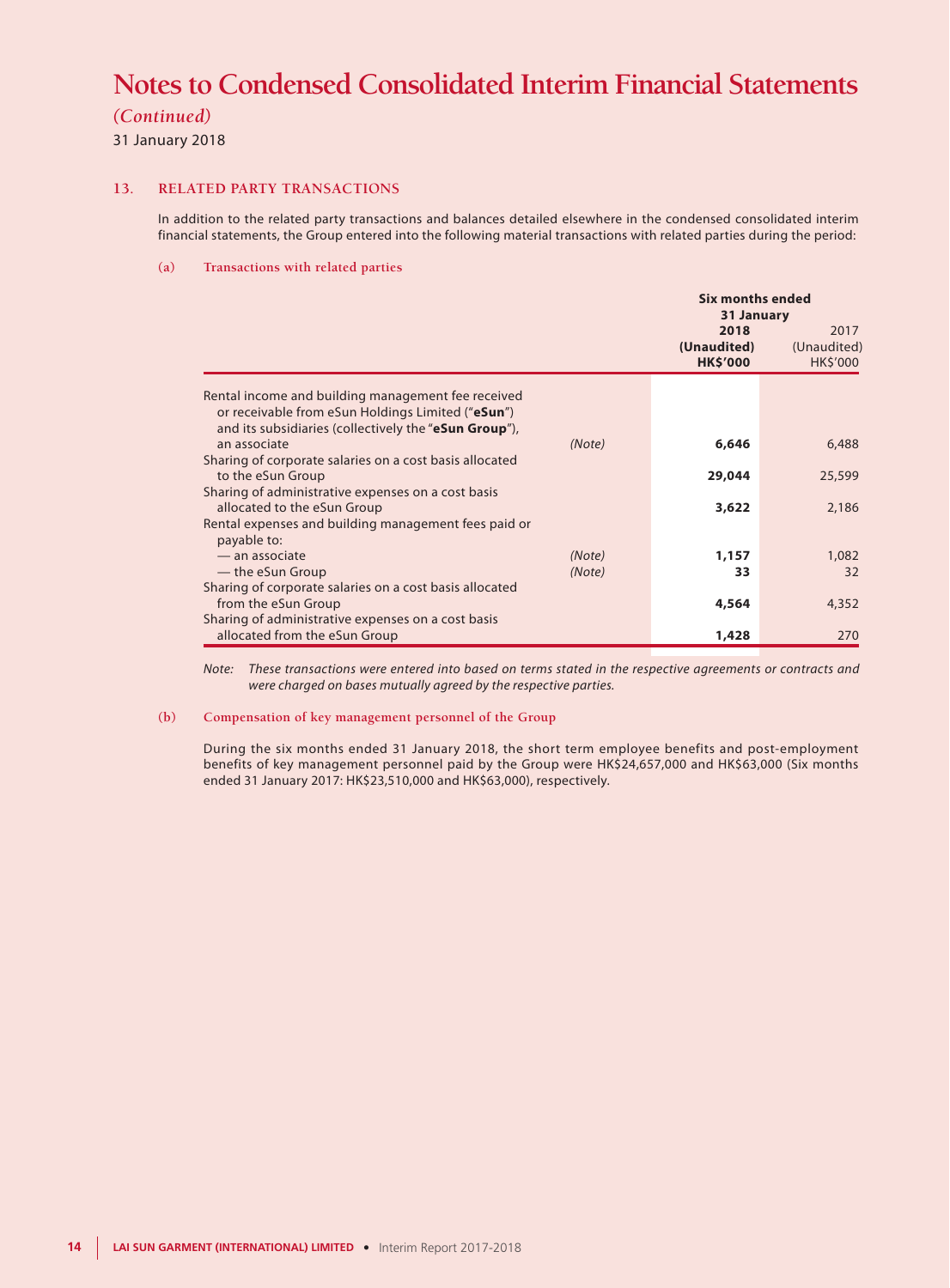# Notes to Condensed Consolidated Interim Financial Statements

*(Continued)*

31 January 2018

## 13. RELATED PARTY TRANSACTIONS

In addition to the related party transactions and balances detailed elsewhere in the condensed consolidated interim financial statements, the Group entered into the following material transactions with related parties during the period:

### (a) Transactions with related parties

| | | Six months ended 31 January | |
|---|---|---|---|
| | | **2018 (Unaudited) HK$'000** | 2017 (Unaudited) HK$'000 |
| Rental income and building management fee received or receivable from eSun Holdings Limited ("**eSun**") and its subsidiaries (collectively the "**eSun Group**"), an associate | *(Note)* | **6,646** | 6,488 |
| Sharing of corporate salaries on a cost basis allocated to the eSun Group | | **29,044** | 25,599 |
| Sharing of administrative expenses on a cost basis allocated to the eSun Group | | **3,622** | 2,186 |
| Rental expenses and building management fees paid or payable to: | | | |
| — an associate | *(Note)* | **1,157** | 1,082 |
| — the eSun Group | *(Note)* | **33** | 32 |
| Sharing of corporate salaries on a cost basis allocated from the eSun Group | | **4,564** | 4,352 |
| Sharing of administrative expenses on a cost basis allocated from the eSun Group | | **1,428** | 270 |

*Note: These transactions were entered into based on terms stated in the respective agreements or contracts and were charged on bases mutually agreed by the respective parties.*

### (b) Compensation of key management personnel of the Group

During the six months ended 31 January 2018, the short term employee benefits and post-employment benefits of key management personnel paid by the Group were HK$24,657,000 and HK$63,000 (Six months ended 31 January 2017: HK$23,510,000 and HK$63,000), respectively.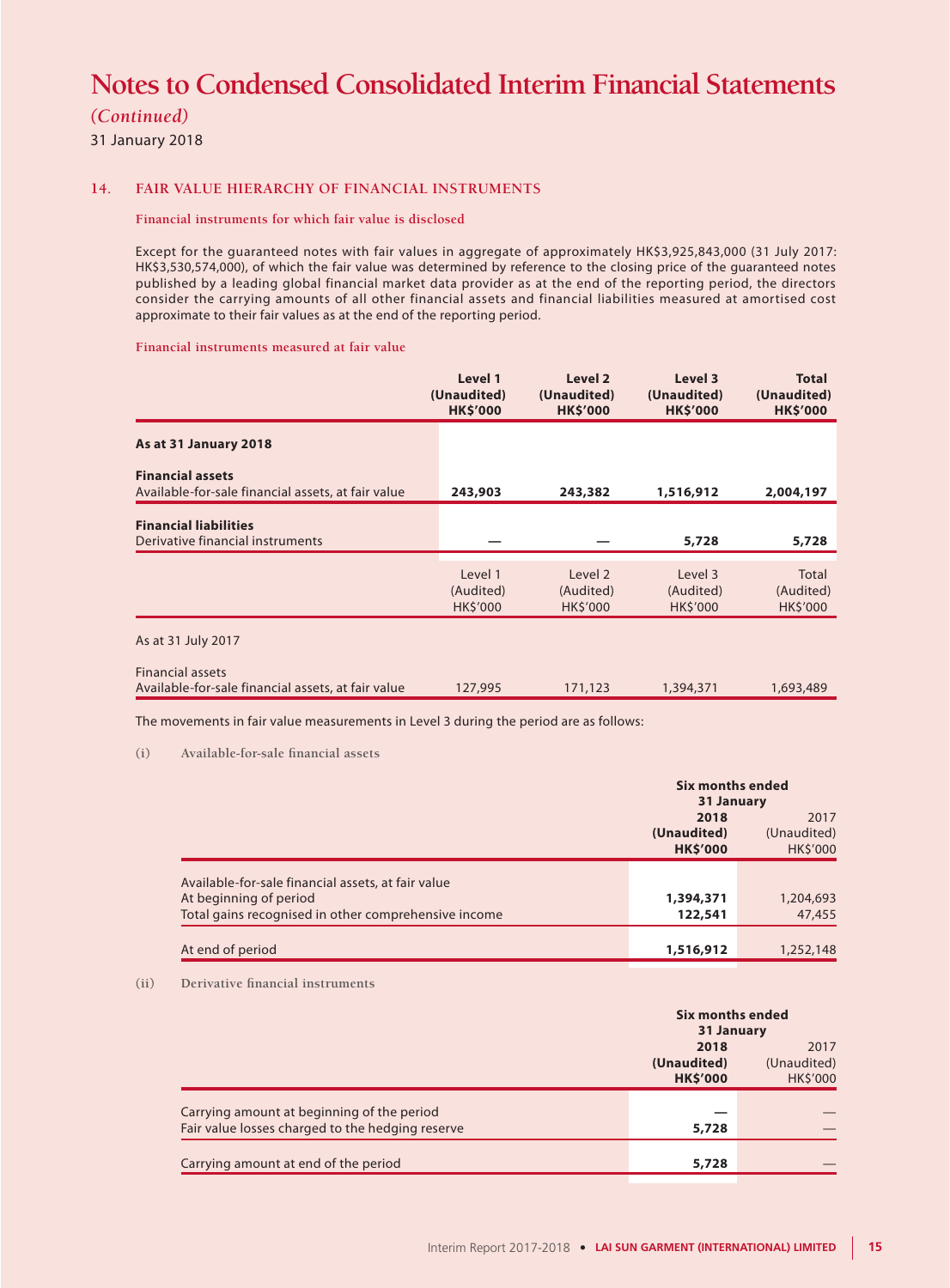# Notes to Condensed Consolidated Interim Financial Statements

*(Continued)*

31 January 2018

## 14. FAIR VALUE HIERARCHY OF FINANCIAL INSTRUMENTS

### Financial instruments for which fair value is disclosed

Except for the guaranteed notes with fair values in aggregate of approximately HK$3,925,843,000 (31 July 2017: HK$3,530,574,000), of which the fair value was determined by reference to the closing price of the guaranteed notes published by a leading global financial market data provider as at the end of the reporting period, the directors consider the carrying amounts of all other financial assets and financial liabilities measured at amortised cost approximate to their fair values as at the end of the reporting period.

### Financial instruments measured at fair value

| | Level 1 (Unaudited) HK$'000 | Level 2 (Unaudited) HK$'000 | Level 3 (Unaudited) HK$'000 | Total (Unaudited) HK$'000 |
|---|---|---|---|---|
| **As at 31 January 2018** | | | | |
| **Financial assets** | | | | |
| Available-for-sale financial assets, at fair value | **243,903** | **243,382** | **1,516,912** | **2,004,197** |
| **Financial liabilities** | | | | |
| Derivative financial instruments | **—** | **—** | **5,728** | **5,728** |

| | Level 1 (Audited) HK$'000 | Level 2 (Audited) HK$'000 | Level 3 (Audited) HK$'000 | Total (Audited) HK$'000 |
|---|---|---|---|---|
| As at 31 July 2017 | | | | |
| Financial assets | | | | |
| Available-for-sale financial assets, at fair value | 127,995 | 171,123 | 1,394,371 | 1,693,489 |

The movements in fair value measurements in Level 3 during the period are as follows:

(i) Available-for-sale financial assets

| | Six months ended 31 January | |
|---|---|---|
| | **2018 (Unaudited) HK$'000** | 2017 (Unaudited) HK$'000 |
| Available-for-sale financial assets, at fair value | | |
| At beginning of period | **1,394,371** | 1,204,693 |
| Total gains recognised in other comprehensive income | **122,541** | 47,455 |
| At end of period | **1,516,912** | 1,252,148 |

(ii) Derivative financial instruments

| | Six months ended 31 January | |
|---|---|---|
| | **2018 (Unaudited) HK$'000** | 2017 (Unaudited) HK$'000 |
| Carrying amount at beginning of the period | **—** | — |
| Fair value losses charged to the hedging reserve | **5,728** | — |
| Carrying amount at end of the period | **5,728** | — |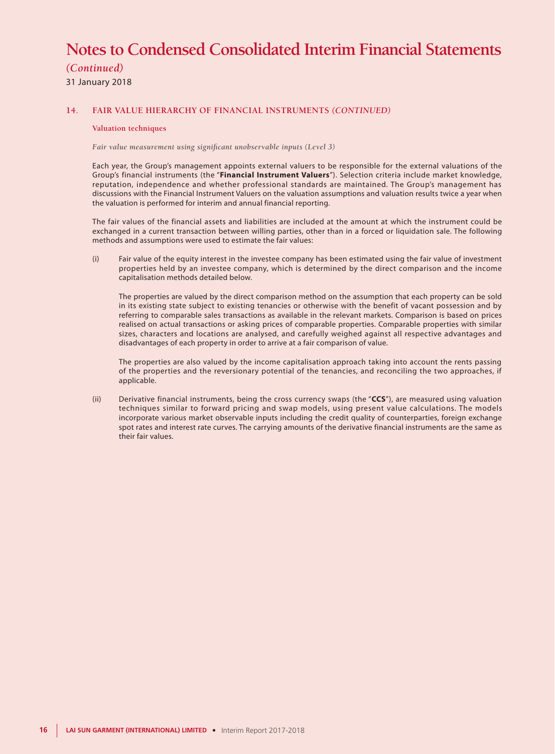# Notes to Condensed Consolidated Interim Financial Statements

*(Continued)*

31 January 2018

## 14. FAIR VALUE HIERARCHY OF FINANCIAL INSTRUMENTS *(CONTINUED)*

### Valuation techniques

*Fair value measurement using significant unobservable inputs (Level 3)*

Each year, the Group's management appoints external valuers to be responsible for the external valuations of the Group's financial instruments (the "**Financial Instrument Valuers**"). Selection criteria include market knowledge, reputation, independence and whether professional standards are maintained. The Group's management has discussions with the Financial Instrument Valuers on the valuation assumptions and valuation results twice a year when the valuation is performed for interim and annual financial reporting.

The fair values of the financial assets and liabilities are included at the amount at which the instrument could be exchanged in a current transaction between willing parties, other than in a forced or liquidation sale. The following methods and assumptions were used to estimate the fair values:

(i) Fair value of the equity interest in the investee company has been estimated using the fair value of investment properties held by an investee company, which is determined by the direct comparison and the income capitalisation methods detailed below.

   The properties are valued by the direct comparison method on the assumption that each property can be sold in its existing state subject to existing tenancies or otherwise with the benefit of vacant possession and by referring to comparable sales transactions as available in the relevant markets. Comparison is based on prices realised on actual transactions or asking prices of comparable properties. Comparable properties with similar sizes, characters and locations are analysed, and carefully weighed against all respective advantages and disadvantages of each property in order to arrive at a fair comparison of value.

   The properties are also valued by the income capitalisation approach taking into account the rents passing of the properties and the reversionary potential of the tenancies, and reconciling the two approaches, if applicable.

(ii) Derivative financial instruments, being the cross currency swaps (the "**CCS**"), are measured using valuation techniques similar to forward pricing and swap models, using present value calculations. The models incorporate various market observable inputs including the credit quality of counterparties, foreign exchange spot rates and interest rate curves. The carrying amounts of the derivative financial instruments are the same as their fair values.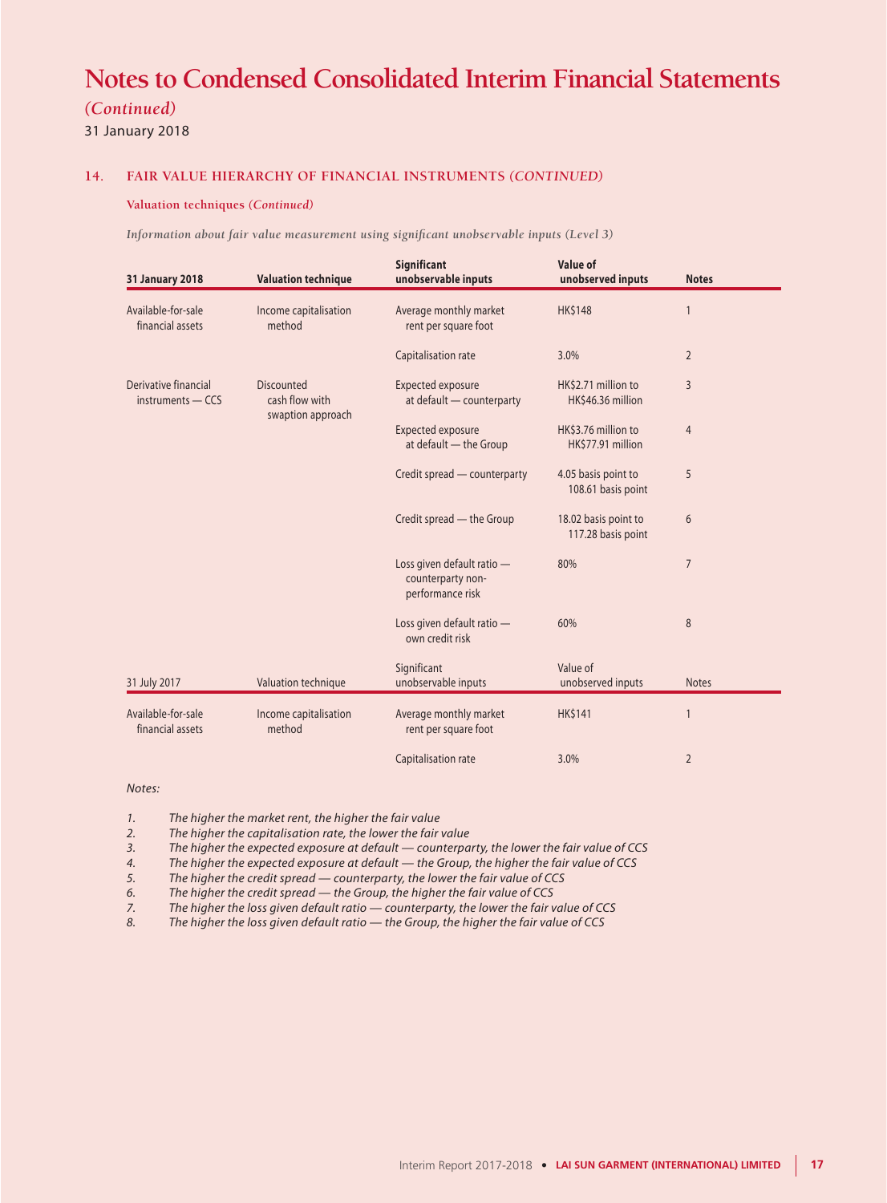# Notes to Condensed Consolidated Interim Financial Statements

*(Continued)*

31 January 2018

## 14. FAIR VALUE HIERARCHY OF FINANCIAL INSTRUMENTS *(CONTINUED)*

### Valuation techniques *(Continued)*

*Information about fair value measurement using significant unobservable inputs (Level 3)*

| **31 January 2018** | **Valuation technique** | **Significant unobservable inputs** | **Value of unobserved inputs** | **Notes** |
|---|---|---|---|---|
| Available-for-sale financial assets | Income capitalisation method | Average monthly market rent per square foot | HK$148 | 1 |
| | | Capitalisation rate | 3.0% | 2 |
| Derivative financial instruments — CCS | Discounted cash flow with swaption approach | Expected exposure at default — counterparty | HK$2.71 million to HK$46.36 million | 3 |
| | | Expected exposure at default — the Group | HK$3.76 million to HK$77.91 million | 4 |
| | | Credit spread — counterparty | 4.05 basis point to 108.61 basis point | 5 |
| | | Credit spread — the Group | 18.02 basis point to 117.28 basis point | 6 |
| | | Loss given default ratio — counterparty non-performance risk | 80% | 7 |
| | | Loss given default ratio — own credit risk | 60% | 8 |

| 31 July 2017 | Valuation technique | Significant unobservable inputs | Value of unobserved inputs | Notes |
|---|---|---|---|---|
| Available-for-sale financial assets | Income capitalisation method | Average monthly market rent per square foot | HK$141 | 1 |
| | | Capitalisation rate | 3.0% | 2 |

*Notes:*

1. *The higher the market rent, the higher the fair value*
2. *The higher the capitalisation rate, the lower the fair value*
3. *The higher the expected exposure at default — counterparty, the lower the fair value of CCS*
4. *The higher the expected exposure at default — the Group, the higher the fair value of CCS*
5. *The higher the credit spread — counterparty, the lower the fair value of CCS*
6. *The higher the credit spread — the Group, the higher the fair value of CCS*
7. *The higher the loss given default ratio — counterparty, the lower the fair value of CCS*
8. *The higher the loss given default ratio — the Group, the higher the fair value of CCS*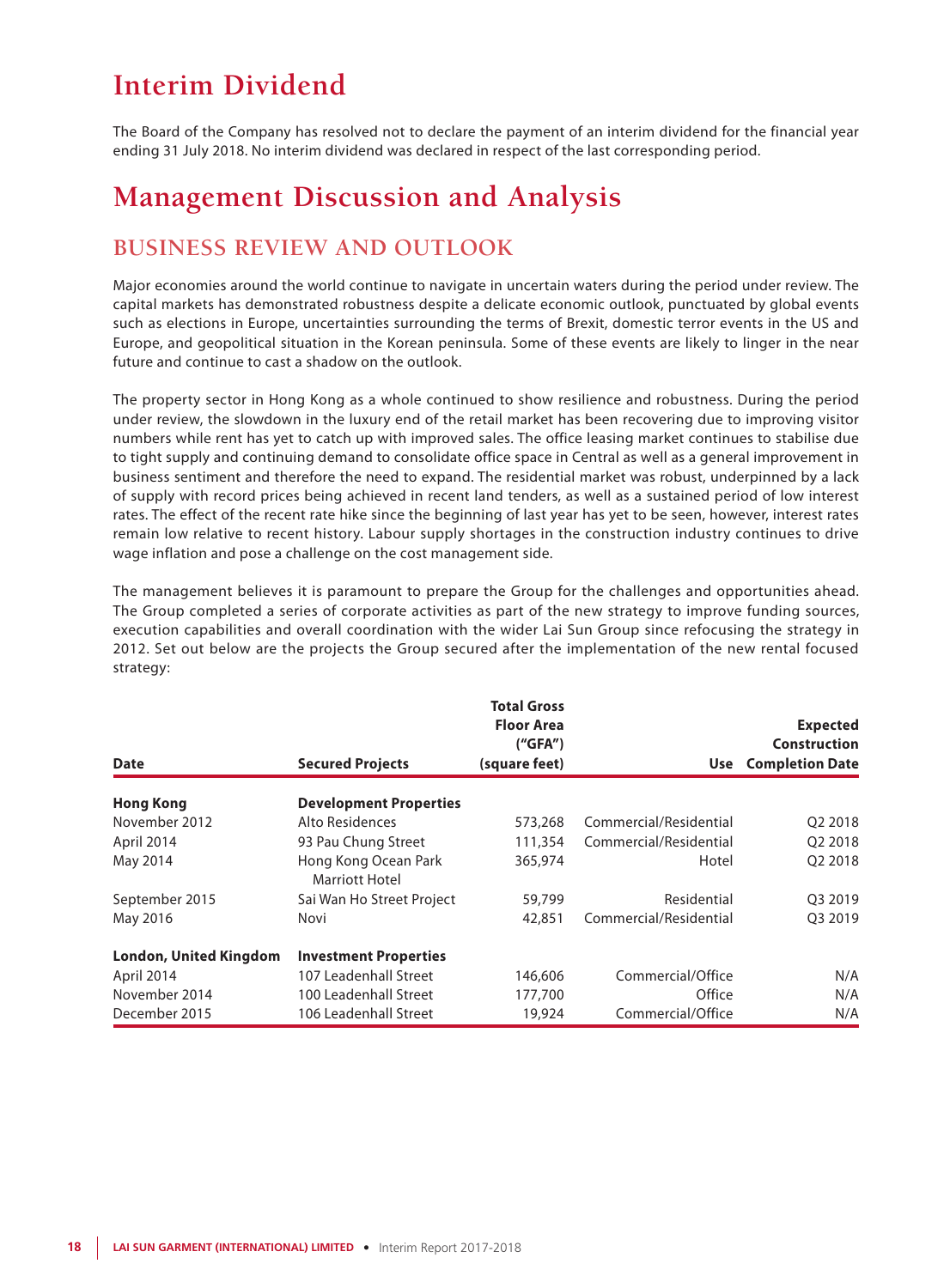# Interim Dividend

The Board of the Company has resolved not to declare the payment of an interim dividend for the financial year ending 31 July 2018. No interim dividend was declared in respect of the last corresponding period.

# Management Discussion and Analysis

## BUSINESS REVIEW AND OUTLOOK

Major economies around the world continue to navigate in uncertain waters during the period under review. The capital markets has demonstrated robustness despite a delicate economic outlook, punctuated by global events such as elections in Europe, uncertainties surrounding the terms of Brexit, domestic terror events in the US and Europe, and geopolitical situation in the Korean peninsula. Some of these events are likely to linger in the near future and continue to cast a shadow on the outlook.

The property sector in Hong Kong as a whole continued to show resilience and robustness. During the period under review, the slowdown in the luxury end of the retail market has been recovering due to improving visitor numbers while rent has yet to catch up with improved sales. The office leasing market continues to stabilise due to tight supply and continuing demand to consolidate office space in Central as well as a general improvement in business sentiment and therefore the need to expand. The residential market was robust, underpinned by a lack of supply with record prices being achieved in recent land tenders, as well as a sustained period of low interest rates. The effect of the recent rate hike since the beginning of last year has yet to be seen, however, interest rates remain low relative to recent history. Labour supply shortages in the construction industry continues to drive wage inflation and pose a challenge on the cost management side.

The management believes it is paramount to prepare the Group for the challenges and opportunities ahead. The Group completed a series of corporate activities as part of the new strategy to improve funding sources, execution capabilities and overall coordination with the wider Lai Sun Group since refocusing the strategy in 2012. Set out below are the projects the Group secured after the implementation of the new rental focused strategy:

| Date | Secured Projects | Total Gross Floor Area ("GFA") (square feet) | Use | Expected Construction Completion Date |
|---|---|---|---|---|
| **Hong Kong** | **Development Properties** | | | |
| November 2012 | Alto Residences | 573,268 | Commercial/Residential | Q2 2018 |
| April 2014 | 93 Pau Chung Street | 111,354 | Commercial/Residential | Q2 2018 |
| May 2014 | Hong Kong Ocean Park Marriott Hotel | 365,974 | Hotel | Q2 2018 |
| September 2015 | Sai Wan Ho Street Project | 59,799 | Residential | Q3 2019 |
| May 2016 | Novi | 42,851 | Commercial/Residential | Q3 2019 |
| **London, United Kingdom** | **Investment Properties** | | | |
| April 2014 | 107 Leadenhall Street | 146,606 | Commercial/Office | N/A |
| November 2014 | 100 Leadenhall Street | 177,700 | Office | N/A |
| December 2015 | 106 Leadenhall Street | 19,924 | Commercial/Office | N/A |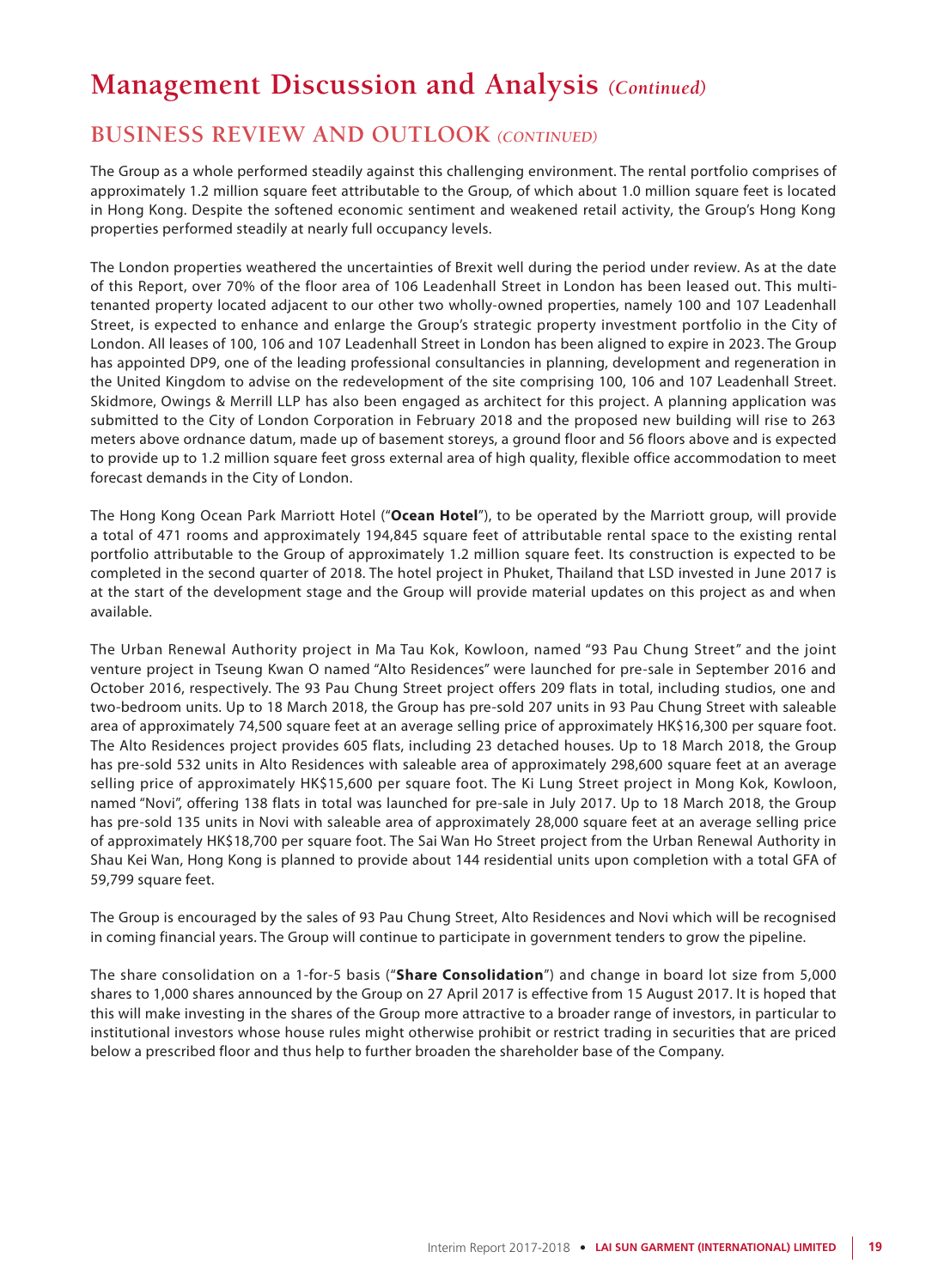# Management Discussion and Analysis *(Continued)*

## BUSINESS REVIEW AND OUTLOOK *(CONTINUED)*

The Group as a whole performed steadily against this challenging environment. The rental portfolio comprises of approximately 1.2 million square feet attributable to the Group, of which about 1.0 million square feet is located in Hong Kong. Despite the softened economic sentiment and weakened retail activity, the Group's Hong Kong properties performed steadily at nearly full occupancy levels.

The London properties weathered the uncertainties of Brexit well during the period under review. As at the date of this Report, over 70% of the floor area of 106 Leadenhall Street in London has been leased out. This multi-tenanted property located adjacent to our other two wholly-owned properties, namely 100 and 107 Leadenhall Street, is expected to enhance and enlarge the Group's strategic property investment portfolio in the City of London. All leases of 100, 106 and 107 Leadenhall Street in London has been aligned to expire in 2023. The Group has appointed DP9, one of the leading professional consultancies in planning, development and regeneration in the United Kingdom to advise on the redevelopment of the site comprising 100, 106 and 107 Leadenhall Street. Skidmore, Owings & Merrill LLP has also been engaged as architect for this project. A planning application was submitted to the City of London Corporation in February 2018 and the proposed new building will rise to 263 meters above ordnance datum, made up of basement storeys, a ground floor and 56 floors above and is expected to provide up to 1.2 million square feet gross external area of high quality, flexible office accommodation to meet forecast demands in the City of London.

The Hong Kong Ocean Park Marriott Hotel ("**Ocean Hotel**"), to be operated by the Marriott group, will provide a total of 471 rooms and approximately 194,845 square feet of attributable rental space to the existing rental portfolio attributable to the Group of approximately 1.2 million square feet. Its construction is expected to be completed in the second quarter of 2018. The hotel project in Phuket, Thailand that LSD invested in June 2017 is at the start of the development stage and the Group will provide material updates on this project as and when available.

The Urban Renewal Authority project in Ma Tau Kok, Kowloon, named "93 Pau Chung Street" and the joint venture project in Tseung Kwan O named "Alto Residences" were launched for pre-sale in September 2016 and October 2016, respectively. The 93 Pau Chung Street project offers 209 flats in total, including studios, one and two-bedroom units. Up to 18 March 2018, the Group has pre-sold 207 units in 93 Pau Chung Street with saleable area of approximately 74,500 square feet at an average selling price of approximately HK$16,300 per square foot. The Alto Residences project provides 605 flats, including 23 detached houses. Up to 18 March 2018, the Group has pre-sold 532 units in Alto Residences with saleable area of approximately 298,600 square feet at an average selling price of approximately HK$15,600 per square foot. The Ki Lung Street project in Mong Kok, Kowloon, named "Novi", offering 138 flats in total was launched for pre-sale in July 2017. Up to 18 March 2018, the Group has pre-sold 135 units in Novi with saleable area of approximately 28,000 square feet at an average selling price of approximately HK$18,700 per square foot. The Sai Wan Ho Street project from the Urban Renewal Authority in Shau Kei Wan, Hong Kong is planned to provide about 144 residential units upon completion with a total GFA of 59,799 square feet.

The Group is encouraged by the sales of 93 Pau Chung Street, Alto Residences and Novi which will be recognised in coming financial years. The Group will continue to participate in government tenders to grow the pipeline.

The share consolidation on a 1-for-5 basis ("**Share Consolidation**") and change in board lot size from 5,000 shares to 1,000 shares announced by the Group on 27 April 2017 is effective from 15 August 2017. It is hoped that this will make investing in the shares of the Group more attractive to a broader range of investors, in particular to institutional investors whose house rules might otherwise prohibit or restrict trading in securities that are priced below a prescribed floor and thus help to further broaden the shareholder base of the Company.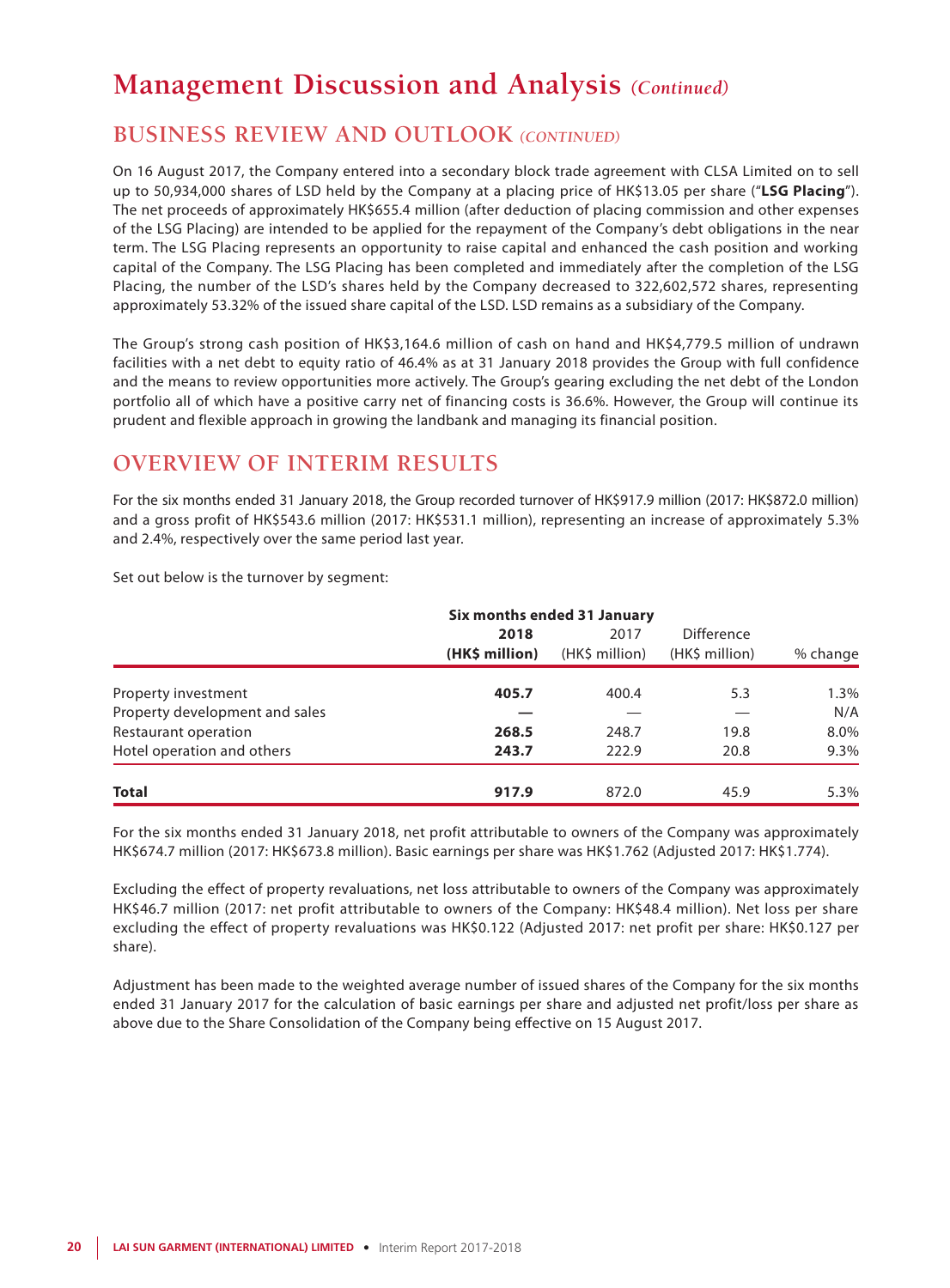# Management Discussion and Analysis *(Continued)*

## BUSINESS REVIEW AND OUTLOOK *(CONTINUED)*

On 16 August 2017, the Company entered into a secondary block trade agreement with CLSA Limited on to sell up to 50,934,000 shares of LSD held by the Company at a placing price of HK$13.05 per share ("**LSG Placing**"). The net proceeds of approximately HK$655.4 million (after deduction of placing commission and other expenses of the LSG Placing) are intended to be applied for the repayment of the Company's debt obligations in the near term. The LSG Placing represents an opportunity to raise capital and enhanced the cash position and working capital of the Company. The LSG Placing has been completed and immediately after the completion of the LSG Placing, the number of the LSD's shares held by the Company decreased to 322,602,572 shares, representing approximately 53.32% of the issued share capital of the LSD. LSD remains as a subsidiary of the Company.

The Group's strong cash position of HK$3,164.6 million of cash on hand and HK$4,779.5 million of undrawn facilities with a net debt to equity ratio of 46.4% as at 31 January 2018 provides the Group with full confidence and the means to review opportunities more actively. The Group's gearing excluding the net debt of the London portfolio all of which have a positive carry net of financing costs is 36.6%. However, the Group will continue its prudent and flexible approach in growing the landbank and managing its financial position.

## OVERVIEW OF INTERIM RESULTS

For the six months ended 31 January 2018, the Group recorded turnover of HK$917.9 million (2017: HK$872.0 million) and a gross profit of HK$543.6 million (2017: HK$531.1 million), representing an increase of approximately 5.3% and 2.4%, respectively over the same period last year.

Set out below is the turnover by segment:

| | Six months ended 31 January | | | |
|---|---|---|---|---|
| | **2018 (HK$ million)** | 2017 (HK$ million) | Difference (HK$ million) | % change |
| Property investment | **405.7** | 400.4 | 5.3 | 1.3% |
| Property development and sales | **—** | — | — | N/A |
| Restaurant operation | **268.5** | 248.7 | 19.8 | 8.0% |
| Hotel operation and others | **243.7** | 222.9 | 20.8 | 9.3% |
| **Total** | **917.9** | 872.0 | 45.9 | 5.3% |

For the six months ended 31 January 2018, net profit attributable to owners of the Company was approximately HK$674.7 million (2017: HK$673.8 million). Basic earnings per share was HK$1.762 (Adjusted 2017: HK$1.774).

Excluding the effect of property revaluations, net loss attributable to owners of the Company was approximately HK$46.7 million (2017: net profit attributable to owners of the Company: HK$48.4 million). Net loss per share excluding the effect of property revaluations was HK$0.122 (Adjusted 2017: net profit per share: HK$0.127 per share).

Adjustment has been made to the weighted average number of issued shares of the Company for the six months ended 31 January 2017 for the calculation of basic earnings per share and adjusted net profit/loss per share as above due to the Share Consolidation of the Company being effective on 15 August 2017.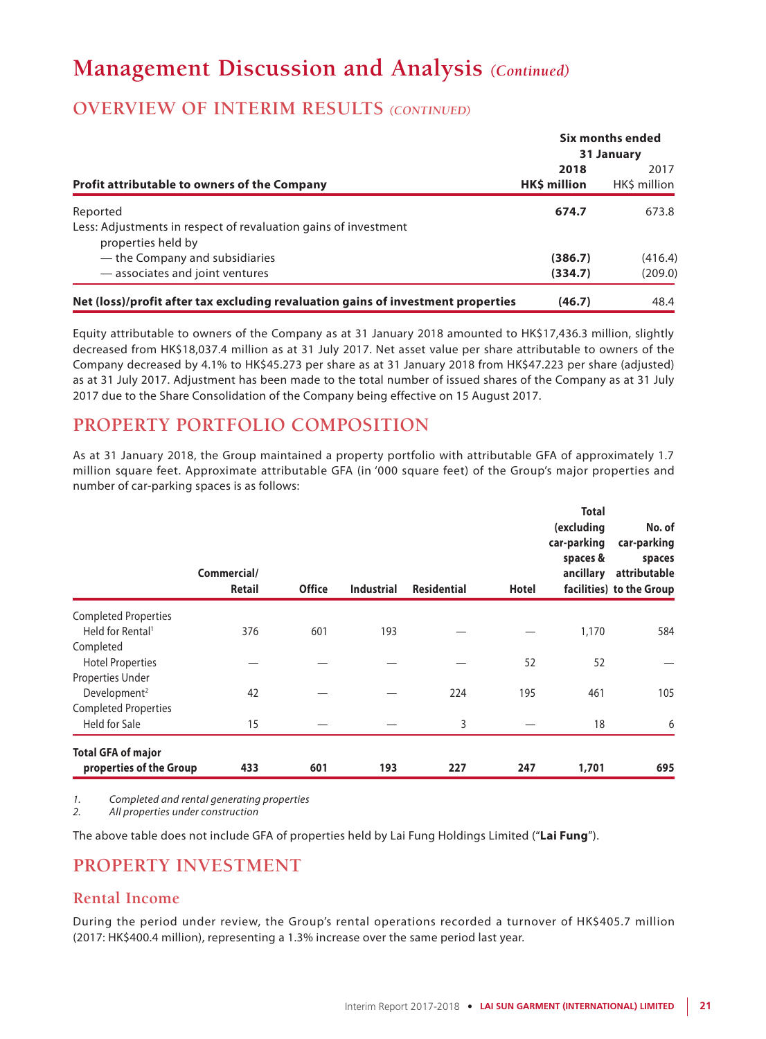# Management Discussion and Analysis *(Continued)*

## OVERVIEW OF INTERIM RESULTS *(CONTINUED)*

| Profit attributable to owners of the Company | Six months ended 31 January 2018 HK$ million | 2017 HK$ million |
|---|---|---|
| Reported | **674.7** | 673.8 |
| Less: Adjustments in respect of revaluation gains of investment properties held by | | |
| — the Company and subsidiaries | **(386.7)** | (416.4) |
| — associates and joint ventures | **(334.7)** | (209.0) |
| **Net (loss)/profit after tax excluding revaluation gains of investment properties** | **(46.7)** | 48.4 |

Equity attributable to owners of the Company as at 31 January 2018 amounted to HK$17,436.3 million, slightly decreased from HK$18,037.4 million as at 31 July 2017. Net asset value per share attributable to owners of the Company decreased by 4.1% to HK$45.273 per share as at 31 January 2018 from HK$47.223 per share (adjusted) as at 31 July 2017. Adjustment has been made to the total number of issued shares of the Company as at 31 July 2017 due to the Share Consolidation of the Company being effective on 15 August 2017.

## PROPERTY PORTFOLIO COMPOSITION

As at 31 January 2018, the Group maintained a property portfolio with attributable GFA of approximately 1.7 million square feet. Approximate attributable GFA (in '000 square feet) of the Group's major properties and number of car-parking spaces is as follows:

| | Commercial/ Retail | Office | Industrial | Residential | Hotel | Total (excluding car-parking spaces & ancillary facilities) | No. of car-parking spaces attributable to the Group |
|---|---|---|---|---|---|---|---|
| Completed Properties Held for Rental[1] | 376 | 601 | 193 | — | — | 1,170 | 584 |
| Completed Hotel Properties | — | — | — | — | 52 | 52 | — |
| Properties Under Development[2] | 42 | — | — | 224 | 195 | 461 | 105 |
| Completed Properties Held for Sale | 15 | — | — | 3 | — | 18 | 6 |
| **Total GFA of major properties of the Group** | **433** | **601** | **193** | **227** | **247** | **1,701** | **695** |

*1. Completed and rental generating properties*
*2. All properties under construction*

The above table does not include GFA of properties held by Lai Fung Holdings Limited ("**Lai Fung**").

## PROPERTY INVESTMENT

### Rental Income

During the period under review, the Group's rental operations recorded a turnover of HK$405.7 million (2017: HK$400.4 million), representing a 1.3% increase over the same period last year.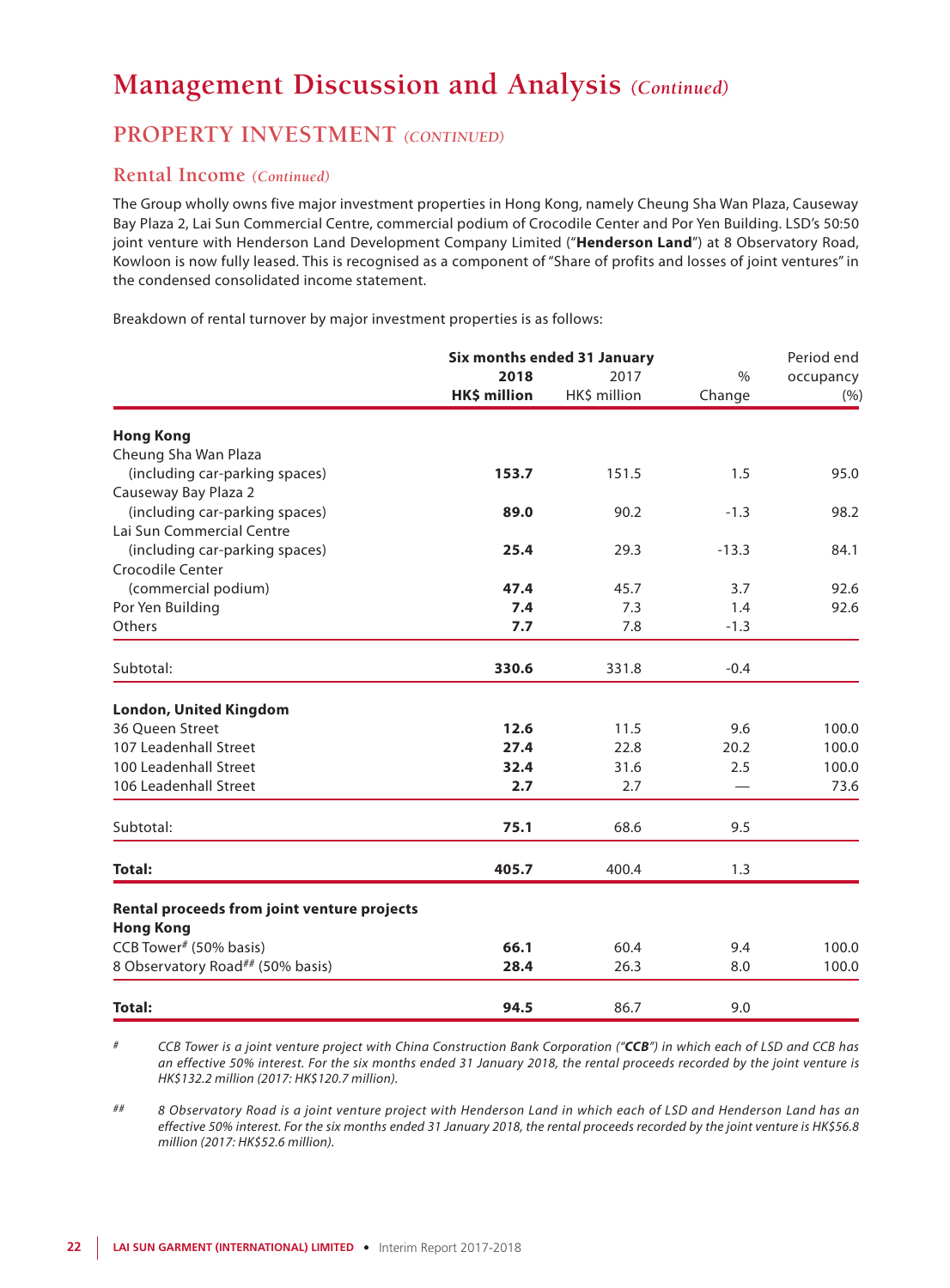# Management Discussion and Analysis *(Continued)*

## PROPERTY INVESTMENT *(CONTINUED)*

### Rental Income *(Continued)*

The Group wholly owns five major investment properties in Hong Kong, namely Cheung Sha Wan Plaza, Causeway Bay Plaza 2, Lai Sun Commercial Centre, commercial podium of Crocodile Center and Por Yen Building. LSD's 50:50 joint venture with Henderson Land Development Company Limited ("**Henderson Land**") at 8 Observatory Road, Kowloon is now fully leased. This is recognised as a component of "Share of profits and losses of joint ventures" in the condensed consolidated income statement.

Breakdown of rental turnover by major investment properties is as follows:

| | Six months ended 31 January | | | Period end |
|---|---|---|---|---|
| | **2018** | 2017 | % | occupancy |
| | **HK$ million** | HK$ million | Change | (%) |
| **Hong Kong** | | | | |
| Cheung Sha Wan Plaza (including car-parking spaces) | **153.7** | 151.5 | 1.5 | 95.0 |
| Causeway Bay Plaza 2 (including car-parking spaces) | **89.0** | 90.2 | -1.3 | 98.2 |
| Lai Sun Commercial Centre (including car-parking spaces) | **25.4** | 29.3 | -13.3 | 84.1 |
| Crocodile Center (commercial podium) | **47.4** | 45.7 | 3.7 | 92.6 |
| Por Yen Building | **7.4** | 7.3 | 1.4 | 92.6 |
| Others | **7.7** | 7.8 | -1.3 | |
| Subtotal: | **330.6** | 331.8 | -0.4 | |
| **London, United Kingdom** | | | | |
| 36 Queen Street | **12.6** | 11.5 | 9.6 | 100.0 |
| 107 Leadenhall Street | **27.4** | 22.8 | 20.2 | 100.0 |
| 100 Leadenhall Street | **32.4** | 31.6 | 2.5 | 100.0 |
| 106 Leadenhall Street | **2.7** | 2.7 | — | 73.6 |
| Subtotal: | **75.1** | 68.6 | 9.5 | |
| **Total:** | **405.7** | 400.4 | 1.3 | |
| **Rental proceeds from joint venture projects** | | | | |
| **Hong Kong** | | | | |
| CCB Tower# (50% basis) | **66.1** | 60.4 | 9.4 | 100.0 |
| 8 Observatory Road## (50% basis) | **28.4** | 26.3 | 8.0 | 100.0 |
| **Total:** | **94.5** | 86.7 | 9.0 | |

\# *CCB Tower is a joint venture project with China Construction Bank Corporation ("**CCB**") in which each of LSD and CCB has an effective 50% interest. For the six months ended 31 January 2018, the rental proceeds recorded by the joint venture is HK$132.2 million (2017: HK$120.7 million).*

\## *8 Observatory Road is a joint venture project with Henderson Land in which each of LSD and Henderson Land has an effective 50% interest. For the six months ended 31 January 2018, the rental proceeds recorded by the joint venture is HK$56.8 million (2017: HK$52.6 million).*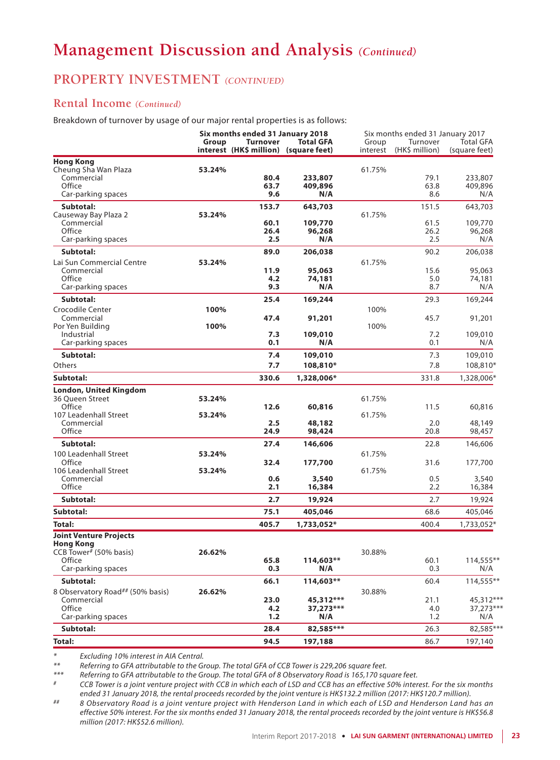# Management Discussion and Analysis *(Continued)*

## PROPERTY INVESTMENT *(CONTINUED)*

### Rental Income *(Continued)*

Breakdown of turnover by usage of our major rental properties is as follows:

| | **Six months ended 31 January 2018** | | | Six months ended 31 January 2017 | | |
|---|---|---|---|---|---|---|
| | **Group interest** | **Turnover (HK$ million)** | **Total GFA (square feet)** | Group interest | Turnover (HK$ million) | Total GFA (square feet) |
| **Hong Kong** | | | | | | |
| Cheung Sha Wan Plaza | **53.24%** | | | 61.75% | | |
| Commercial | | **80.4** | **233,807** | | 79.1 | 233,807 |
| Office | | **63.7** | **409,896** | | 63.8 | 409,896 |
| Car-parking spaces | | **9.6** | **N/A** | | 8.6 | N/A |
| **Subtotal:** | | **153.7** | **643,703** | | 151.5 | 643,703 |
| Causeway Bay Plaza 2 | **53.24%** | | | 61.75% | | |
| Commercial | | **60.1** | **109,770** | | 61.5 | 109,770 |
| Office | | **26.4** | **96,268** | | 26.2 | 96,268 |
| Car-parking spaces | | **2.5** | **N/A** | | 2.5 | N/A |
| **Subtotal:** | | **89.0** | **206,038** | | 90.2 | 206,038 |
| Lai Sun Commercial Centre | **53.24%** | | | 61.75% | | |
| Commercial | | **11.9** | **95,063** | | 15.6 | 95,063 |
| Office | | **4.2** | **74,181** | | 5.0 | 74,181 |
| Car-parking spaces | | **9.3** | **N/A** | | 8.7 | N/A |
| **Subtotal:** | | **25.4** | **169,244** | | 29.3 | 169,244 |
| Crocodile Center | **100%** | | | 100% | | |
| Commercial | | **47.4** | **91,201** | | 45.7 | 91,201 |
| Por Yen Building | **100%** | | | 100% | | |
| Industrial | | **7.3** | **109,010** | | 7.2 | 109,010 |
| Car-parking spaces | | **0.1** | **N/A** | | 0.1 | N/A |
| **Subtotal:** | | **7.4** | **109,010** | | 7.3 | 109,010 |
| Others | | **7.7** | **108,810*** | | 7.8 | 108,810* |
| **Subtotal:** | | **330.6** | **1,328,006*** | | 331.8 | 1,328,006* |
| **London, United Kingdom** | | | | | | |
| 36 Queen Street | **53.24%** | | | 61.75% | | |
| Office | | **12.6** | **60,816** | | 11.5 | 60,816 |
| 107 Leadenhall Street | **53.24%** | | | 61.75% | | |
| Commercial | | **2.5** | **48,182** | | 2.0 | 48,149 |
| Office | | **24.9** | **98,424** | | 20.8 | 98,457 |
| **Subtotal:** | | **27.4** | **146,606** | | 22.8 | 146,606 |
| 100 Leadenhall Street | **53.24%** | | | 61.75% | | |
| Office | | **32.4** | **177,700** | | 31.6 | 177,700 |
| 106 Leadenhall Street | **53.24%** | | | 61.75% | | |
| Commercial | | **0.6** | **3,540** | | 0.5 | 3,540 |
| Office | | **2.1** | **16,384** | | 2.2 | 16,384 |
| **Subtotal:** | | **2.7** | **19,924** | | 2.7 | 19,924 |
| **Subtotal:** | | **75.1** | **405,046** | | 68.6 | 405,046 |
| **Total:** | | **405.7** | **1,733,052*** | | 400.4 | 1,733,052* |
| **Joint Venture Projects** | | | | | | |
| **Hong Kong** | | | | | | |
| CCB Tower# (50% basis) | **26.62%** | | | 30.88% | | |
| Office | | **65.8** | **114,603**** | | 60.1 | 114,555** |
| Car-parking spaces | | **0.3** | **N/A** | | 0.3 | N/A |
| **Subtotal:** | | **66.1** | **114,603**** | | 60.4 | 114,555** |
| 8 Observatory Road## (50% basis) | **26.62%** | | | 30.88% | | |
| Commercial | | **23.0** | **45,312***** | | 21.1 | 45,312*** |
| Office | | **4.2** | **37,273***** | | 4.0 | 37,273*** |
| Car-parking spaces | | **1.2** | **N/A** | | 1.2 | N/A |
| **Subtotal:** | | **28.4** | **82,585***** | | 26.3 | 82,585*** |
| **Total:** | | **94.5** | **197,188** | | 86.7 | 197,140 |

\* *Excluding 10% interest in AIA Central.*

\*\* *Referring to GFA attributable to the Group. The total GFA of CCB Tower is 229,206 square feet.*

\*\*\* *Referring to GFA attributable to the Group. The total GFA of 8 Observatory Road is 165,170 square feet.*

\# *CCB Tower is a joint venture project with CCB in which each of LSD and CCB has an effective 50% interest. For the six months ended 31 January 2018, the rental proceeds recorded by the joint venture is HK$132.2 million (2017: HK$120.7 million).*

\#\# *8 Observatory Road is a joint venture project with Henderson Land in which each of LSD and Henderson Land has an effective 50% interest. For the six months ended 31 January 2018, the rental proceeds recorded by the joint venture is HK$56.8 million (2017: HK$52.6 million).*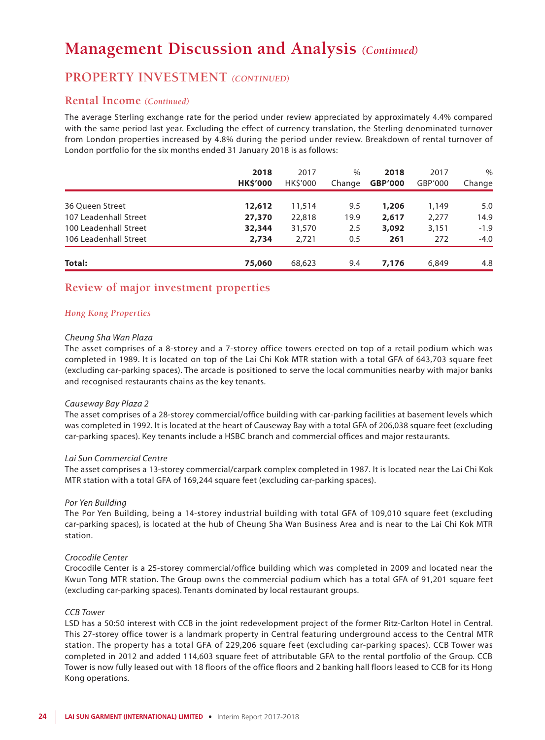# Management Discussion and Analysis *(Continued)*

## PROPERTY INVESTMENT *(CONTINUED)*

### Rental Income *(Continued)*

The average Sterling exchange rate for the period under review appreciated by approximately 4.4% compared with the same period last year. Excluding the effect of currency translation, the Sterling denominated turnover from London properties increased by 4.8% during the period under review. Breakdown of rental turnover of London portfolio for the six months ended 31 January 2018 is as follows:

| | **2018 HK$'000** | 2017 HK$'000 | % Change | **2018 GBP'000** | 2017 GBP'000 | % Change |
|---|---|---|---|---|---|---|
| 36 Queen Street | **12,612** | 11,514 | 9.5 | **1,206** | 1,149 | 5.0 |
| 107 Leadenhall Street | **27,370** | 22,818 | 19.9 | **2,617** | 2,277 | 14.9 |
| 100 Leadenhall Street | **32,344** | 31,570 | 2.5 | **3,092** | 3,151 | -1.9 |
| 106 Leadenhall Street | **2,734** | 2,721 | 0.5 | **261** | 272 | -4.0 |
| **Total:** | **75,060** | 68,623 | 9.4 | **7,176** | 6,849 | 4.8 |

## Review of major investment properties

### *Hong Kong Properties*

*Cheung Sha Wan Plaza*

The asset comprises of a 8-storey and a 7-storey office towers erected on top of a retail podium which was completed in 1989. It is located on top of the Lai Chi Kok MTR station with a total GFA of 643,703 square feet (excluding car-parking spaces). The arcade is positioned to serve the local communities nearby with major banks and recognised restaurants chains as the key tenants.

*Causeway Bay Plaza 2*

The asset comprises of a 28-storey commercial/office building with car-parking facilities at basement levels which was completed in 1992. It is located at the heart of Causeway Bay with a total GFA of 206,038 square feet (excluding car-parking spaces). Key tenants include a HSBC branch and commercial offices and major restaurants.

*Lai Sun Commercial Centre*

The asset comprises a 13-storey commercial/carpark complex completed in 1987. It is located near the Lai Chi Kok MTR station with a total GFA of 169,244 square feet (excluding car-parking spaces).

*Por Yen Building*

The Por Yen Building, being a 14-storey industrial building with total GFA of 109,010 square feet (excluding car-parking spaces), is located at the hub of Cheung Sha Wan Business Area and is near to the Lai Chi Kok MTR station.

*Crocodile Center*

Crocodile Center is a 25-storey commercial/office building which was completed in 2009 and located near the Kwun Tong MTR station. The Group owns the commercial podium which has a total GFA of 91,201 square feet (excluding car-parking spaces). Tenants dominated by local restaurant groups.

*CCB Tower*

LSD has a 50:50 interest with CCB in the joint redevelopment project of the former Ritz-Carlton Hotel in Central. This 27-storey office tower is a landmark property in Central featuring underground access to the Central MTR station. The property has a total GFA of 229,206 square feet (excluding car-parking spaces). CCB Tower was completed in 2012 and added 114,603 square feet of attributable GFA to the rental portfolio of the Group. CCB Tower is now fully leased out with 18 floors of the office floors and 2 banking hall floors leased to CCB for its Hong Kong operations.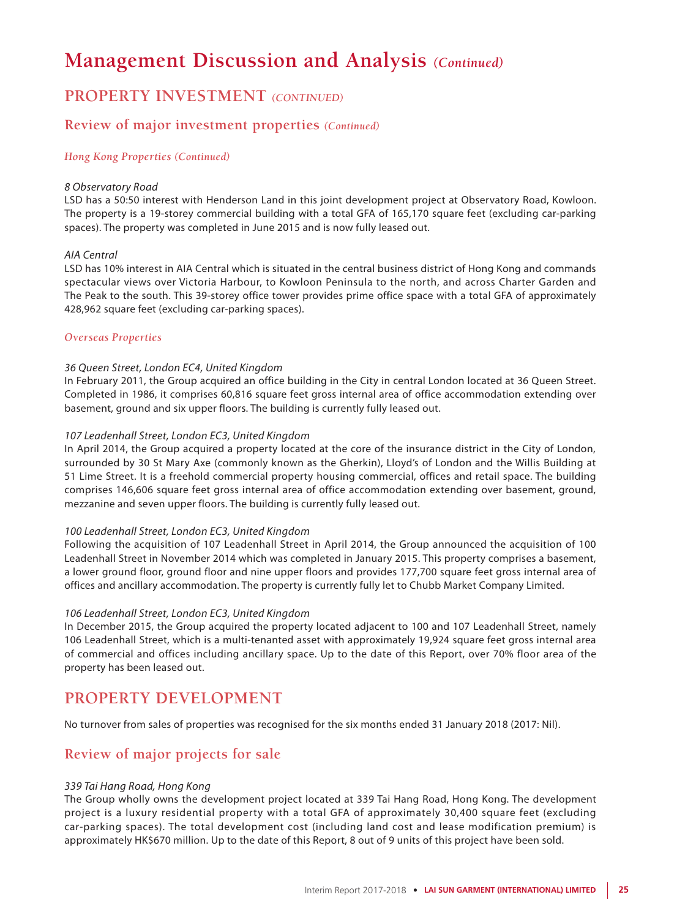# Management Discussion and Analysis *(Continued)*

## PROPERTY INVESTMENT *(CONTINUED)*

### Review of major investment properties *(Continued)*

#### *Hong Kong Properties (Continued)*

*8 Observatory Road*

LSD has a 50:50 interest with Henderson Land in this joint development project at Observatory Road, Kowloon. The property is a 19-storey commercial building with a total GFA of 165,170 square feet (excluding car-parking spaces). The property was completed in June 2015 and is now fully leased out.

*AIA Central*

LSD has 10% interest in AIA Central which is situated in the central business district of Hong Kong and commands spectacular views over Victoria Harbour, to Kowloon Peninsula to the north, and across Charter Garden and The Peak to the south. This 39-storey office tower provides prime office space with a total GFA of approximately 428,962 square feet (excluding car-parking spaces).

#### *Overseas Properties*

*36 Queen Street, London EC4, United Kingdom*

In February 2011, the Group acquired an office building in the City in central London located at 36 Queen Street. Completed in 1986, it comprises 60,816 square feet gross internal area of office accommodation extending over basement, ground and six upper floors. The building is currently fully leased out.

*107 Leadenhall Street, London EC3, United Kingdom*

In April 2014, the Group acquired a property located at the core of the insurance district in the City of London, surrounded by 30 St Mary Axe (commonly known as the Gherkin), Lloyd's of London and the Willis Building at 51 Lime Street. It is a freehold commercial property housing commercial, offices and retail space. The building comprises 146,606 square feet gross internal area of office accommodation extending over basement, ground, mezzanine and seven upper floors. The building is currently fully leased out.

*100 Leadenhall Street, London EC3, United Kingdom*

Following the acquisition of 107 Leadenhall Street in April 2014, the Group announced the acquisition of 100 Leadenhall Street in November 2014 which was completed in January 2015. This property comprises a basement, a lower ground floor, ground floor and nine upper floors and provides 177,700 square feet gross internal area of offices and ancillary accommodation. The property is currently fully let to Chubb Market Company Limited.

*106 Leadenhall Street, London EC3, United Kingdom*

In December 2015, the Group acquired the property located adjacent to 100 and 107 Leadenhall Street, namely 106 Leadenhall Street, which is a multi-tenanted asset with approximately 19,924 square feet gross internal area of commercial and offices including ancillary space. Up to the date of this Report, over 70% floor area of the property has been leased out.

## PROPERTY DEVELOPMENT

No turnover from sales of properties was recognised for the six months ended 31 January 2018 (2017: Nil).

### Review of major projects for sale

*339 Tai Hang Road, Hong Kong*

The Group wholly owns the development project located at 339 Tai Hang Road, Hong Kong. The development project is a luxury residential property with a total GFA of approximately 30,400 square feet (excluding car-parking spaces). The total development cost (including land cost and lease modification premium) is approximately HK$670 million. Up to the date of this Report, 8 out of 9 units of this project have been sold.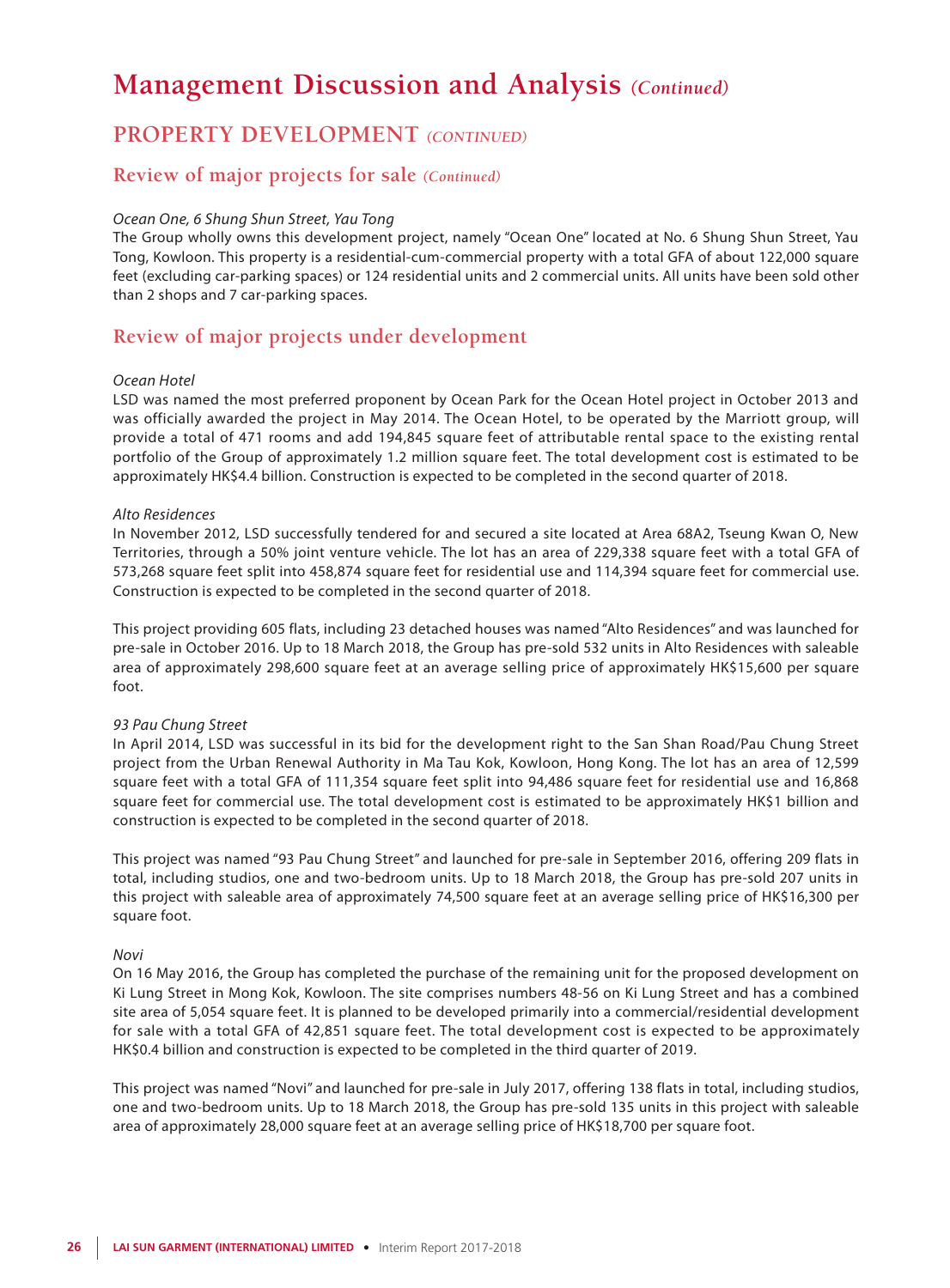# Management Discussion and Analysis *(Continued)*

## PROPERTY DEVELOPMENT *(CONTINUED)*

### Review of major projects for sale *(Continued)*

*Ocean One, 6 Shung Shun Street, Yau Tong*

The Group wholly owns this development project, namely "Ocean One" located at No. 6 Shung Shun Street, Yau Tong, Kowloon. This property is a residential-cum-commercial property with a total GFA of about 122,000 square feet (excluding car-parking spaces) or 124 residential units and 2 commercial units. All units have been sold other than 2 shops and 7 car-parking spaces.

### Review of major projects under development

*Ocean Hotel*

LSD was named the most preferred proponent by Ocean Park for the Ocean Hotel project in October 2013 and was officially awarded the project in May 2014. The Ocean Hotel, to be operated by the Marriott group, will provide a total of 471 rooms and add 194,845 square feet of attributable rental space to the existing rental portfolio of the Group of approximately 1.2 million square feet. The total development cost is estimated to be approximately HK$4.4 billion. Construction is expected to be completed in the second quarter of 2018.

*Alto Residences*

In November 2012, LSD successfully tendered for and secured a site located at Area 68A2, Tseung Kwan O, New Territories, through a 50% joint venture vehicle. The lot has an area of 229,338 square feet with a total GFA of 573,268 square feet split into 458,874 square feet for residential use and 114,394 square feet for commercial use. Construction is expected to be completed in the second quarter of 2018.

This project providing 605 flats, including 23 detached houses was named "Alto Residences" and was launched for pre-sale in October 2016. Up to 18 March 2018, the Group has pre-sold 532 units in Alto Residences with saleable area of approximately 298,600 square feet at an average selling price of approximately HK$15,600 per square foot.

*93 Pau Chung Street*

In April 2014, LSD was successful in its bid for the development right to the San Shan Road/Pau Chung Street project from the Urban Renewal Authority in Ma Tau Kok, Kowloon, Hong Kong. The lot has an area of 12,599 square feet with a total GFA of 111,354 square feet split into 94,486 square feet for residential use and 16,868 square feet for commercial use. The total development cost is estimated to be approximately HK$1 billion and construction is expected to be completed in the second quarter of 2018.

This project was named "93 Pau Chung Street" and launched for pre-sale in September 2016, offering 209 flats in total, including studios, one and two-bedroom units. Up to 18 March 2018, the Group has pre-sold 207 units in this project with saleable area of approximately 74,500 square feet at an average selling price of HK$16,300 per square foot.

*Novi*

On 16 May 2016, the Group has completed the purchase of the remaining unit for the proposed development on Ki Lung Street in Mong Kok, Kowloon. The site comprises numbers 48-56 on Ki Lung Street and has a combined site area of 5,054 square feet. It is planned to be developed primarily into a commercial/residential development for sale with a total GFA of 42,851 square feet. The total development cost is expected to be approximately HK$0.4 billion and construction is expected to be completed in the third quarter of 2019.

This project was named "Novi" and launched for pre-sale in July 2017, offering 138 flats in total, including studios, one and two-bedroom units. Up to 18 March 2018, the Group has pre-sold 135 units in this project with saleable area of approximately 28,000 square feet at an average selling price of HK$18,700 per square foot.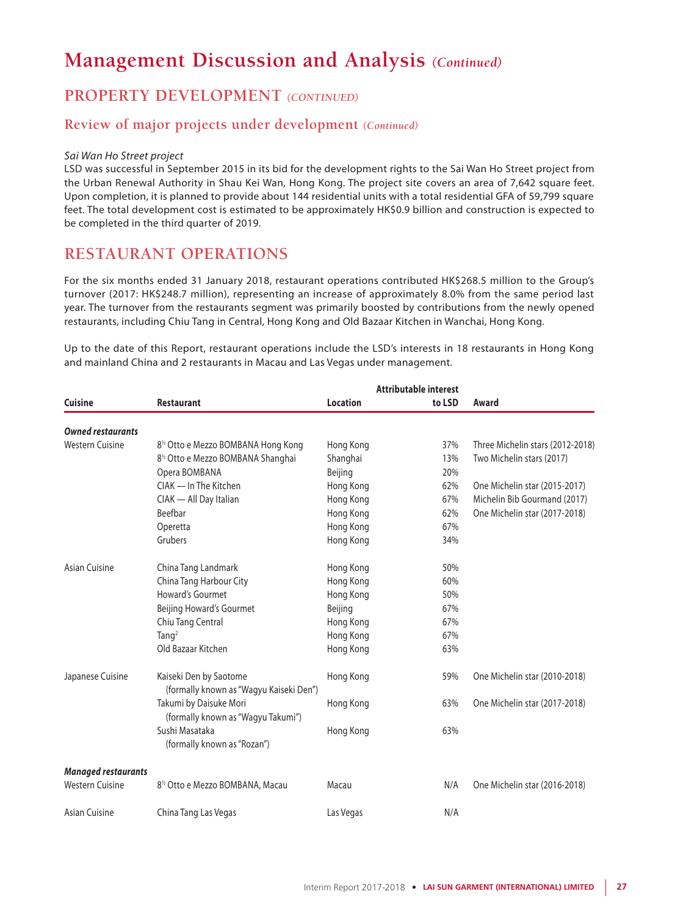# Management Discussion and Analysis *(Continued)*

## PROPERTY DEVELOPMENT *(CONTINUED)*

### Review of major projects under development *(Continued)*

*Sai Wan Ho Street project*

LSD was successful in September 2015 in its bid for the development rights to the Sai Wan Ho Street project from the Urban Renewal Authority in Shau Kei Wan, Hong Kong. The project site covers an area of 7,642 square feet. Upon completion, it is planned to provide about 144 residential units with a total residential GFA of 59,799 square feet. The total development cost is estimated to be approximately HK$0.9 billion and construction is expected to be completed in the third quarter of 2019.

## RESTAURANT OPERATIONS

For the six months ended 31 January 2018, restaurant operations contributed HK$268.5 million to the Group's turnover (2017: HK$248.7 million), representing an increase of approximately 8.0% from the same period last year. The turnover from the restaurants segment was primarily boosted by contributions from the newly opened restaurants, including Chiu Tang in Central, Hong Kong and Old Bazaar Kitchen in Wanchai, Hong Kong.

Up to the date of this Report, restaurant operations include the LSD's interests in 18 restaurants in Hong Kong and mainland China and 2 restaurants in Macau and Las Vegas under management.

| Cuisine | Restaurant | Location | Attributable interest to LSD | Award |
|---|---|---|---|---|
| ***Owned restaurants*** | | | | |
| Western Cuisine | 8½ Otto e Mezzo BOMBANA Hong Kong | Hong Kong | 37% | Three Michelin stars (2012-2018) |
| | 8½ Otto e Mezzo BOMBANA Shanghai | Shanghai | 13% | Two Michelin stars (2017) |
| | Opera BOMBANA | Beijing | 20% | |
| | CIAK — In The Kitchen | Hong Kong | 62% | One Michelin star (2015-2017) |
| | CIAK — All Day Italian | Hong Kong | 67% | Michelin Bib Gourmand (2017) |
| | Beefbar | Hong Kong | 62% | One Michelin star (2017-2018) |
| | Operetta | Hong Kong | 67% | |
| | Grubers | Hong Kong | 34% | |
| Asian Cuisine | China Tang Landmark | Hong Kong | 50% | |
| | China Tang Harbour City | Hong Kong | 60% | |
| | Howard's Gourmet | Hong Kong | 50% | |
| | Beijing Howard's Gourmet | Beijing | 67% | |
| | Chiu Tang Central | Hong Kong | 67% | |
| | Tang² | Hong Kong | 67% | |
| | Old Bazaar Kitchen | Hong Kong | 63% | |
| Japanese Cuisine | Kaiseki Den by Saotome (formally known as "Wagyu Kaiseki Den") | Hong Kong | 59% | One Michelin star (2010-2018) |
| | Takumi by Daisuke Mori (formally known as "Wagyu Takumi") | Hong Kong | 63% | One Michelin star (2017-2018) |
| | Sushi Masataka (formally known as "Rozan") | Hong Kong | 63% | |
| ***Managed restaurants*** | | | | |
| Western Cuisine | 8½ Otto e Mezzo BOMBANA, Macau | Macau | N/A | One Michelin star (2016-2018) |
| Asian Cuisine | China Tang Las Vegas | Las Vegas | N/A | |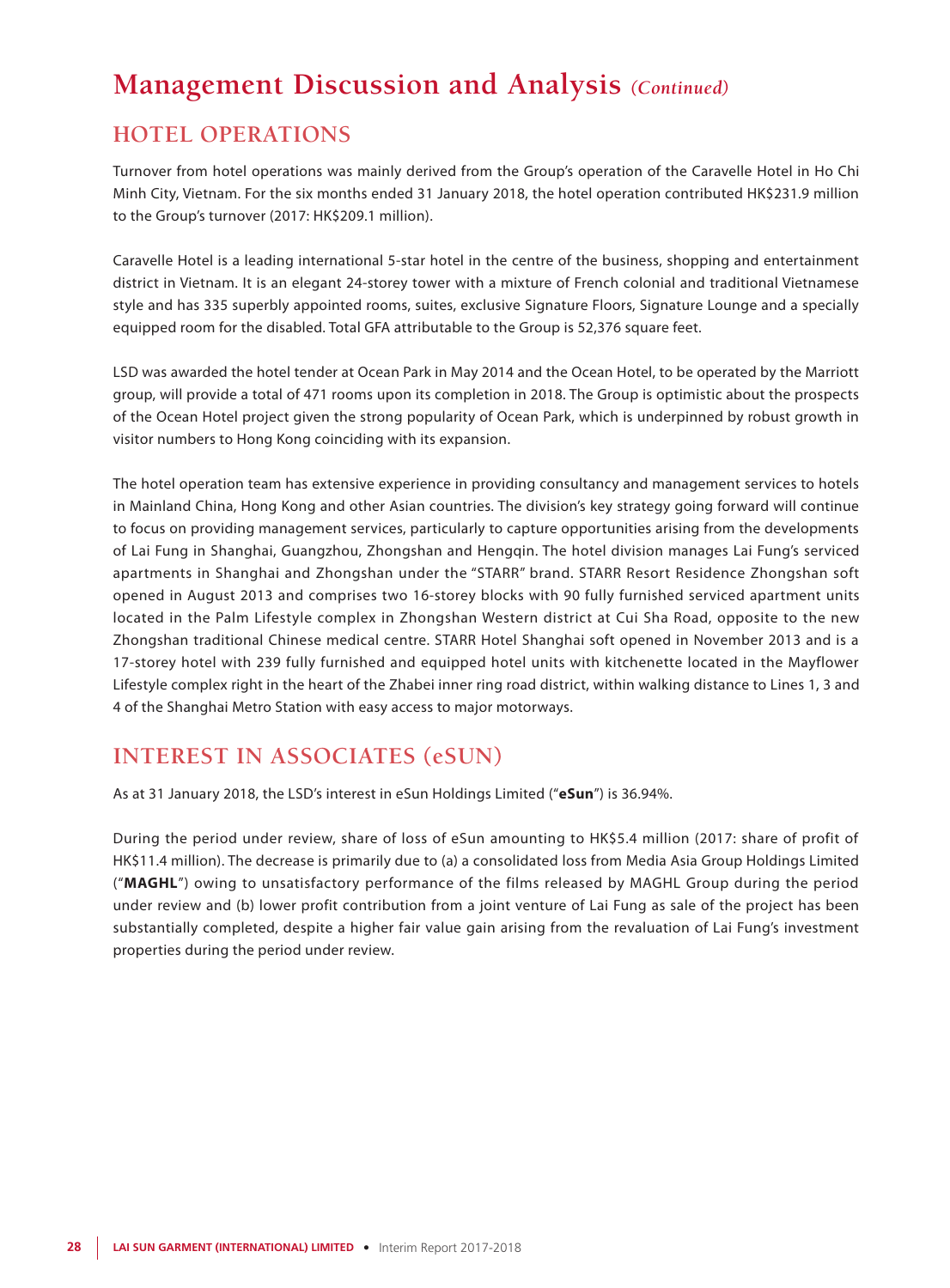# Management Discussion and Analysis *(Continued)*

## HOTEL OPERATIONS

Turnover from hotel operations was mainly derived from the Group's operation of the Caravelle Hotel in Ho Chi Minh City, Vietnam. For the six months ended 31 January 2018, the hotel operation contributed HK$231.9 million to the Group's turnover (2017: HK$209.1 million).

Caravelle Hotel is a leading international 5-star hotel in the centre of the business, shopping and entertainment district in Vietnam. It is an elegant 24-storey tower with a mixture of French colonial and traditional Vietnamese style and has 335 superbly appointed rooms, suites, exclusive Signature Floors, Signature Lounge and a specially equipped room for the disabled. Total GFA attributable to the Group is 52,376 square feet.

LSD was awarded the hotel tender at Ocean Park in May 2014 and the Ocean Hotel, to be operated by the Marriott group, will provide a total of 471 rooms upon its completion in 2018. The Group is optimistic about the prospects of the Ocean Hotel project given the strong popularity of Ocean Park, which is underpinned by robust growth in visitor numbers to Hong Kong coinciding with its expansion.

The hotel operation team has extensive experience in providing consultancy and management services to hotels in Mainland China, Hong Kong and other Asian countries. The division's key strategy going forward will continue to focus on providing management services, particularly to capture opportunities arising from the developments of Lai Fung in Shanghai, Guangzhou, Zhongshan and Hengqin. The hotel division manages Lai Fung's serviced apartments in Shanghai and Zhongshan under the "STARR" brand. STARR Resort Residence Zhongshan soft opened in August 2013 and comprises two 16-storey blocks with 90 fully furnished serviced apartment units located in the Palm Lifestyle complex in Zhongshan Western district at Cui Sha Road, opposite to the new Zhongshan traditional Chinese medical centre. STARR Hotel Shanghai soft opened in November 2013 and is a 17-storey hotel with 239 fully furnished and equipped hotel units with kitchenette located in the Mayflower Lifestyle complex right in the heart of the Zhabei inner ring road district, within walking distance to Lines 1, 3 and 4 of the Shanghai Metro Station with easy access to major motorways.

## INTEREST IN ASSOCIATES (eSUN)

As at 31 January 2018, the LSD's interest in eSun Holdings Limited ("**eSun**") is 36.94%.

During the period under review, share of loss of eSun amounting to HK$5.4 million (2017: share of profit of HK$11.4 million). The decrease is primarily due to (a) a consolidated loss from Media Asia Group Holdings Limited ("**MAGHL**") owing to unsatisfactory performance of the films released by MAGHL Group during the period under review and (b) lower profit contribution from a joint venture of Lai Fung as sale of the project has been substantially completed, despite a higher fair value gain arising from the revaluation of Lai Fung's investment properties during the period under review.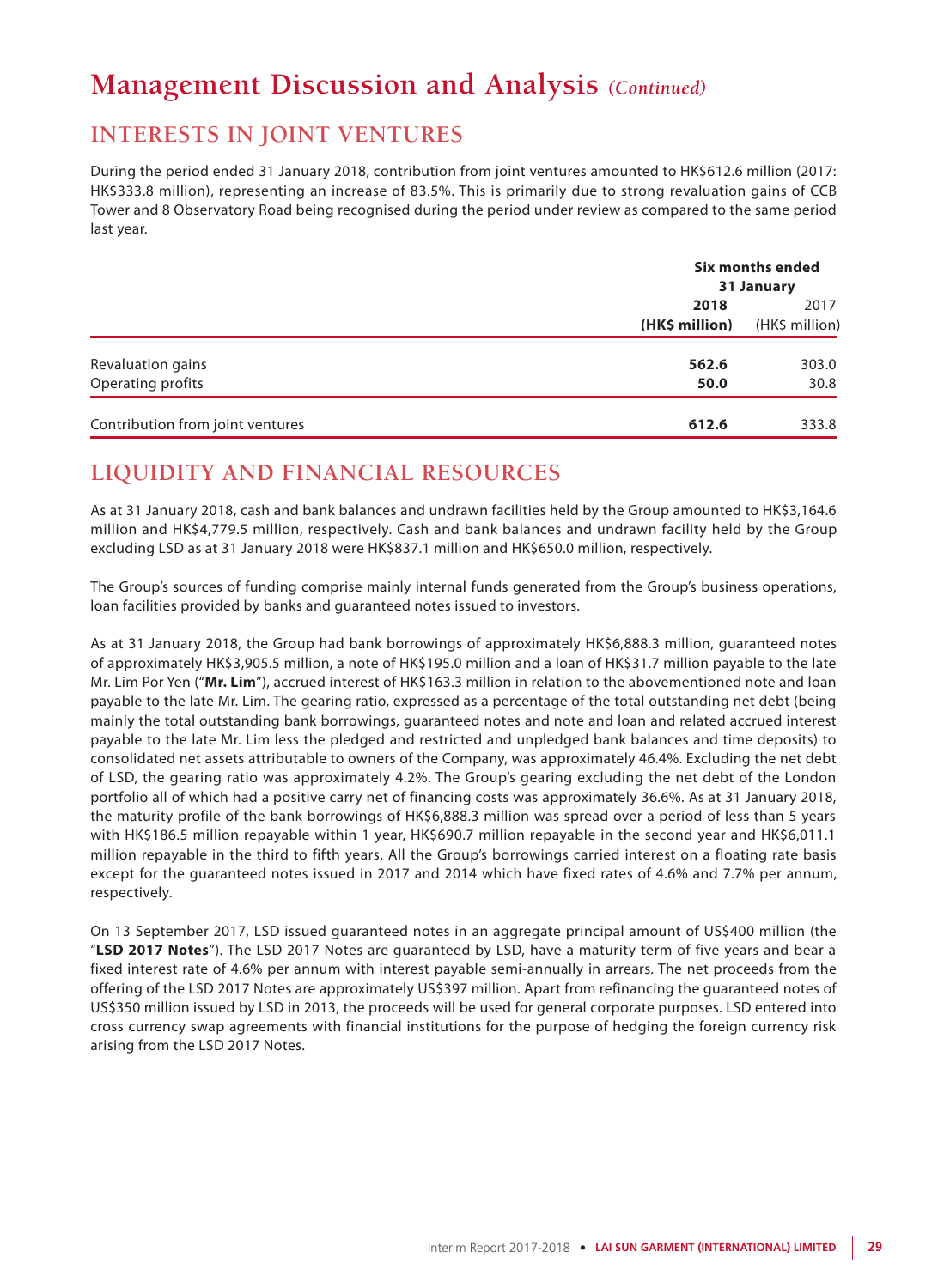# Management Discussion and Analysis *(Continued)*

## INTERESTS IN JOINT VENTURES

During the period ended 31 January 2018, contribution from joint ventures amounted to HK$612.6 million (2017: HK$333.8 million), representing an increase of 83.5%. This is primarily due to strong revaluation gains of CCB Tower and 8 Observatory Road being recognised during the period under review as compared to the same period last year.

| | **Six months ended 31 January** | |
|---|---|---|
| | **2018** | 2017 |
| | **(HK$ million)** | (HK$ million) |
| Revaluation gains | **562.6** | 303.0 |
| Operating profits | **50.0** | 30.8 |
| Contribution from joint ventures | **612.6** | 333.8 |

## LIQUIDITY AND FINANCIAL RESOURCES

As at 31 January 2018, cash and bank balances and undrawn facilities held by the Group amounted to HK$3,164.6 million and HK$4,779.5 million, respectively. Cash and bank balances and undrawn facility held by the Group excluding LSD as at 31 January 2018 were HK$837.1 million and HK$650.0 million, respectively.

The Group's sources of funding comprise mainly internal funds generated from the Group's business operations, loan facilities provided by banks and guaranteed notes issued to investors.

As at 31 January 2018, the Group had bank borrowings of approximately HK$6,888.3 million, guaranteed notes of approximately HK$3,905.5 million, a note of HK$195.0 million and a loan of HK$31.7 million payable to the late Mr. Lim Por Yen ("**Mr. Lim**"), accrued interest of HK$163.3 million in relation to the abovementioned note and loan payable to the late Mr. Lim. The gearing ratio, expressed as a percentage of the total outstanding net debt (being mainly the total outstanding bank borrowings, guaranteed notes and note and loan and related accrued interest payable to the late Mr. Lim less the pledged and restricted and unpledged bank balances and time deposits) to consolidated net assets attributable to owners of the Company, was approximately 46.4%. Excluding the net debt of LSD, the gearing ratio was approximately 4.2%. The Group's gearing excluding the net debt of the London portfolio all of which had a positive carry net of financing costs was approximately 36.6%. As at 31 January 2018, the maturity profile of the bank borrowings of HK$6,888.3 million was spread over a period of less than 5 years with HK$186.5 million repayable within 1 year, HK$690.7 million repayable in the second year and HK$6,011.1 million repayable in the third to fifth years. All the Group's borrowings carried interest on a floating rate basis except for the guaranteed notes issued in 2017 and 2014 which have fixed rates of 4.6% and 7.7% per annum, respectively.

On 13 September 2017, LSD issued guaranteed notes in an aggregate principal amount of US$400 million (the "**LSD 2017 Notes**"). The LSD 2017 Notes are guaranteed by LSD, have a maturity term of five years and bear a fixed interest rate of 4.6% per annum with interest payable semi-annually in arrears. The net proceeds from the offering of the LSD 2017 Notes are approximately US$397 million. Apart from refinancing the guaranteed notes of US$350 million issued by LSD in 2013, the proceeds will be used for general corporate purposes. LSD entered into cross currency swap agreements with financial institutions for the purpose of hedging the foreign currency risk arising from the LSD 2017 Notes.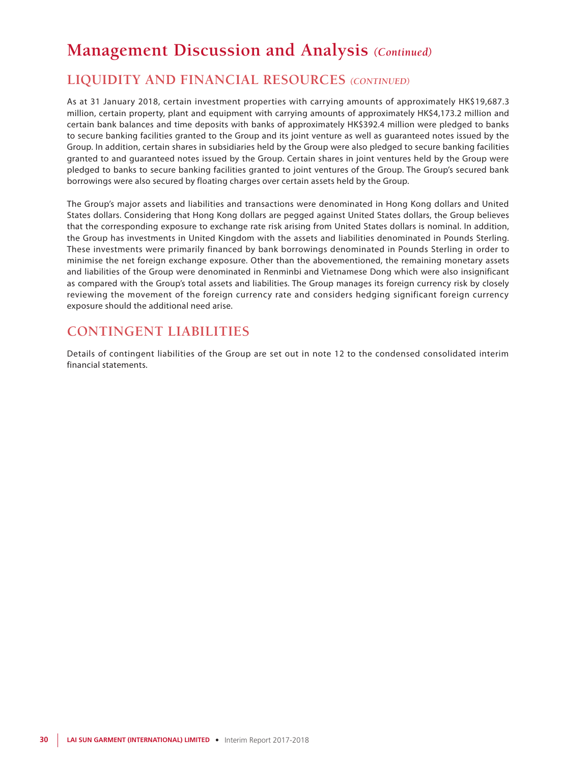# Management Discussion and Analysis *(Continued)*

## LIQUIDITY AND FINANCIAL RESOURCES *(CONTINUED)*

As at 31 January 2018, certain investment properties with carrying amounts of approximately HK$19,687.3 million, certain property, plant and equipment with carrying amounts of approximately HK$4,173.2 million and certain bank balances and time deposits with banks of approximately HK$392.4 million were pledged to banks to secure banking facilities granted to the Group and its joint venture as well as guaranteed notes issued by the Group. In addition, certain shares in subsidiaries held by the Group were also pledged to secure banking facilities granted to and guaranteed notes issued by the Group. Certain shares in joint ventures held by the Group were pledged to banks to secure banking facilities granted to joint ventures of the Group. The Group's secured bank borrowings were also secured by floating charges over certain assets held by the Group.

The Group's major assets and liabilities and transactions were denominated in Hong Kong dollars and United States dollars. Considering that Hong Kong dollars are pegged against United States dollars, the Group believes that the corresponding exposure to exchange rate risk arising from United States dollars is nominal. In addition, the Group has investments in United Kingdom with the assets and liabilities denominated in Pounds Sterling. These investments were primarily financed by bank borrowings denominated in Pounds Sterling in order to minimise the net foreign exchange exposure. Other than the abovementioned, the remaining monetary assets and liabilities of the Group were denominated in Renminbi and Vietnamese Dong which were also insignificant as compared with the Group's total assets and liabilities. The Group manages its foreign currency risk by closely reviewing the movement of the foreign currency rate and considers hedging significant foreign currency exposure should the additional need arise.

## CONTINGENT LIABILITIES

Details of contingent liabilities of the Group are set out in note 12 to the condensed consolidated interim financial statements.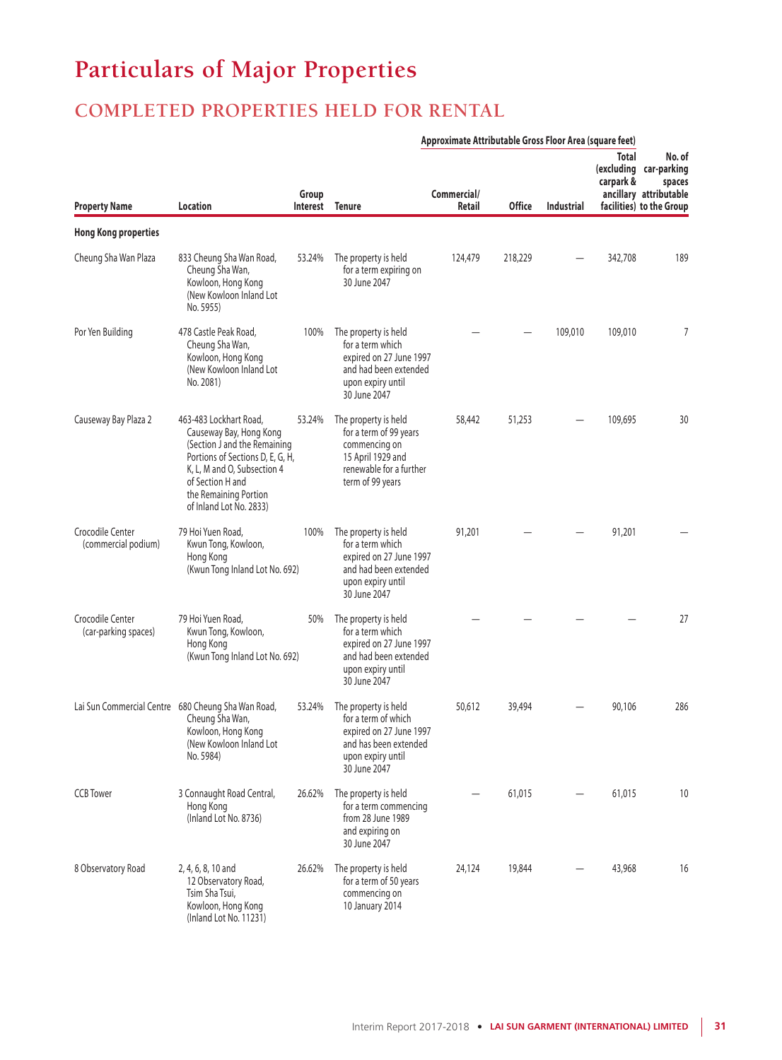# Particulars of Major Properties

## COMPLETED PROPERTIES HELD FOR RENTAL

| Property Name | Location | Group Interest | Tenure | Approximate Attributable Gross Floor Area (square feet) | | | | |
|---|---|---|---|---|---|---|---|---|
| | | | | Commercial/ Retail | Office | Industrial | Total (excluding carpark & ancillary facilities) | No. of car-parking spaces attributable to the Group |
| **Hong Kong properties** | | | | | | | | |
| Cheung Sha Wan Plaza | 833 Cheung Sha Wan Road, Cheung Sha Wan, Kowloon, Hong Kong (New Kowloon Inland Lot No. 5955) | 53.24% | The property is held for a term expiring on 30 June 2047 | 124,479 | 218,229 | — | 342,708 | 189 |
| Por Yen Building | 478 Castle Peak Road, Cheung Sha Wan, Kowloon, Hong Kong (New Kowloon Inland Lot No. 2081) | 100% | The property is held for a term which expired on 27 June 1997 and had been extended upon expiry until 30 June 2047 | — | — | 109,010 | 109,010 | 7 |
| Causeway Bay Plaza 2 | 463-483 Lockhart Road, Causeway Bay, Hong Kong (Section J and the Remaining Portions of Sections D, E, G, H, K, L, M and O, Subsection 4 of Section H and the Remaining Portion of Inland Lot No. 2833) | 53.24% | The property is held for a term of 99 years commencing on 15 April 1929 and renewable for a further term of 99 years | 58,442 | 51,253 | — | 109,695 | 30 |
| Crocodile Center (commercial podium) | 79 Hoi Yuen Road, Kwun Tong, Kowloon, Hong Kong (Kwun Tong Inland Lot No. 692) | 100% | The property is held for a term which expired on 27 June 1997 and had been extended upon expiry until 30 June 2047 | 91,201 | — | — | 91,201 | — |
| Crocodile Center (car-parking spaces) | 79 Hoi Yuen Road, Kwun Tong, Kowloon, Hong Kong (Kwun Tong Inland Lot No. 692) | 50% | The property is held for a term which expired on 27 June 1997 and had been extended upon expiry until 30 June 2047 | — | — | — | — | 27 |
| Lai Sun Commercial Centre | 680 Cheung Sha Wan Road, Cheung Sha Wan, Kowloon, Hong Kong (New Kowloon Inland Lot No. 5984) | 53.24% | The property is held for a term of which expired on 27 June 1997 and has been extended upon expiry until 30 June 2047 | 50,612 | 39,494 | — | 90,106 | 286 |
| CCB Tower | 3 Connaught Road Central, Hong Kong (Inland Lot No. 8736) | 26.62% | The property is held for a term commencing from 28 June 1989 and expiring on 30 June 2047 | — | 61,015 | — | 61,015 | 10 |
| 8 Observatory Road | 2, 4, 6, 8, 10 and 12 Observatory Road, Tsim Sha Tsui, Kowloon, Hong Kong (Inland Lot No. 11231) | 26.62% | The property is held for a term of 50 years commencing on 10 January 2014 | 24,124 | 19,844 | — | 43,968 | 16 |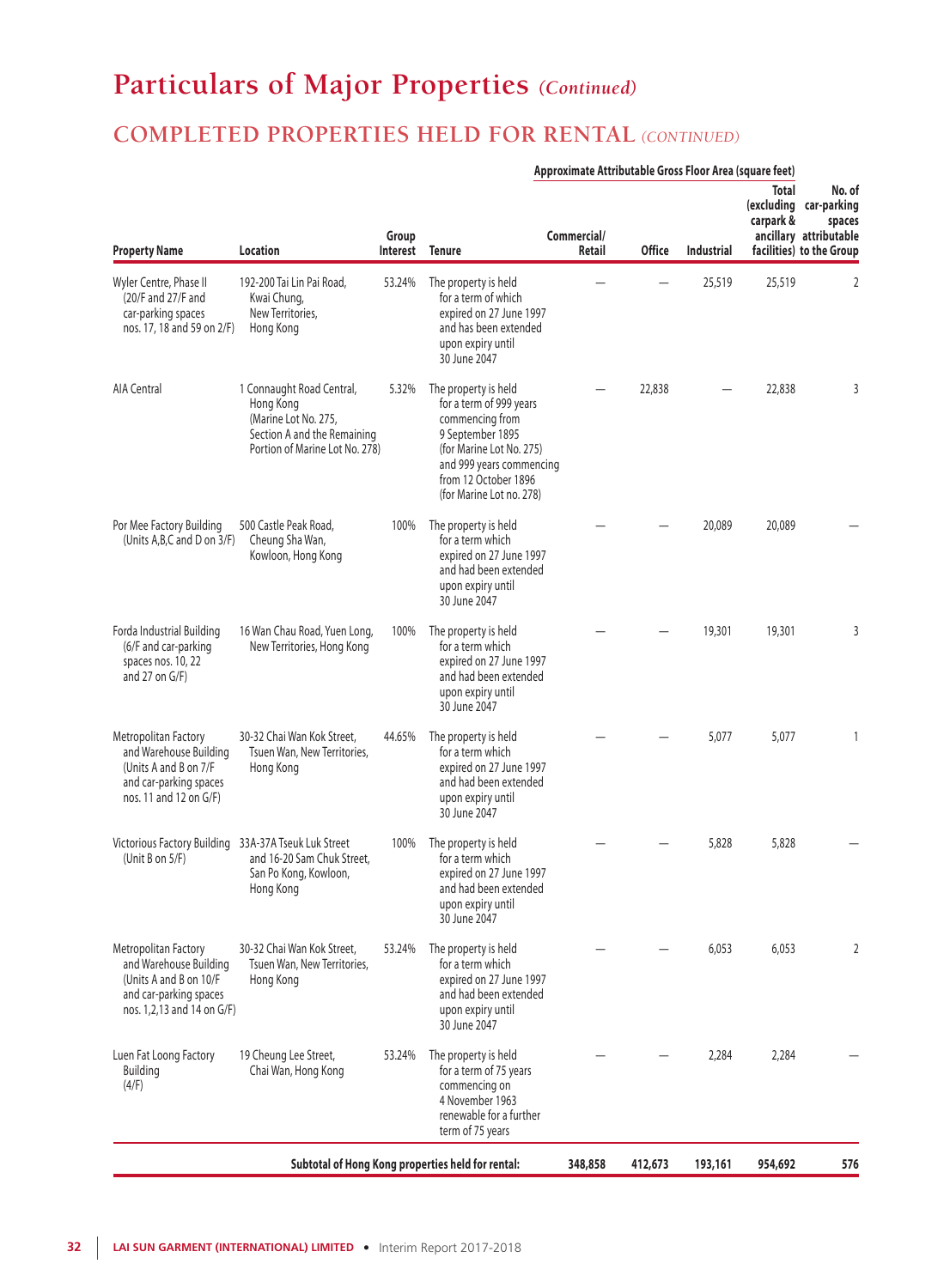# Particulars of Major Properties *(Continued)*

## COMPLETED PROPERTIES HELD FOR RENTAL *(CONTINUED)*

| Property Name | Location | Group Interest | Tenure | Approximate Attributable Gross Floor Area (square feet) | | | | |
|---|---|---|---|---|---|---|---|---|
| | | | | Commercial/ Retail | Office | Industrial | Total (excluding carpark & ancillary facilities) | No. of car-parking spaces attributable to the Group |
| Wyler Centre, Phase II (20/F and 27/F and car-parking spaces nos. 17, 18 and 59 on 2/F) | 192-200 Tai Lin Pai Road, Kwai Chung, New Territories, Hong Kong | 53.24% | The property is held for a term of which expired on 27 June 1997 and has been extended upon expiry until 30 June 2047 | — | — | 25,519 | 25,519 | 2 |
| AIA Central | 1 Connaught Road Central, Hong Kong (Marine Lot No. 275, Section A and the Remaining Portion of Marine Lot No. 278) | 5.32% | The property is held for a term of 999 years commencing from 9 September 1895 (for Marine Lot No. 275) and 999 years commencing from 12 October 1896 (for Marine Lot no. 278) | — | 22,838 | — | 22,838 | 3 |
| Por Mee Factory Building (Units A,B,C and D on 3/F) | 500 Castle Peak Road, Cheung Sha Wan, Kowloon, Hong Kong | 100% | The property is held for a term which expired on 27 June 1997 and had been extended upon expiry until 30 June 2047 | — | — | 20,089 | 20,089 | — |
| Forda Industrial Building (6/F and car-parking spaces nos. 10, 22 and 27 on G/F) | 16 Wan Chau Road, Yuen Long, New Territories, Hong Kong | 100% | The property is held for a term which expired on 27 June 1997 and had been extended upon expiry until 30 June 2047 | — | — | 19,301 | 19,301 | 3 |
| Metropolitan Factory and Warehouse Building (Units A and B on 7/F and car-parking spaces nos. 11 and 12 on G/F) | 30-32 Chai Wan Kok Street, Tsuen Wan, New Territories, Hong Kong | 44.65% | The property is held for a term which expired on 27 June 1997 and had been extended upon expiry until 30 June 2047 | — | — | 5,077 | 5,077 | 1 |
| Victorious Factory Building (Unit B on 5/F) | 33A-37A Tseuk Luk Street and 16-20 Sam Chuk Street, San Po Kong, Kowloon, Hong Kong | 100% | The property is held for a term which expired on 27 June 1997 and had been extended upon expiry until 30 June 2047 | — | — | 5,828 | 5,828 | — |
| Metropolitan Factory and Warehouse Building (Units A and B on 10/F and car-parking spaces nos. 1,2,13 and 14 on G/F) | 30-32 Chai Wan Kok Street, Tsuen Wan, New Territories, Hong Kong | 53.24% | The property is held for a term which expired on 27 June 1997 and had been extended upon expiry until 30 June 2047 | — | — | 6,053 | 6,053 | 2 |
| Luen Fat Loong Factory Building (4/F) | 19 Cheung Lee Street, Chai Wan, Hong Kong | 53.24% | The property is held for a term of 75 years commencing on 4 November 1963 renewable for a further term of 75 years | — | — | 2,284 | 2,284 | — |
| | | | **Subtotal of Hong Kong properties held for rental:** | **348,858** | **412,673** | **193,161** | **954,692** | **576** |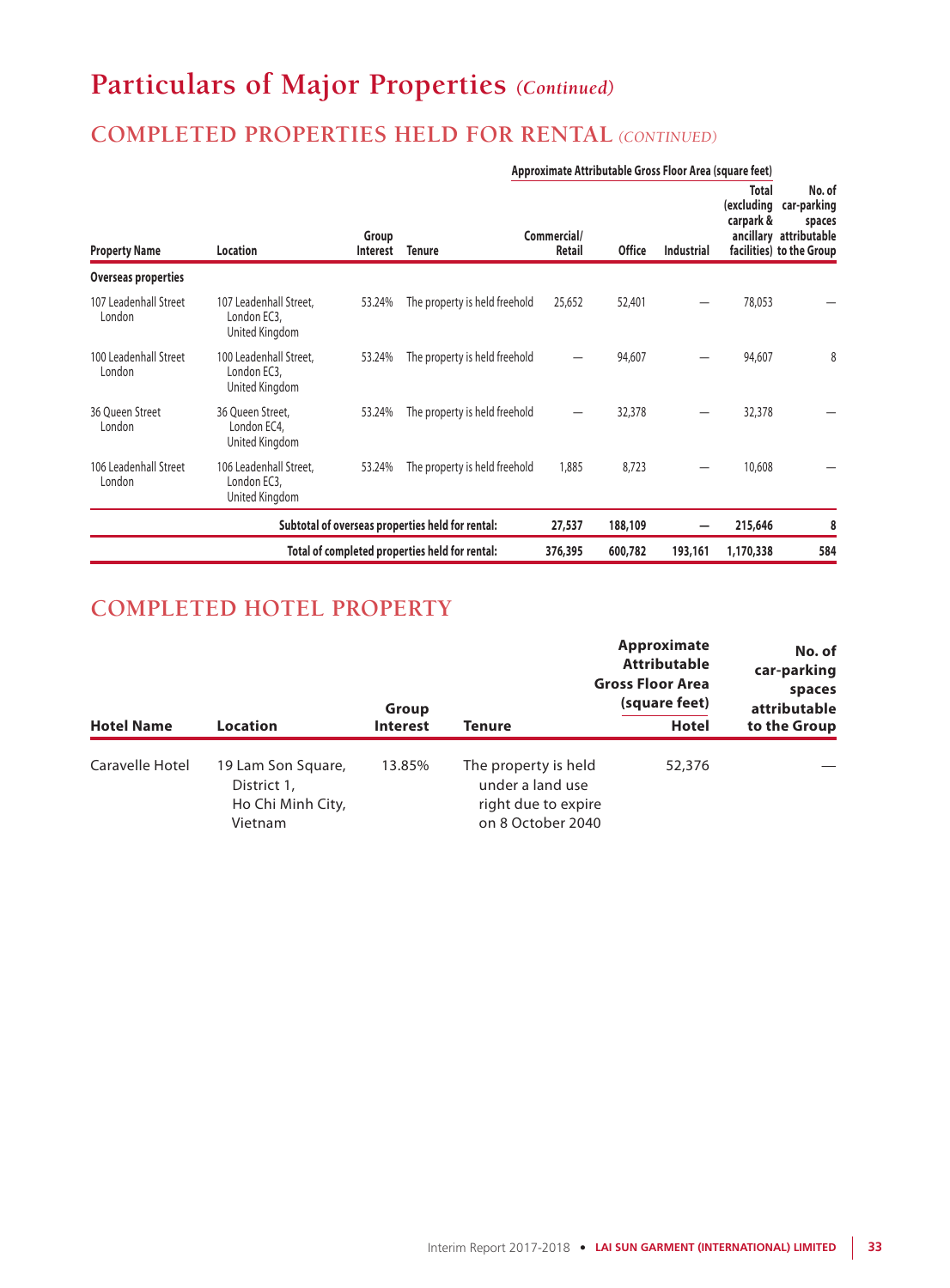# Particulars of Major Properties *(Continued)*

## COMPLETED PROPERTIES HELD FOR RENTAL *(CONTINUED)*

| Property Name | Location | Group Interest | Tenure | Approximate Attributable Gross Floor Area (square feet) Commercial/ Retail | Office | Industrial | Total (excluding carpark & ancillary facilities) | No. of car-parking spaces attributable to the Group |
|---|---|---|---|---|---|---|---|---|
| **Overseas properties** | | | | | | | | |
| 107 Leadenhall Street London | 107 Leadenhall Street, London EC3, United Kingdom | 53.24% | The property is held freehold | 25,652 | 52,401 | — | 78,053 | — |
| 100 Leadenhall Street London | 100 Leadenhall Street, London EC3, United Kingdom | 53.24% | The property is held freehold | — | 94,607 | — | 94,607 | 8 |
| 36 Queen Street London | 36 Queen Street, London EC4, United Kingdom | 53.24% | The property is held freehold | — | 32,378 | — | 32,378 | — |
| 106 Leadenhall Street London | 106 Leadenhall Street, London EC3, United Kingdom | 53.24% | The property is held freehold | 1,885 | 8,723 | — | 10,608 | — |
| | | **Subtotal of overseas properties held for rental:** | | **27,537** | **188,109** | **—** | **215,646** | **8** |
| | | **Total of completed properties held for rental:** | | **376,395** | **600,782** | **193,161** | **1,170,338** | **584** |

## COMPLETED HOTEL PROPERTY

| Hotel Name | Location | Group Interest | Tenure | Approximate Attributable Gross Floor Area (square feet) Hotel | No. of car-parking spaces attributable to the Group |
|---|---|---|---|---|---|
| Caravelle Hotel | 19 Lam Son Square, District 1, Ho Chi Minh City, Vietnam | 13.85% | The property is held under a land use right due to expire on 8 October 2040 | 52,376 | — |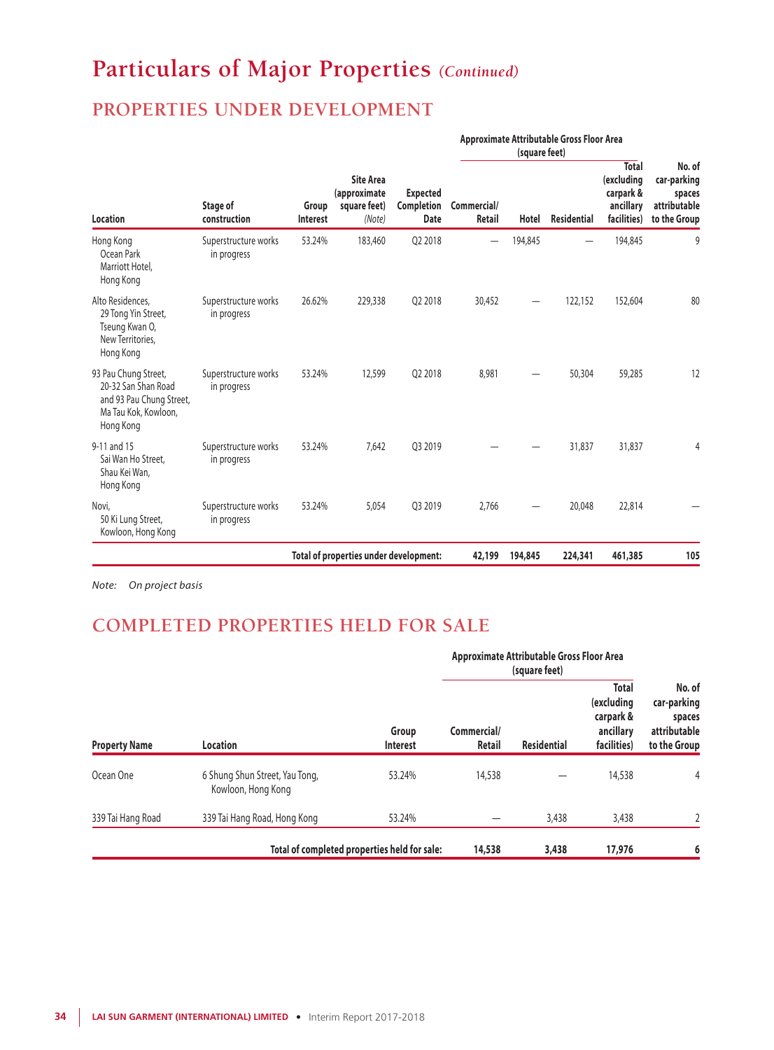# Particulars of Major Properties *(Continued)*

## PROPERTIES UNDER DEVELOPMENT

| Location | Stage of construction | Group Interest | Site Area (approximate square feet) *(Note)* | Expected Completion Date | Approximate Attributable Gross Floor Area (square feet) | | | | No. of car-parking spaces attributable to the Group |
|---|---|---|---|---|---|---|---|---|---|
| | | | | | Commercial/ Retail | Hotel | Residential | Total (excluding carpark & ancillary facilities) | |
| Hong Kong Ocean Park Marriott Hotel, Hong Kong | Superstructure works in progress | 53.24% | 183,460 | Q2 2018 | — | 194,845 | — | 194,845 | 9 |
| Alto Residences, 29 Tong Yin Street, Tseung Kwan O, New Territories, Hong Kong | Superstructure works in progress | 26.62% | 229,338 | Q2 2018 | 30,452 | — | 122,152 | 152,604 | 80 |
| 93 Pau Chung Street, 20-32 San Shan Road and 93 Pau Chung Street, Ma Tau Kok, Kowloon, Hong Kong | Superstructure works in progress | 53.24% | 12,599 | Q2 2018 | 8,981 | — | 50,304 | 59,285 | 12 |
| 9-11 and 15 Sai Wan Ho Street, Shau Kei Wan, Hong Kong | Superstructure works in progress | 53.24% | 7,642 | Q3 2019 | — | — | 31,837 | 31,837 | 4 |
| Novi, 50 Ki Lung Street, Kowloon, Hong Kong | Superstructure works in progress | 53.24% | 5,054 | Q3 2019 | 2,766 | — | 20,048 | 22,814 | — |
| | | **Total of properties under development:** | | | **42,199** | **194,845** | **224,341** | **461,385** | **105** |

*Note: On project basis*

## COMPLETED PROPERTIES HELD FOR SALE

| Property Name | Location | Group Interest | Approximate Attributable Gross Floor Area (square feet) | | | No. of car-parking spaces attributable to the Group |
|---|---|---|---|---|---|---|
| | | | Commercial/ Retail | Residential | Total (excluding carpark & ancillary facilities) | |
| Ocean One | 6 Shung Shun Street, Yau Tong, Kowloon, Hong Kong | 53.24% | 14,538 | — | 14,538 | 4 |
| 339 Tai Hang Road | 339 Tai Hang Road, Hong Kong | 53.24% | — | 3,438 | 3,438 | 2 |
| | **Total of completed properties held for sale:** | | **14,538** | **3,438** | **17,976** | **6** |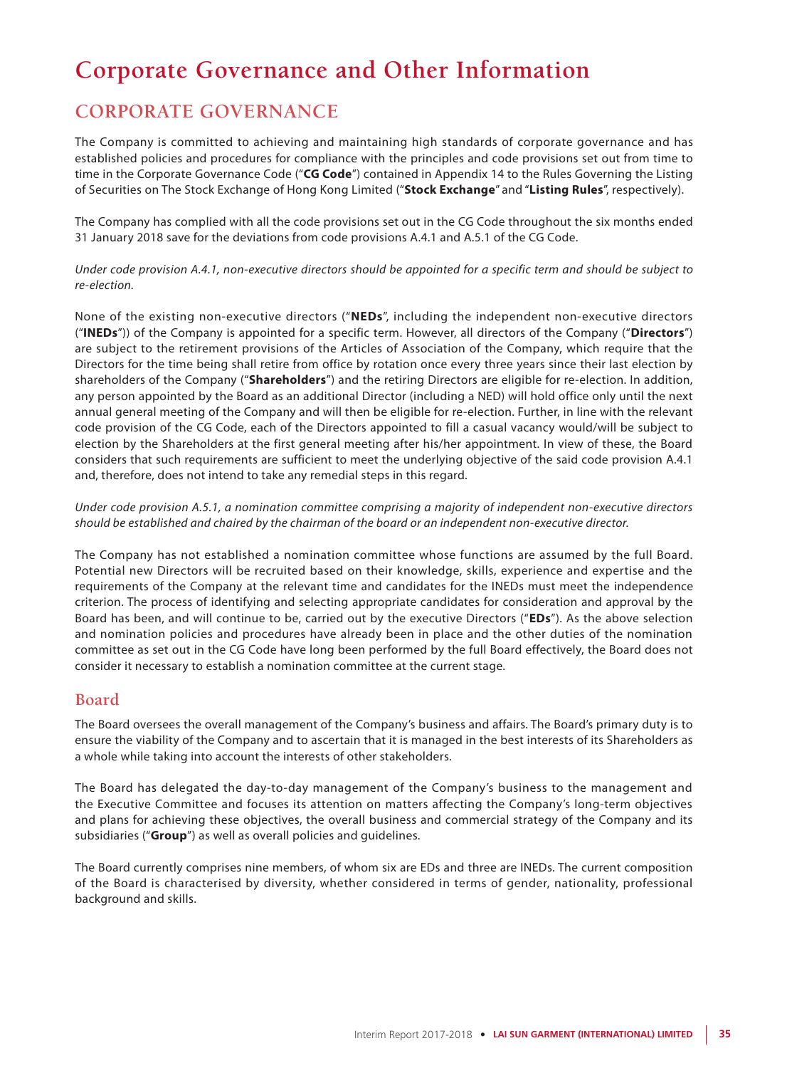# Corporate Governance and Other Information

## CORPORATE GOVERNANCE

The Company is committed to achieving and maintaining high standards of corporate governance and has established policies and procedures for compliance with the principles and code provisions set out from time to time in the Corporate Governance Code ("**CG Code**") contained in Appendix 14 to the Rules Governing the Listing of Securities on The Stock Exchange of Hong Kong Limited ("**Stock Exchange**" and "**Listing Rules**", respectively).

The Company has complied with all the code provisions set out in the CG Code throughout the six months ended 31 January 2018 save for the deviations from code provisions A.4.1 and A.5.1 of the CG Code.

*Under code provision A.4.1, non-executive directors should be appointed for a specific term and should be subject to re-election.*

None of the existing non-executive directors ("**NEDs**", including the independent non-executive directors ("**INEDs**")) of the Company is appointed for a specific term. However, all directors of the Company ("**Directors**") are subject to the retirement provisions of the Articles of Association of the Company, which require that the Directors for the time being shall retire from office by rotation once every three years since their last election by shareholders of the Company ("**Shareholders**") and the retiring Directors are eligible for re-election. In addition, any person appointed by the Board as an additional Director (including a NED) will hold office only until the next annual general meeting of the Company and will then be eligible for re-election. Further, in line with the relevant code provision of the CG Code, each of the Directors appointed to fill a casual vacancy would/will be subject to election by the Shareholders at the first general meeting after his/her appointment. In view of these, the Board considers that such requirements are sufficient to meet the underlying objective of the said code provision A.4.1 and, therefore, does not intend to take any remedial steps in this regard.

*Under code provision A.5.1, a nomination committee comprising a majority of independent non-executive directors should be established and chaired by the chairman of the board or an independent non-executive director.*

The Company has not established a nomination committee whose functions are assumed by the full Board. Potential new Directors will be recruited based on their knowledge, skills, experience and expertise and the requirements of the Company at the relevant time and candidates for the INEDs must meet the independence criterion. The process of identifying and selecting appropriate candidates for consideration and approval by the Board has been, and will continue to be, carried out by the executive Directors ("**EDs**"). As the above selection and nomination policies and procedures have already been in place and the other duties of the nomination committee as set out in the CG Code have long been performed by the full Board effectively, the Board does not consider it necessary to establish a nomination committee at the current stage.

### Board

The Board oversees the overall management of the Company's business and affairs. The Board's primary duty is to ensure the viability of the Company and to ascertain that it is managed in the best interests of its Shareholders as a whole while taking into account the interests of other stakeholders.

The Board has delegated the day-to-day management of the Company's business to the management and the Executive Committee and focuses its attention on matters affecting the Company's long-term objectives and plans for achieving these objectives, the overall business and commercial strategy of the Company and its subsidiaries ("**Group**") as well as overall policies and guidelines.

The Board currently comprises nine members, of whom six are EDs and three are INEDs. The current composition of the Board is characterised by diversity, whether considered in terms of gender, nationality, professional background and skills.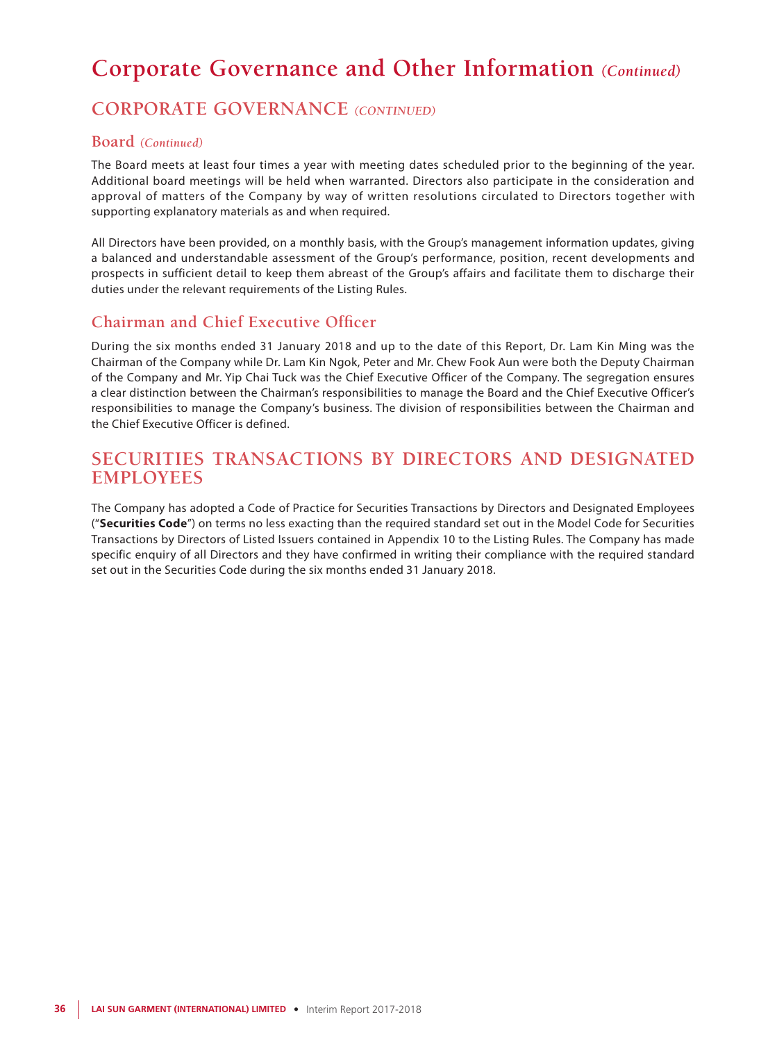# Corporate Governance and Other Information *(Continued)*

## CORPORATE GOVERNANCE *(CONTINUED)*

### Board *(Continued)*

The Board meets at least four times a year with meeting dates scheduled prior to the beginning of the year. Additional board meetings will be held when warranted. Directors also participate in the consideration and approval of matters of the Company by way of written resolutions circulated to Directors together with supporting explanatory materials as and when required.

All Directors have been provided, on a monthly basis, with the Group's management information updates, giving a balanced and understandable assessment of the Group's performance, position, recent developments and prospects in sufficient detail to keep them abreast of the Group's affairs and facilitate them to discharge their duties under the relevant requirements of the Listing Rules.

### Chairman and Chief Executive Officer

During the six months ended 31 January 2018 and up to the date of this Report, Dr. Lam Kin Ming was the Chairman of the Company while Dr. Lam Kin Ngok, Peter and Mr. Chew Fook Aun were both the Deputy Chairman of the Company and Mr. Yip Chai Tuck was the Chief Executive Officer of the Company. The segregation ensures a clear distinction between the Chairman's responsibilities to manage the Board and the Chief Executive Officer's responsibilities to manage the Company's business. The division of responsibilities between the Chairman and the Chief Executive Officer is defined.

## SECURITIES TRANSACTIONS BY DIRECTORS AND DESIGNATED EMPLOYEES

The Company has adopted a Code of Practice for Securities Transactions by Directors and Designated Employees ("**Securities Code**") on terms no less exacting than the required standard set out in the Model Code for Securities Transactions by Directors of Listed Issuers contained in Appendix 10 to the Listing Rules. The Company has made specific enquiry of all Directors and they have confirmed in writing their compliance with the required standard set out in the Securities Code during the six months ended 31 January 2018.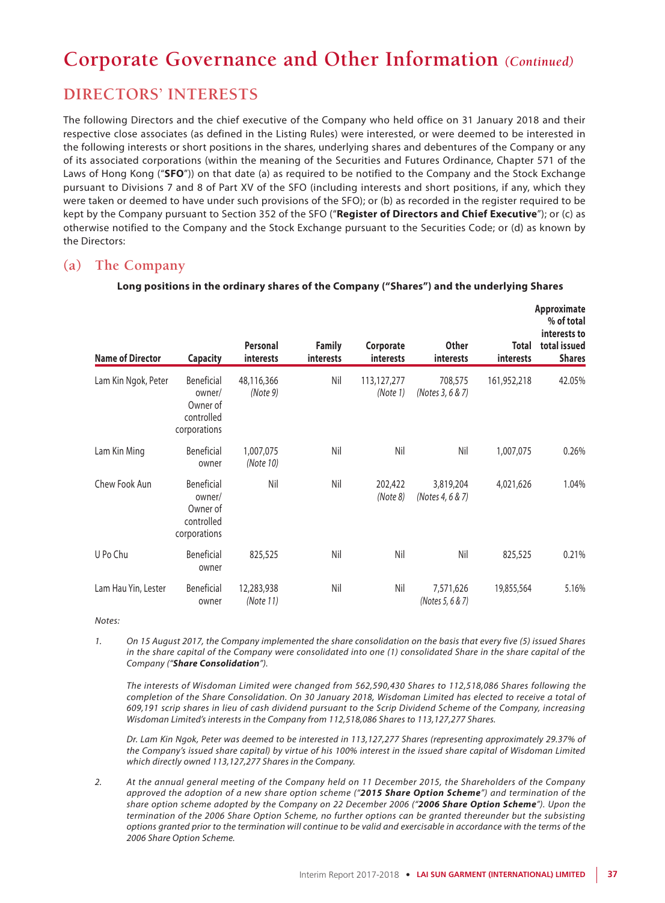# Corporate Governance and Other Information *(Continued)*

## DIRECTORS' INTERESTS

The following Directors and the chief executive of the Company who held office on 31 January 2018 and their respective close associates (as defined in the Listing Rules) were interested, or were deemed to be interested in the following interests or short positions in the shares, underlying shares and debentures of the Company or any of its associated corporations (within the meaning of the Securities and Futures Ordinance, Chapter 571 of the Laws of Hong Kong ("**SFO**")) on that date (a) as required to be notified to the Company and the Stock Exchange pursuant to Divisions 7 and 8 of Part XV of the SFO (including interests and short positions, if any, which they were taken or deemed to have under such provisions of the SFO); or (b) as recorded in the register required to be kept by the Company pursuant to Section 352 of the SFO ("**Register of Directors and Chief Executive**"); or (c) as otherwise notified to the Company and the Stock Exchange pursuant to the Securities Code; or (d) as known by the Directors:

### (a) The Company

**Long positions in the ordinary shares of the Company ("Shares") and the underlying Shares**

| Name of Director | Capacity | Personal interests | Family interests | Corporate interests | Other interests | Total interests | Approximate % of total interests to total issued Shares |
|---|---|---|---|---|---|---|---|
| Lam Kin Ngok, Peter | Beneficial owner/ Owner of controlled corporations | 48,116,366 *(Note 9)* | Nil | 113,127,277 *(Note 1)* | 708,575 *(Notes 3, 6 & 7)* | 161,952,218 | 42.05% |
| Lam Kin Ming | Beneficial owner | 1,007,075 *(Note 10)* | Nil | Nil | Nil | 1,007,075 | 0.26% |
| Chew Fook Aun | Beneficial owner/ Owner of controlled corporations | Nil | Nil | 202,422 *(Note 8)* | 3,819,204 *(Notes 4, 6 & 7)* | 4,021,626 | 1.04% |
| U Po Chu | Beneficial owner | 825,525 | Nil | Nil | Nil | 825,525 | 0.21% |
| Lam Hau Yin, Lester | Beneficial owner | 12,283,938 *(Note 11)* | Nil | Nil | 7,571,626 *(Notes 5, 6 & 7)* | 19,855,564 | 5.16% |

*Notes:*

1. *On 15 August 2017, the Company implemented the share consolidation on the basis that every five (5) issued Shares in the share capital of the Company were consolidated into one (1) consolidated Share in the share capital of the Company ("**Share Consolidation**").*

   *The interests of Wisdoman Limited were changed from 562,590,430 Shares to 112,518,086 Shares following the completion of the Share Consolidation. On 30 January 2018, Wisdoman Limited has elected to receive a total of 609,191 scrip shares in lieu of cash dividend pursuant to the Scrip Dividend Scheme of the Company, increasing Wisdoman Limited's interests in the Company from 112,518,086 Shares to 113,127,277 Shares.*

   *Dr. Lam Kin Ngok, Peter was deemed to be interested in 113,127,277 Shares (representing approximately 29.37% of the Company's issued share capital) by virtue of his 100% interest in the issued share capital of Wisdoman Limited which directly owned 113,127,277 Shares in the Company.*

2. *At the annual general meeting of the Company held on 11 December 2015, the Shareholders of the Company approved the adoption of a new share option scheme ("**2015 Share Option Scheme**") and termination of the share option scheme adopted by the Company on 22 December 2006 ("**2006 Share Option Scheme**"). Upon the termination of the 2006 Share Option Scheme, no further options can be granted thereunder but the subsisting options granted prior to the termination will continue to be valid and exercisable in accordance with the terms of the 2006 Share Option Scheme.*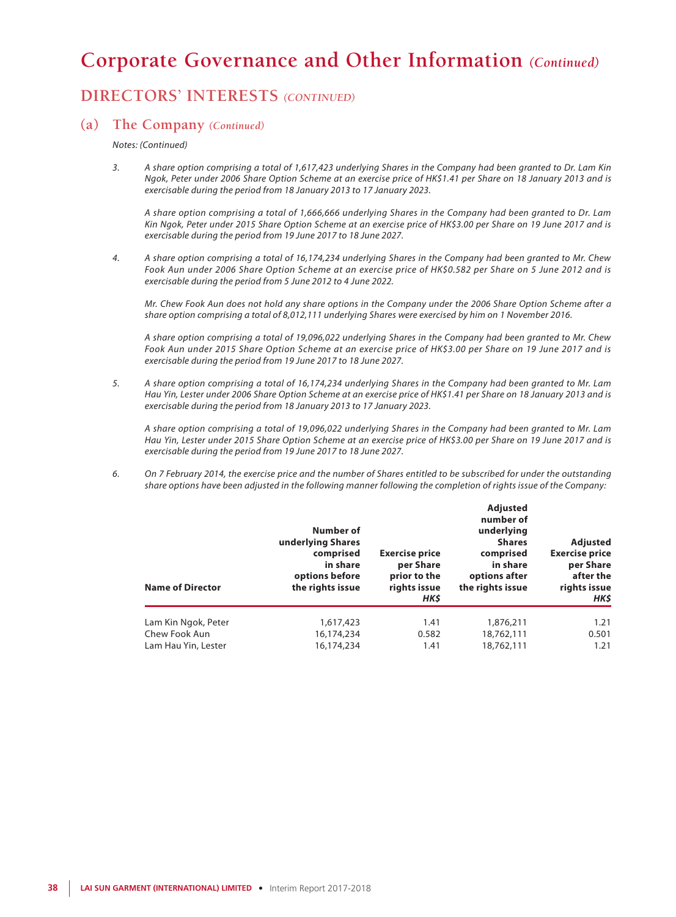# Corporate Governance and Other Information *(Continued)*

## DIRECTORS' INTERESTS *(CONTINUED)*

### (a) The Company *(Continued)*

*Notes: (Continued)*

3. *A share option comprising a total of 1,617,423 underlying Shares in the Company had been granted to Dr. Lam Kin Ngok, Peter under 2006 Share Option Scheme at an exercise price of HK$1.41 per Share on 18 January 2013 and is exercisable during the period from 18 January 2013 to 17 January 2023.*

   *A share option comprising a total of 1,666,666 underlying Shares in the Company had been granted to Dr. Lam Kin Ngok, Peter under 2015 Share Option Scheme at an exercise price of HK$3.00 per Share on 19 June 2017 and is exercisable during the period from 19 June 2017 to 18 June 2027.*

4. *A share option comprising a total of 16,174,234 underlying Shares in the Company had been granted to Mr. Chew Fook Aun under 2006 Share Option Scheme at an exercise price of HK$0.582 per Share on 5 June 2012 and is exercisable during the period from 5 June 2012 to 4 June 2022.*

   *Mr. Chew Fook Aun does not hold any share options in the Company under the 2006 Share Option Scheme after a share option comprising a total of 8,012,111 underlying Shares were exercised by him on 1 November 2016.*

   *A share option comprising a total of 19,096,022 underlying Shares in the Company had been granted to Mr. Chew Fook Aun under 2015 Share Option Scheme at an exercise price of HK$3.00 per Share on 19 June 2017 and is exercisable during the period from 19 June 2017 to 18 June 2027.*

5. *A share option comprising a total of 16,174,234 underlying Shares in the Company had been granted to Mr. Lam Hau Yin, Lester under 2006 Share Option Scheme at an exercise price of HK$1.41 per Share on 18 January 2013 and is exercisable during the period from 18 January 2013 to 17 January 2023.*

   *A share option comprising a total of 19,096,022 underlying Shares in the Company had been granted to Mr. Lam Hau Yin, Lester under 2015 Share Option Scheme at an exercise price of HK$3.00 per Share on 19 June 2017 and is exercisable during the period from 19 June 2017 to 18 June 2027.*

6. *On 7 February 2014, the exercise price and the number of Shares entitled to be subscribed for under the outstanding share options have been adjusted in the following manner following the completion of rights issue of the Company:*

| Name of Director | Number of underlying Shares comprised in share options before the rights issue | Exercise price per Share prior to the rights issue *HK$* | Adjusted number of underlying Shares comprised in share options after the rights issue | Adjusted Exercise price per Share after the rights issue *HK$* |
|---|---|---|---|---|
| Lam Kin Ngok, Peter | 1,617,423 | 1.41 | 1,876,211 | 1.21 |
| Chew Fook Aun | 16,174,234 | 0.582 | 18,762,111 | 0.501 |
| Lam Hau Yin, Lester | 16,174,234 | 1.41 | 18,762,111 | 1.21 |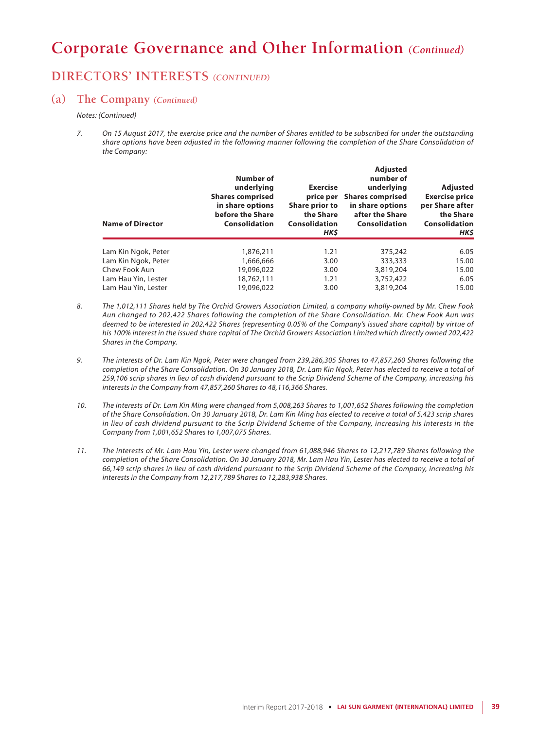# Corporate Governance and Other Information *(Continued)*

## DIRECTORS' INTERESTS *(CONTINUED)*

### (a) The Company *(Continued)*

*Notes: (Continued)*

7. *On 15 August 2017, the exercise price and the number of Shares entitled to be subscribed for under the outstanding share options have been adjusted in the following manner following the completion of the Share Consolidation of the Company:*

| Name of Director | Number of underlying Shares comprised in share options before the Share Consolidation | Exercise price per Share prior to the Share Consolidation *HK$* | Adjusted number of underlying Shares comprised in share options after the Share Consolidation | Adjusted Exercise price per Share after the Share Consolidation *HK$* |
|---|---|---|---|---|
| Lam Kin Ngok, Peter | 1,876,211 | 1.21 | 375,242 | 6.05 |
| Lam Kin Ngok, Peter | 1,666,666 | 3.00 | 333,333 | 15.00 |
| Chew Fook Aun | 19,096,022 | 3.00 | 3,819,204 | 15.00 |
| Lam Hau Yin, Lester | 18,762,111 | 1.21 | 3,752,422 | 6.05 |
| Lam Hau Yin, Lester | 19,096,022 | 3.00 | 3,819,204 | 15.00 |

8. *The 1,012,111 Shares held by The Orchid Growers Association Limited, a company wholly-owned by Mr. Chew Fook Aun changed to 202,422 Shares following the completion of the Share Consolidation. Mr. Chew Fook Aun was deemed to be interested in 202,422 Shares (representing 0.05% of the Company's issued share capital) by virtue of his 100% interest in the issued share capital of The Orchid Growers Association Limited which directly owned 202,422 Shares in the Company.*

9. *The interests of Dr. Lam Kin Ngok, Peter were changed from 239,286,305 Shares to 47,857,260 Shares following the completion of the Share Consolidation. On 30 January 2018, Dr. Lam Kin Ngok, Peter has elected to receive a total of 259,106 scrip shares in lieu of cash dividend pursuant to the Scrip Dividend Scheme of the Company, increasing his interests in the Company from 47,857,260 Shares to 48,116,366 Shares.*

10. *The interests of Dr. Lam Kin Ming were changed from 5,008,263 Shares to 1,001,652 Shares following the completion of the Share Consolidation. On 30 January 2018, Dr. Lam Kin Ming has elected to receive a total of 5,423 scrip shares in lieu of cash dividend pursuant to the Scrip Dividend Scheme of the Company, increasing his interests in the Company from 1,001,652 Shares to 1,007,075 Shares.*

11. *The interests of Mr. Lam Hau Yin, Lester were changed from 61,088,946 Shares to 12,217,789 Shares following the completion of the Share Consolidation. On 30 January 2018, Mr. Lam Hau Yin, Lester has elected to receive a total of 66,149 scrip shares in lieu of cash dividend pursuant to the Scrip Dividend Scheme of the Company, increasing his interests in the Company from 12,217,789 Shares to 12,283,938 Shares.*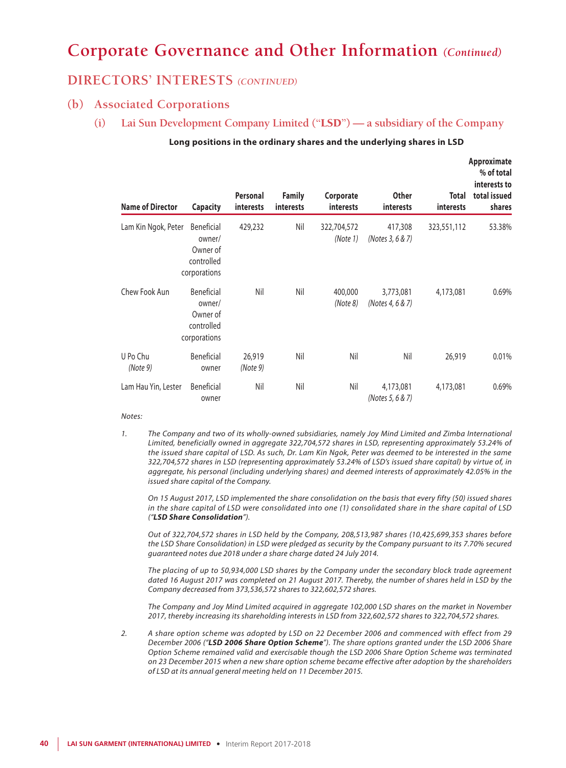# Corporate Governance and Other Information *(Continued)*

## DIRECTORS' INTERESTS *(CONTINUED)*

### (b) Associated Corporations

#### (i) Lai Sun Development Company Limited ("**LSD**") — a subsidiary of the Company

**Long positions in the ordinary shares and the underlying shares in LSD**

| Name of Director | Capacity | Personal interests | Family interests | Corporate interests | Other interests | Total interests | Approximate % of total interests to total issued shares |
|---|---|---|---|---|---|---|---|
| Lam Kin Ngok, Peter | Beneficial owner/ Owner of controlled corporations | 429,232 | Nil | 322,704,572 *(Note 1)* | 417,308 *(Notes 3, 6 & 7)* | 323,551,112 | 53.38% |
| Chew Fook Aun | Beneficial owner/ Owner of controlled corporations | Nil | Nil | 400,000 *(Note 8)* | 3,773,081 *(Notes 4, 6 & 7)* | 4,173,081 | 0.69% |
| U Po Chu *(Note 9)* | Beneficial owner | 26,919 *(Note 9)* | Nil | Nil | Nil | 26,919 | 0.01% |
| Lam Hau Yin, Lester | Beneficial owner | Nil | Nil | Nil | 4,173,081 *(Notes 5, 6 & 7)* | 4,173,081 | 0.69% |

*Notes:*

1. *The Company and two of its wholly-owned subsidiaries, namely Joy Mind Limited and Zimba International Limited, beneficially owned in aggregate 322,704,572 shares in LSD, representing approximately 53.24% of the issued share capital of LSD. As such, Dr. Lam Kin Ngok, Peter was deemed to be interested in the same 322,704,572 shares in LSD (representing approximately 53.24% of LSD's issued share capital) by virtue of, in aggregate, his personal (including underlying shares) and deemed interests of approximately 42.05% in the issued share capital of the Company.*

   *On 15 August 2017, LSD implemented the share consolidation on the basis that every fifty (50) issued shares in the share capital of LSD were consolidated into one (1) consolidated share in the share capital of LSD ("**LSD Share Consolidation**").*

   *Out of 322,704,572 shares in LSD held by the Company, 208,513,987 shares (10,425,699,353 shares before the LSD Share Consolidation) in LSD were pledged as security by the Company pursuant to its 7.70% secured guaranteed notes due 2018 under a share charge dated 24 July 2014.*

   *The placing of up to 50,934,000 LSD shares by the Company under the secondary block trade agreement dated 16 August 2017 was completed on 21 August 2017. Thereby, the number of shares held in LSD by the Company decreased from 373,536,572 shares to 322,602,572 shares.*

   *The Company and Joy Mind Limited acquired in aggregate 102,000 LSD shares on the market in November 2017, thereby increasing its shareholding interests in LSD from 322,602,572 shares to 322,704,572 shares.*

2. *A share option scheme was adopted by LSD on 22 December 2006 and commenced with effect from 29 December 2006 ("**LSD 2006 Share Option Scheme**"). The share options granted under the LSD 2006 Share Option Scheme remained valid and exercisable though the LSD 2006 Share Option Scheme was terminated on 23 December 2015 when a new share option scheme became effective after adoption by the shareholders of LSD at its annual general meeting held on 11 December 2015.*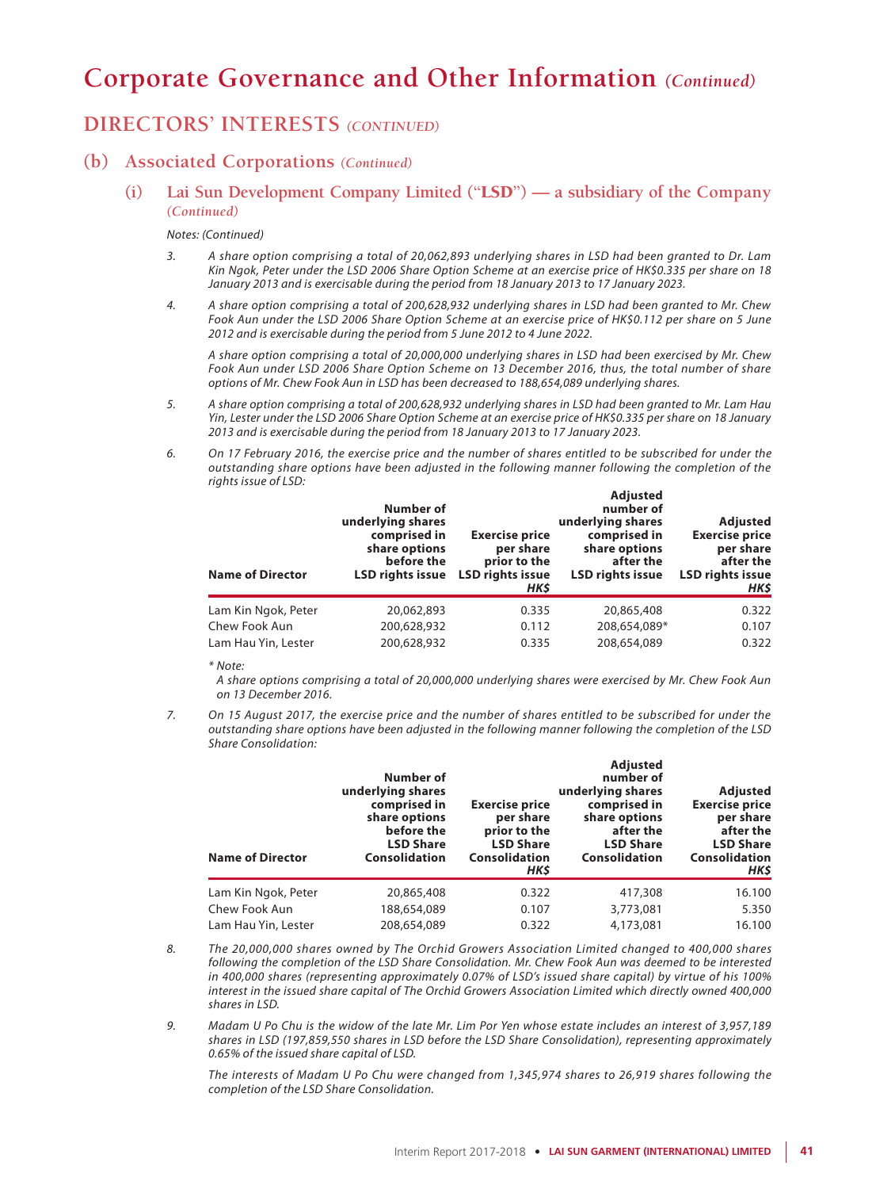# Corporate Governance and Other Information *(Continued)*

## DIRECTORS' INTERESTS *(CONTINUED)*

### (b) Associated Corporations *(Continued)*

#### (i) Lai Sun Development Company Limited ("LSD") — a subsidiary of the Company *(Continued)*

*Notes: (Continued)*

3. *A share option comprising a total of 20,062,893 underlying shares in LSD had been granted to Dr. Lam Kin Ngok, Peter under the LSD 2006 Share Option Scheme at an exercise price of HK$0.335 per share on 18 January 2013 and is exercisable during the period from 18 January 2013 to 17 January 2023.*

4. *A share option comprising a total of 200,628,932 underlying shares in LSD had been granted to Mr. Chew Fook Aun under the LSD 2006 Share Option Scheme at an exercise price of HK$0.112 per share on 5 June 2012 and is exercisable during the period from 5 June 2012 to 4 June 2022.*

   *A share option comprising a total of 20,000,000 underlying shares in LSD had been exercised by Mr. Chew Fook Aun under LSD 2006 Share Option Scheme on 13 December 2016, thus, the total number of share options of Mr. Chew Fook Aun in LSD has been decreased to 188,654,089 underlying shares.*

5. *A share option comprising a total of 200,628,932 underlying shares in LSD had been granted to Mr. Lam Hau Yin, Lester under the LSD 2006 Share Option Scheme at an exercise price of HK$0.335 per share on 18 January 2013 and is exercisable during the period from 18 January 2013 to 17 January 2023.*

6. *On 17 February 2016, the exercise price and the number of shares entitled to be subscribed for under the outstanding share options have been adjusted in the following manner following the completion of the rights issue of LSD:*

| Name of Director | Number of underlying shares comprised in share options before the LSD rights issue | Exercise price per share prior to the LSD rights issue HK$ | Adjusted number of underlying shares comprised in share options after the LSD rights issue | Adjusted Exercise price per share after the LSD rights issue HK$ |
|---|---|---|---|---|
| Lam Kin Ngok, Peter | 20,062,893 | 0.335 | 20,865,408 | 0.322 |
| Chew Fook Aun | 200,628,932 | 0.112 | 208,654,089* | 0.107 |
| Lam Hau Yin, Lester | 200,628,932 | 0.335 | 208,654,089 | 0.322 |

   *\* Note:*
   *A share options comprising a total of 20,000,000 underlying shares were exercised by Mr. Chew Fook Aun on 13 December 2016.*

7. *On 15 August 2017, the exercise price and the number of shares entitled to be subscribed for under the outstanding share options have been adjusted in the following manner following the completion of the LSD Share Consolidation:*

| Name of Director | Number of underlying shares comprised in share options before the LSD Share Consolidation | Exercise price per share prior to the LSD Share Consolidation HK$ | Adjusted number of underlying shares comprised in share options after the LSD Share Consolidation | Adjusted Exercise price per share after the LSD Share Consolidation HK$ |
|---|---|---|---|---|
| Lam Kin Ngok, Peter | 20,865,408 | 0.322 | 417,308 | 16.100 |
| Chew Fook Aun | 188,654,089 | 0.107 | 3,773,081 | 5.350 |
| Lam Hau Yin, Lester | 208,654,089 | 0.322 | 4,173,081 | 16.100 |

8. *The 20,000,000 shares owned by The Orchid Growers Association Limited changed to 400,000 shares following the completion of the LSD Share Consolidation. Mr. Chew Fook Aun was deemed to be interested in 400,000 shares (representing approximately 0.07% of LSD's issued share capital) by virtue of his 100% interest in the issued share capital of The Orchid Growers Association Limited which directly owned 400,000 shares in LSD.*

9. *Madam U Po Chu is the widow of the late Mr. Lim Por Yen whose estate includes an interest of 3,957,189 shares in LSD (197,859,550 shares in LSD before the LSD Share Consolidation), representing approximately 0.65% of the issued share capital of LSD.*

   *The interests of Madam U Po Chu were changed from 1,345,974 shares to 26,919 shares following the completion of the LSD Share Consolidation.*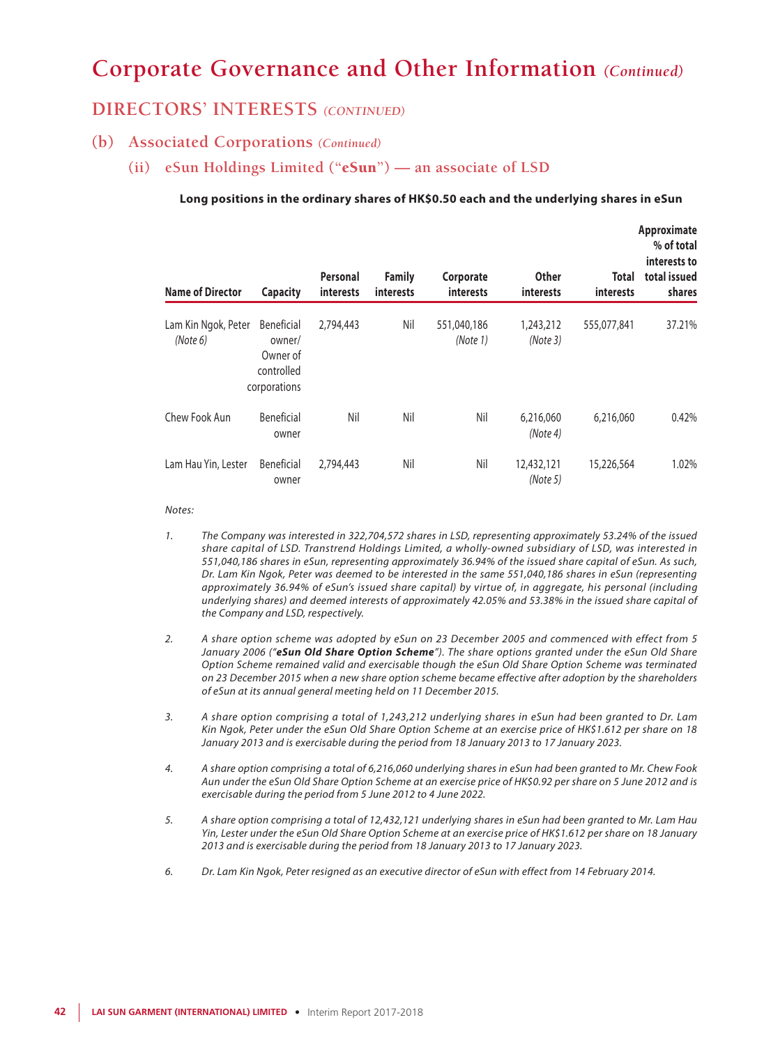# Corporate Governance and Other Information *(Continued)*

## DIRECTORS' INTERESTS *(CONTINUED)*

### (b) Associated Corporations *(Continued)*

#### (ii) eSun Holdings Limited ("eSun") — an associate of LSD

**Long positions in the ordinary shares of HK$0.50 each and the underlying shares in eSun**

| Name of Director | Capacity | Personal interests | Family interests | Corporate interests | Other interests | Total interests | Approximate % of total interests to total issued shares |
|---|---|---|---|---|---|---|---|
| Lam Kin Ngok, Peter *(Note 6)* | Beneficial owner/ Owner of controlled corporations | 2,794,443 | Nil | 551,040,186 *(Note 1)* | 1,243,212 *(Note 3)* | 555,077,841 | 37.21% |
| Chew Fook Aun | Beneficial owner | Nil | Nil | Nil | 6,216,060 *(Note 4)* | 6,216,060 | 0.42% |
| Lam Hau Yin, Lester | Beneficial owner | 2,794,443 | Nil | Nil | 12,432,121 *(Note 5)* | 15,226,564 | 1.02% |

*Notes:*

1. *The Company was interested in 322,704,572 shares in LSD, representing approximately 53.24% of the issued share capital of LSD. Transtrend Holdings Limited, a wholly-owned subsidiary of LSD, was interested in 551,040,186 shares in eSun, representing approximately 36.94% of the issued share capital of eSun. As such, Dr. Lam Kin Ngok, Peter was deemed to be interested in the same 551,040,186 shares in eSun (representing approximately 36.94% of eSun's issued share capital) by virtue of, in aggregate, his personal (including underlying shares) and deemed interests of approximately 42.05% and 53.38% in the issued share capital of the Company and LSD, respectively.*

2. *A share option scheme was adopted by eSun on 23 December 2005 and commenced with effect from 5 January 2006 ("**eSun Old Share Option Scheme**"). The share options granted under the eSun Old Share Option Scheme remained valid and exercisable though the eSun Old Share Option Scheme was terminated on 23 December 2015 when a new share option scheme became effective after adoption by the shareholders of eSun at its annual general meeting held on 11 December 2015.*

3. *A share option comprising a total of 1,243,212 underlying shares in eSun had been granted to Dr. Lam Kin Ngok, Peter under the eSun Old Share Option Scheme at an exercise price of HK$1.612 per share on 18 January 2013 and is exercisable during the period from 18 January 2013 to 17 January 2023.*

4. *A share option comprising a total of 6,216,060 underlying shares in eSun had been granted to Mr. Chew Fook Aun under the eSun Old Share Option Scheme at an exercise price of HK$0.92 per share on 5 June 2012 and is exercisable during the period from 5 June 2012 to 4 June 2022.*

5. *A share option comprising a total of 12,432,121 underlying shares in eSun had been granted to Mr. Lam Hau Yin, Lester under the eSun Old Share Option Scheme at an exercise price of HK$1.612 per share on 18 January 2013 and is exercisable during the period from 18 January 2013 to 17 January 2023.*

6. *Dr. Lam Kin Ngok, Peter resigned as an executive director of eSun with effect from 14 February 2014.*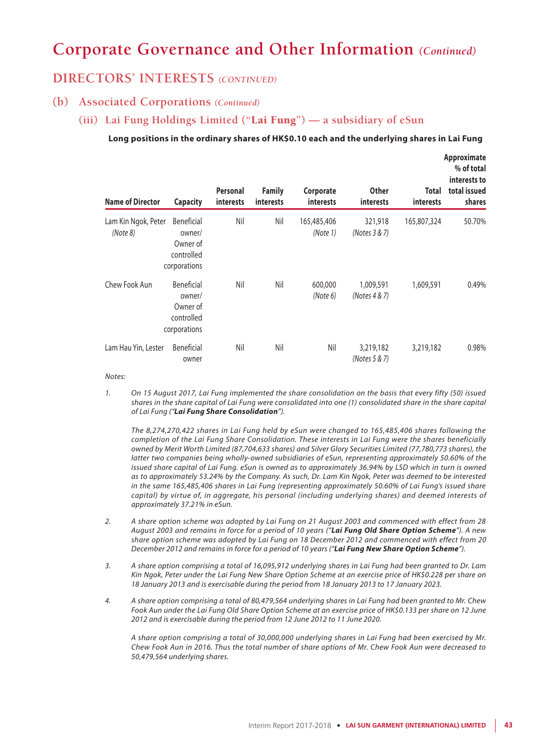# Corporate Governance and Other Information *(Continued)*

## DIRECTORS' INTERESTS *(CONTINUED)*

### (b) Associated Corporations *(Continued)*

#### (iii) Lai Fung Holdings Limited ("Lai Fung") — a subsidiary of eSun

**Long positions in the ordinary shares of HK$0.10 each and the underlying shares in Lai Fung**

| Name of Director | Capacity | Personal interests | Family interests | Corporate interests | Other interests | Total interests | Approximate % of total interests to total issued shares |
|---|---|---|---|---|---|---|---|
| Lam Kin Ngok, Peter *(Note 8)* | Beneficial owner/ Owner of controlled corporations | Nil | Nil | 165,485,406 *(Note 1)* | 321,918 *(Notes 3 & 7)* | 165,807,324 | 50.70% |
| Chew Fook Aun | Beneficial owner/ Owner of controlled corporations | Nil | Nil | 600,000 *(Note 6)* | 1,009,591 *(Notes 4 & 7)* | 1,609,591 | 0.49% |
| Lam Hau Yin, Lester | Beneficial owner | Nil | Nil | Nil | 3,219,182 *(Notes 5 & 7)* | 3,219,182 | 0.98% |

*Notes:*

1. *On 15 August 2017, Lai Fung implemented the share consolidation on the basis that every fifty (50) issued shares in the share capital of Lai Fung were consolidated into one (1) consolidated share in the share capital of Lai Fung ("**Lai Fung Share Consolidation**").*

   *The 8,274,270,422 shares in Lai Fung held by eSun were changed to 165,485,406 shares following the completion of the Lai Fung Share Consolidation. These interests in Lai Fung were the shares beneficially owned by Merit Worth Limited (87,704,633 shares) and Silver Glory Securities Limited (77,780,773 shares), the latter two companies being wholly-owned subsidiaries of eSun, representing approximately 50.60% of the issued share capital of Lai Fung. eSun is owned as to approximately 36.94% by LSD which in turn is owned as to approximately 53.24% by the Company. As such, Dr. Lam Kin Ngok, Peter was deemed to be interested in the same 165,485,406 shares in Lai Fung (representing approximately 50.60% of Lai Fung's issued share capital) by virtue of, in aggregate, his personal (including underlying shares) and deemed interests of approximately 37.21% in eSun.*

2. *A share option scheme was adopted by Lai Fung on 21 August 2003 and commenced with effect from 28 August 2003 and remains in force for a period of 10 years ("**Lai Fung Old Share Option Scheme**"). A new share option scheme was adopted by Lai Fung on 18 December 2012 and commenced with effect from 20 December 2012 and remains in force for a period of 10 years ("**Lai Fung New Share Option Scheme**").*

3. *A share option comprising a total of 16,095,912 underlying shares in Lai Fung had been granted to Dr. Lam Kin Ngok, Peter under the Lai Fung New Share Option Scheme at an exercise price of HK$0.228 per share on 18 January 2013 and is exercisable during the period from 18 January 2013 to 17 January 2023.*

4. *A share option comprising a total of 80,479,564 underlying shares in Lai Fung had been granted to Mr. Chew Fook Aun under the Lai Fung Old Share Option Scheme at an exercise price of HK$0.133 per share on 12 June 2012 and is exercisable during the period from 12 June 2012 to 11 June 2020.*

   *A share option comprising a total of 30,000,000 underlying shares in Lai Fung had been exercised by Mr. Chew Fook Aun in 2016. Thus the total number of share options of Mr. Chew Fook Aun were decreased to 50,479,564 underlying shares.*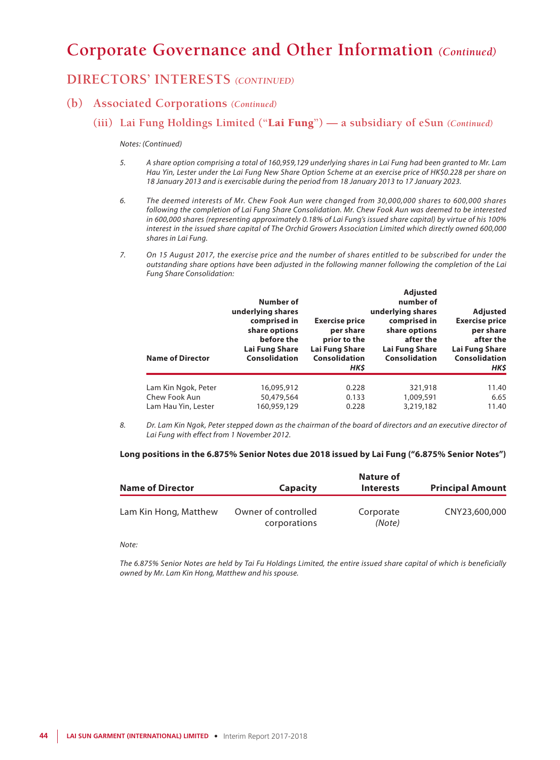# Corporate Governance and Other Information *(Continued)*

## DIRECTORS' INTERESTS *(CONTINUED)*

### (b) Associated Corporations *(Continued)*

#### (iii) Lai Fung Holdings Limited ("Lai Fung") — a subsidiary of eSun *(Continued)*

*Notes: (Continued)*

5. *A share option comprising a total of 160,959,129 underlying shares in Lai Fung had been granted to Mr. Lam Hau Yin, Lester under the Lai Fung New Share Option Scheme at an exercise price of HK$0.228 per share on 18 January 2013 and is exercisable during the period from 18 January 2013 to 17 January 2023.*

6. *The deemed interests of Mr. Chew Fook Aun were changed from 30,000,000 shares to 600,000 shares following the completion of Lai Fung Share Consolidation. Mr. Chew Fook Aun was deemed to be interested in 600,000 shares (representing approximately 0.18% of Lai Fung's issued share capital) by virtue of his 100% interest in the issued share capital of The Orchid Growers Association Limited which directly owned 600,000 shares in Lai Fung.*

7. *On 15 August 2017, the exercise price and the number of shares entitled to be subscribed for under the outstanding share options have been adjusted in the following manner following the completion of the Lai Fung Share Consolidation:*

| Name of Director | Number of underlying shares comprised in share options before the Lai Fung Share Consolidation | Exercise price per share prior to the Lai Fung Share Consolidation *HK$* | Adjusted number of underlying shares comprised in share options after the Lai Fung Share Consolidation | Adjusted Exercise price per share after the Lai Fung Share Consolidation *HK$* |
|---|---|---|---|---|
| Lam Kin Ngok, Peter | 16,095,912 | 0.228 | 321,918 | 11.40 |
| Chew Fook Aun | 50,479,564 | 0.133 | 1,009,591 | 6.65 |
| Lam Hau Yin, Lester | 160,959,129 | 0.228 | 3,219,182 | 11.40 |

8. *Dr. Lam Kin Ngok, Peter stepped down as the chairman of the board of directors and an executive director of Lai Fung with effect from 1 November 2012.*

**Long positions in the 6.875% Senior Notes due 2018 issued by Lai Fung ("6.875% Senior Notes")**

| Name of Director | Capacity | Nature of Interests | Principal Amount |
|---|---|---|---|
| Lam Kin Hong, Matthew | Owner of controlled corporations | Corporate *(Note)* | CNY23,600,000 |

*Note:*

*The 6.875% Senior Notes are held by Tai Fu Holdings Limited, the entire issued share capital of which is beneficially owned by Mr. Lam Kin Hong, Matthew and his spouse.*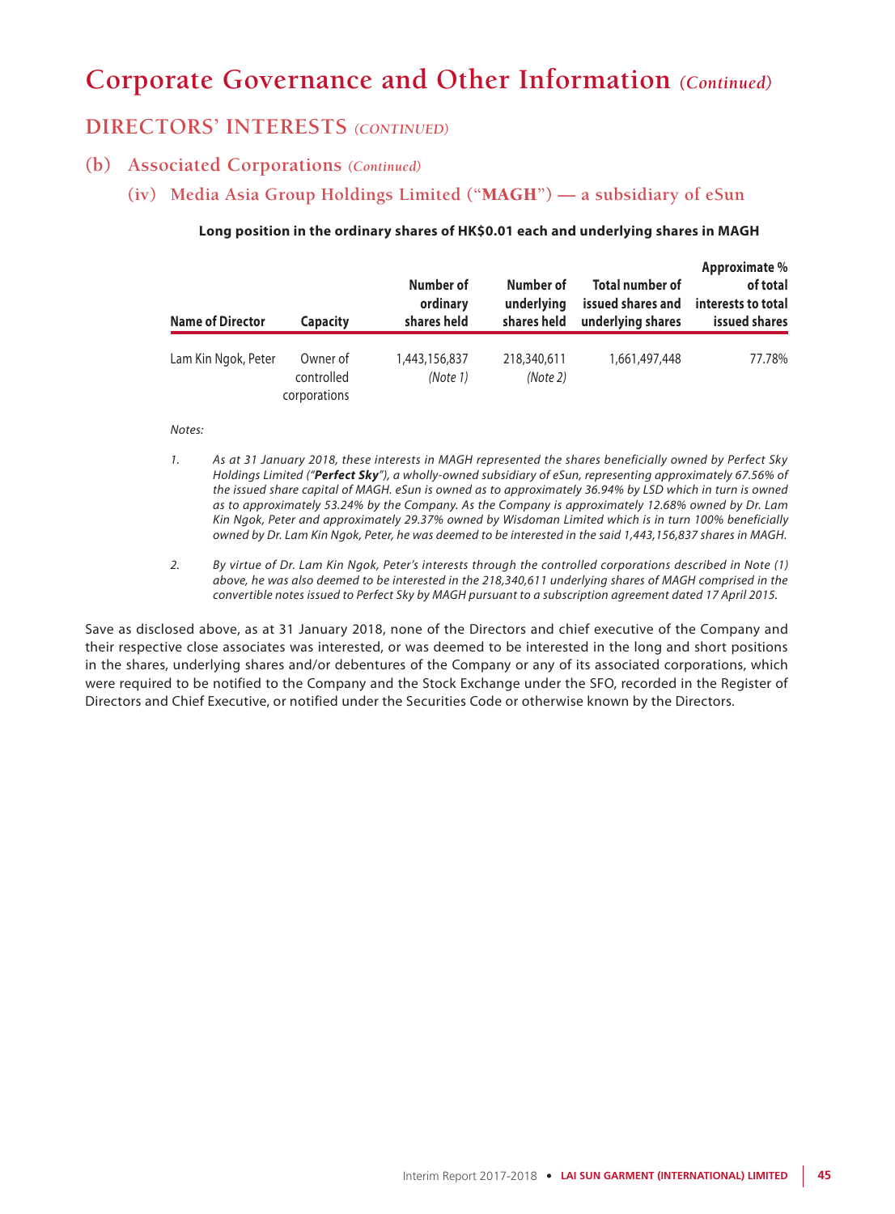# Corporate Governance and Other Information *(Continued)*

## DIRECTORS' INTERESTS *(CONTINUED)*

### (b) Associated Corporations *(Continued)*

#### (iv) Media Asia Group Holdings Limited ("MAGH") — a subsidiary of eSun

**Long position in the ordinary shares of HK$0.01 each and underlying shares in MAGH**

| Name of Director | Capacity | Number of ordinary shares held | Number of underlying shares held | Total number of issued shares and underlying shares | Approximate % of total interests to total issued shares |
|---|---|---|---|---|---|
| Lam Kin Ngok, Peter | Owner of controlled corporations | 1,443,156,837 *(Note 1)* | 218,340,611 *(Note 2)* | 1,661,497,448 | 77.78% |

*Notes:*

1. *As at 31 January 2018, these interests in MAGH represented the shares beneficially owned by Perfect Sky Holdings Limited ("**Perfect Sky**"), a wholly-owned subsidiary of eSun, representing approximately 67.56% of the issued share capital of MAGH. eSun is owned as to approximately 36.94% by LSD which in turn is owned as to approximately 53.24% by the Company. As the Company is approximately 12.68% owned by Dr. Lam Kin Ngok, Peter and approximately 29.37% owned by Wisdoman Limited which is in turn 100% beneficially owned by Dr. Lam Kin Ngok, Peter, he was deemed to be interested in the said 1,443,156,837 shares in MAGH.*

2. *By virtue of Dr. Lam Kin Ngok, Peter's interests through the controlled corporations described in Note (1) above, he was also deemed to be interested in the 218,340,611 underlying shares of MAGH comprised in the convertible notes issued to Perfect Sky by MAGH pursuant to a subscription agreement dated 17 April 2015.*

Save as disclosed above, as at 31 January 2018, none of the Directors and chief executive of the Company and their respective close associates was interested, or was deemed to be interested in the long and short positions in the shares, underlying shares and/or debentures of the Company or any of its associated corporations, which were required to be notified to the Company and the Stock Exchange under the SFO, recorded in the Register of Directors and Chief Executive, or notified under the Securities Code or otherwise known by the Directors.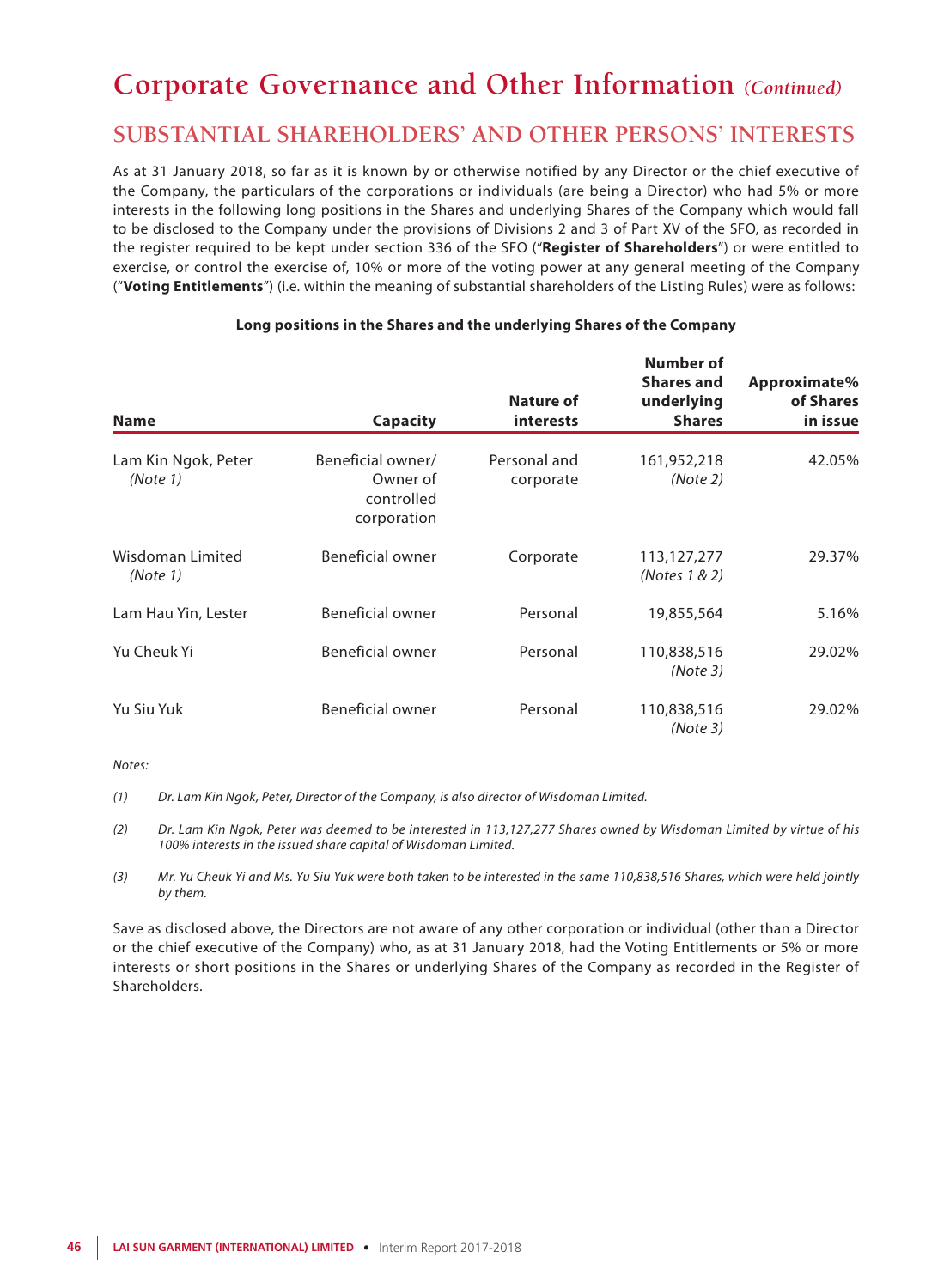# Corporate Governance and Other Information *(Continued)*

## SUBSTANTIAL SHAREHOLDERS' AND OTHER PERSONS' INTERESTS

As at 31 January 2018, so far as it is known by or otherwise notified by any Director or the chief executive of the Company, the particulars of the corporations or individuals (are being a Director) who had 5% or more interests in the following long positions in the Shares and underlying Shares of the Company which would fall to be disclosed to the Company under the provisions of Divisions 2 and 3 of Part XV of the SFO, as recorded in the register required to be kept under section 336 of the SFO ("**Register of Shareholders**") or were entitled to exercise, or control the exercise of, 10% or more of the voting power at any general meeting of the Company ("**Voting Entitlements**") (i.e. within the meaning of substantial shareholders of the Listing Rules) were as follows:

**Long positions in the Shares and the underlying Shares of the Company**

| Name | Capacity | Nature of interests | Number of Shares and underlying Shares | Approximate% of Shares in issue |
|---|---|---|---|---|
| Lam Kin Ngok, Peter *(Note 1)* | Beneficial owner/ Owner of controlled corporation | Personal and corporate | 161,952,218 *(Note 2)* | 42.05% |
| Wisdoman Limited *(Note 1)* | Beneficial owner | Corporate | 113,127,277 *(Notes 1 & 2)* | 29.37% |
| Lam Hau Yin, Lester | Beneficial owner | Personal | 19,855,564 | 5.16% |
| Yu Cheuk Yi | Beneficial owner | Personal | 110,838,516 *(Note 3)* | 29.02% |
| Yu Siu Yuk | Beneficial owner | Personal | 110,838,516 *(Note 3)* | 29.02% |

*Notes:*

*(1) Dr. Lam Kin Ngok, Peter, Director of the Company, is also director of Wisdoman Limited.*

*(2) Dr. Lam Kin Ngok, Peter was deemed to be interested in 113,127,277 Shares owned by Wisdoman Limited by virtue of his 100% interests in the issued share capital of Wisdoman Limited.*

*(3) Mr. Yu Cheuk Yi and Ms. Yu Siu Yuk were both taken to be interested in the same 110,838,516 Shares, which were held jointly by them.*

Save as disclosed above, the Directors are not aware of any other corporation or individual (other than a Director or the chief executive of the Company) who, as at 31 January 2018, had the Voting Entitlements or 5% or more interests or short positions in the Shares or underlying Shares of the Company as recorded in the Register of Shareholders.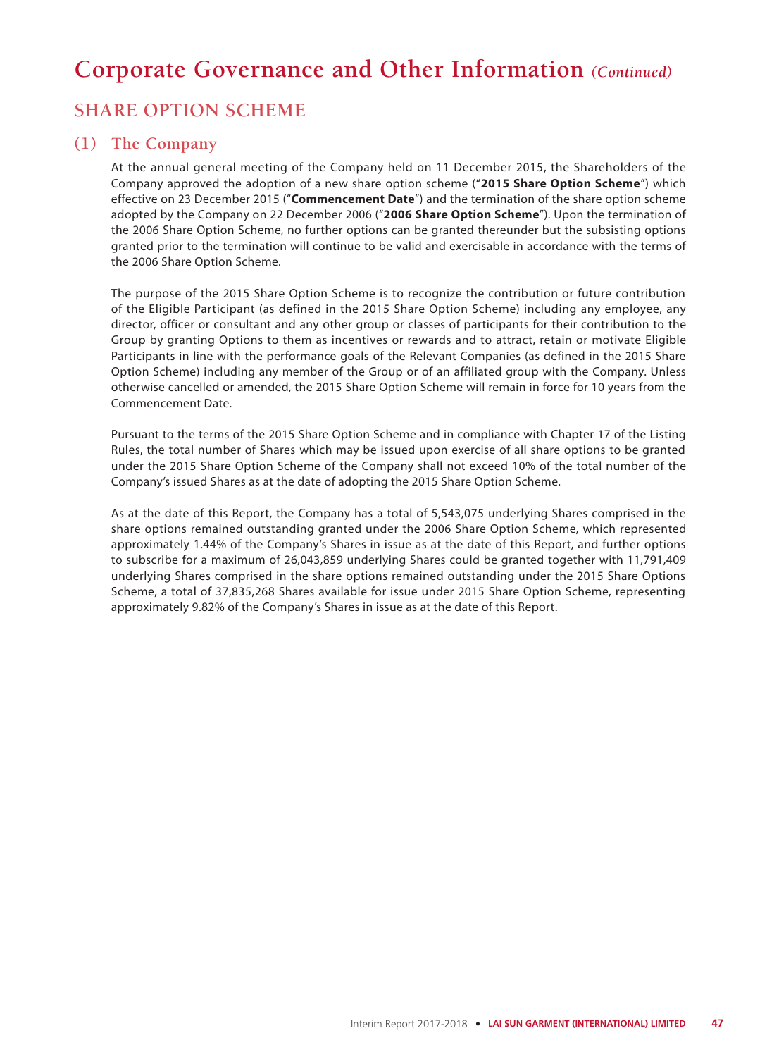# Corporate Governance and Other Information *(Continued)*

## SHARE OPTION SCHEME

### (1) The Company

At the annual general meeting of the Company held on 11 December 2015, the Shareholders of the Company approved the adoption of a new share option scheme ("**2015 Share Option Scheme**") which effective on 23 December 2015 ("**Commencement Date**") and the termination of the share option scheme adopted by the Company on 22 December 2006 ("**2006 Share Option Scheme**"). Upon the termination of the 2006 Share Option Scheme, no further options can be granted thereunder but the subsisting options granted prior to the termination will continue to be valid and exercisable in accordance with the terms of the 2006 Share Option Scheme.

The purpose of the 2015 Share Option Scheme is to recognize the contribution or future contribution of the Eligible Participant (as defined in the 2015 Share Option Scheme) including any employee, any director, officer or consultant and any other group or classes of participants for their contribution to the Group by granting Options to them as incentives or rewards and to attract, retain or motivate Eligible Participants in line with the performance goals of the Relevant Companies (as defined in the 2015 Share Option Scheme) including any member of the Group or of an affiliated group with the Company. Unless otherwise cancelled or amended, the 2015 Share Option Scheme will remain in force for 10 years from the Commencement Date.

Pursuant to the terms of the 2015 Share Option Scheme and in compliance with Chapter 17 of the Listing Rules, the total number of Shares which may be issued upon exercise of all share options to be granted under the 2015 Share Option Scheme of the Company shall not exceed 10% of the total number of the Company's issued Shares as at the date of adopting the 2015 Share Option Scheme.

As at the date of this Report, the Company has a total of 5,543,075 underlying Shares comprised in the share options remained outstanding granted under the 2006 Share Option Scheme, which represented approximately 1.44% of the Company's Shares in issue as at the date of this Report, and further options to subscribe for a maximum of 26,043,859 underlying Shares could be granted together with 11,791,409 underlying Shares comprised in the share options remained outstanding under the 2015 Share Options Scheme, a total of 37,835,268 Shares available for issue under 2015 Share Option Scheme, representing approximately 9.82% of the Company's Shares in issue as at the date of this Report.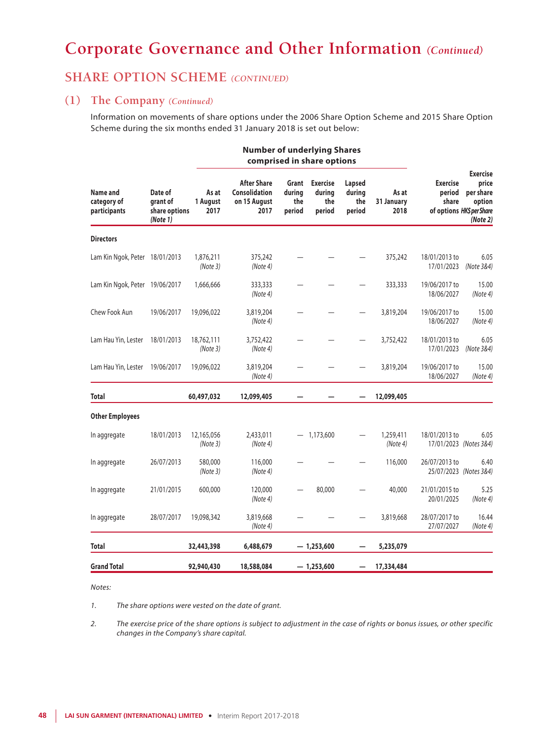# Corporate Governance and Other Information *(Continued)*

## SHARE OPTION SCHEME *(CONTINUED)*

### (1) The Company *(Continued)*

Information on movements of share options under the 2006 Share Option Scheme and 2015 Share Option Scheme during the six months ended 31 January 2018 is set out below:

| Name and category of participants | Date of grant of share options *(Note 1)* | Number of underlying Shares comprised in share options | | | | | | Exercise period of share options | Exercise price per share option HK$ per Share *(Note 2)* |
|---|---|---|---|---|---|---|---|---|---|
| | | As at 1 August 2017 | After Share Consolidation on 15 August 2017 | Grant during the period | Exercise during the period | Lapsed during the period | As at 31 January 2018 | | |
| **Directors** | | | | | | | | | |
| Lam Kin Ngok, Peter | 18/01/2013 | 1,876,211 *(Note 3)* | 375,242 *(Note 4)* | — | — | — | 375,242 | 18/01/2013 to 17/01/2023 | 6.05 *(Note 3&4)* |
| Lam Kin Ngok, Peter | 19/06/2017 | 1,666,666 | 333,333 *(Note 4)* | — | — | — | 333,333 | 19/06/2017 to 18/06/2027 | 15.00 *(Note 4)* |
| Chew Fook Aun | 19/06/2017 | 19,096,022 | 3,819,204 *(Note 4)* | — | — | — | 3,819,204 | 19/06/2017 to 18/06/2027 | 15.00 *(Note 4)* |
| Lam Hau Yin, Lester | 18/01/2013 | 18,762,111 *(Note 3)* | 3,752,422 *(Note 4)* | — | — | — | 3,752,422 | 18/01/2013 to 17/01/2023 | 6.05 *(Note 3&4)* |
| Lam Hau Yin, Lester | 19/06/2017 | 19,096,022 | 3,819,204 *(Note 4)* | — | — | — | 3,819,204 | 19/06/2017 to 18/06/2027 | 15.00 *(Note 4)* |
| **Total** | | **60,497,032** | **12,099,405** | **—** | **—** | **—** | **12,099,405** | | |
| **Other Employees** | | | | | | | | | |
| In aggregate | 18/01/2013 | 12,165,056 *(Note 3)* | 2,433,011 *(Note 4)* | — | 1,173,600 | — | 1,259,411 *(Note 4)* | 18/01/2013 to 17/01/2023 | 6.05 *(Notes 3&4)* |
| In aggregate | 26/07/2013 | 580,000 *(Note 3)* | 116,000 *(Note 4)* | — | — | — | 116,000 | 26/07/2013 to 25/07/2023 | 6.40 *(Notes 3&4)* |
| In aggregate | 21/01/2015 | 600,000 | 120,000 *(Note 4)* | — | 80,000 | — | 40,000 | 21/01/2015 to 20/01/2025 | 5.25 *(Note 4)* |
| In aggregate | 28/07/2017 | 19,098,342 | 3,819,668 *(Note 4)* | — | — | — | 3,819,668 | 28/07/2017 to 27/07/2027 | 16.44 *(Note 4)* |
| **Total** | | **32,443,398** | **6,488,679** | **—** | **1,253,600** | **—** | **5,235,079** | | |
| **Grand Total** | | **92,940,430** | **18,588,084** | **—** | **1,253,600** | **—** | **17,334,484** | | |

*Notes:*

1. *The share options were vested on the date of grant.*

2. *The exercise price of the share options is subject to adjustment in the case of rights or bonus issues, or other specific changes in the Company's share capital.*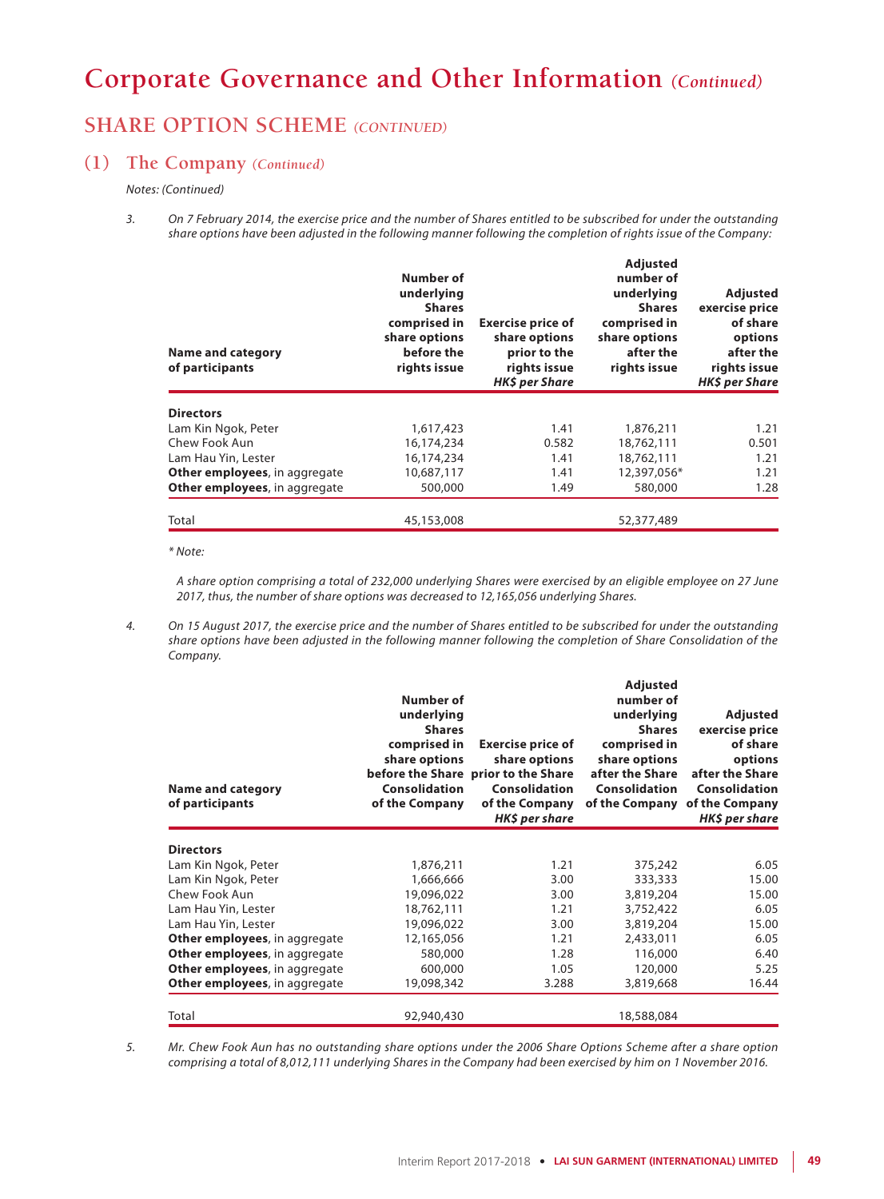# Corporate Governance and Other Information *(Continued)*

## SHARE OPTION SCHEME *(CONTINUED)*

### (1) The Company *(Continued)*

*Notes: (Continued)*

3. *On 7 February 2014, the exercise price and the number of Shares entitled to be subscribed for under the outstanding share options have been adjusted in the following manner following the completion of rights issue of the Company:*

| Name and category of participants | Number of underlying Shares comprised in share options before the rights issue | Exercise price of share options prior to the rights issue *HK$ per Share* | Adjusted number of underlying Shares comprised in share options after the rights issue | Adjusted exercise price of share options after the rights issue *HK$ per Share* |
|---|---|---|---|---|
| **Directors** | | | | |
| Lam Kin Ngok, Peter | 1,617,423 | 1.41 | 1,876,211 | 1.21 |
| Chew Fook Aun | 16,174,234 | 0.582 | 18,762,111 | 0.501 |
| Lam Hau Yin, Lester | 16,174,234 | 1.41 | 18,762,111 | 1.21 |
| **Other employees**, in aggregate | 10,687,117 | 1.41 | 12,397,056* | 1.21 |
| **Other employees**, in aggregate | 500,000 | 1.49 | 580,000 | 1.28 |
| Total | 45,153,008 | | 52,377,489 | |

*\* Note:*

*A share option comprising a total of 232,000 underlying Shares were exercised by an eligible employee on 27 June 2017, thus, the number of share options was decreased to 12,165,056 underlying Shares.*

4. *On 15 August 2017, the exercise price and the number of Shares entitled to be subscribed for under the outstanding share options have been adjusted in the following manner following the completion of Share Consolidation of the Company.*

| Name and category of participants | Number of underlying Shares comprised in share options before the Share Consolidation of the Company | Exercise price of share options prior to the Share Consolidation of the Company *HK$ per share* | Adjusted number of underlying Shares comprised in share options after the Share Consolidation of the Company | Adjusted exercise price of share options after the Share Consolidation of the Company *HK$ per share* |
|---|---|---|---|---|
| **Directors** | | | | |
| Lam Kin Ngok, Peter | 1,876,211 | 1.21 | 375,242 | 6.05 |
| Lam Kin Ngok, Peter | 1,666,666 | 3.00 | 333,333 | 15.00 |
| Chew Fook Aun | 19,096,022 | 3.00 | 3,819,204 | 15.00 |
| Lam Hau Yin, Lester | 18,762,111 | 1.21 | 3,752,422 | 6.05 |
| Lam Hau Yin, Lester | 19,096,022 | 3.00 | 3,819,204 | 15.00 |
| **Other employees**, in aggregate | 12,165,056 | 1.21 | 2,433,011 | 6.05 |
| **Other employees**, in aggregate | 580,000 | 1.28 | 116,000 | 6.40 |
| **Other employees**, in aggregate | 600,000 | 1.05 | 120,000 | 5.25 |
| **Other employees**, in aggregate | 19,098,342 | 3.288 | 3,819,668 | 16.44 |
| Total | 92,940,430 | | 18,588,084 | |

5. *Mr. Chew Fook Aun has no outstanding share options under the 2006 Share Options Scheme after a share option comprising a total of 8,012,111 underlying Shares in the Company had been exercised by him on 1 November 2016.*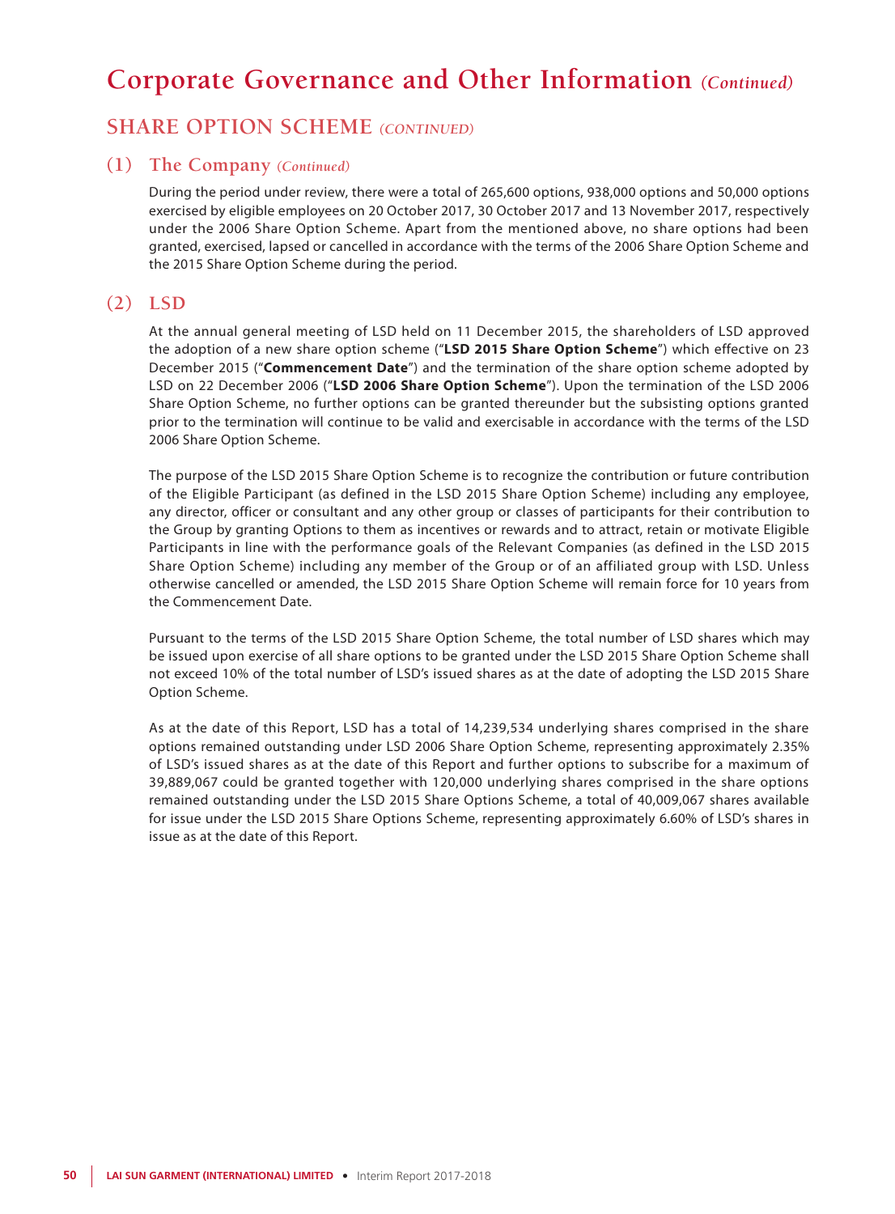# Corporate Governance and Other Information *(Continued)*

## SHARE OPTION SCHEME *(CONTINUED)*

### (1) The Company *(Continued)*

During the period under review, there were a total of 265,600 options, 938,000 options and 50,000 options exercised by eligible employees on 20 October 2017, 30 October 2017 and 13 November 2017, respectively under the 2006 Share Option Scheme. Apart from the mentioned above, no share options had been granted, exercised, lapsed or cancelled in accordance with the terms of the 2006 Share Option Scheme and the 2015 Share Option Scheme during the period.

### (2) LSD

At the annual general meeting of LSD held on 11 December 2015, the shareholders of LSD approved the adoption of a new share option scheme ("**LSD 2015 Share Option Scheme**") which effective on 23 December 2015 ("**Commencement Date**") and the termination of the share option scheme adopted by LSD on 22 December 2006 ("**LSD 2006 Share Option Scheme**"). Upon the termination of the LSD 2006 Share Option Scheme, no further options can be granted thereunder but the subsisting options granted prior to the termination will continue to be valid and exercisable in accordance with the terms of the LSD 2006 Share Option Scheme.

The purpose of the LSD 2015 Share Option Scheme is to recognize the contribution or future contribution of the Eligible Participant (as defined in the LSD 2015 Share Option Scheme) including any employee, any director, officer or consultant and any other group or classes of participants for their contribution to the Group by granting Options to them as incentives or rewards and to attract, retain or motivate Eligible Participants in line with the performance goals of the Relevant Companies (as defined in the LSD 2015 Share Option Scheme) including any member of the Group or of an affiliated group with LSD. Unless otherwise cancelled or amended, the LSD 2015 Share Option Scheme will remain force for 10 years from the Commencement Date.

Pursuant to the terms of the LSD 2015 Share Option Scheme, the total number of LSD shares which may be issued upon exercise of all share options to be granted under the LSD 2015 Share Option Scheme shall not exceed 10% of the total number of LSD's issued shares as at the date of adopting the LSD 2015 Share Option Scheme.

As at the date of this Report, LSD has a total of 14,239,534 underlying shares comprised in the share options remained outstanding under LSD 2006 Share Option Scheme, representing approximately 2.35% of LSD's issued shares as at the date of this Report and further options to subscribe for a maximum of 39,889,067 could be granted together with 120,000 underlying shares comprised in the share options remained outstanding under the LSD 2015 Share Options Scheme, a total of 40,009,067 shares available for issue under the LSD 2015 Share Options Scheme, representing approximately 6.60% of LSD's shares in issue as at the date of this Report.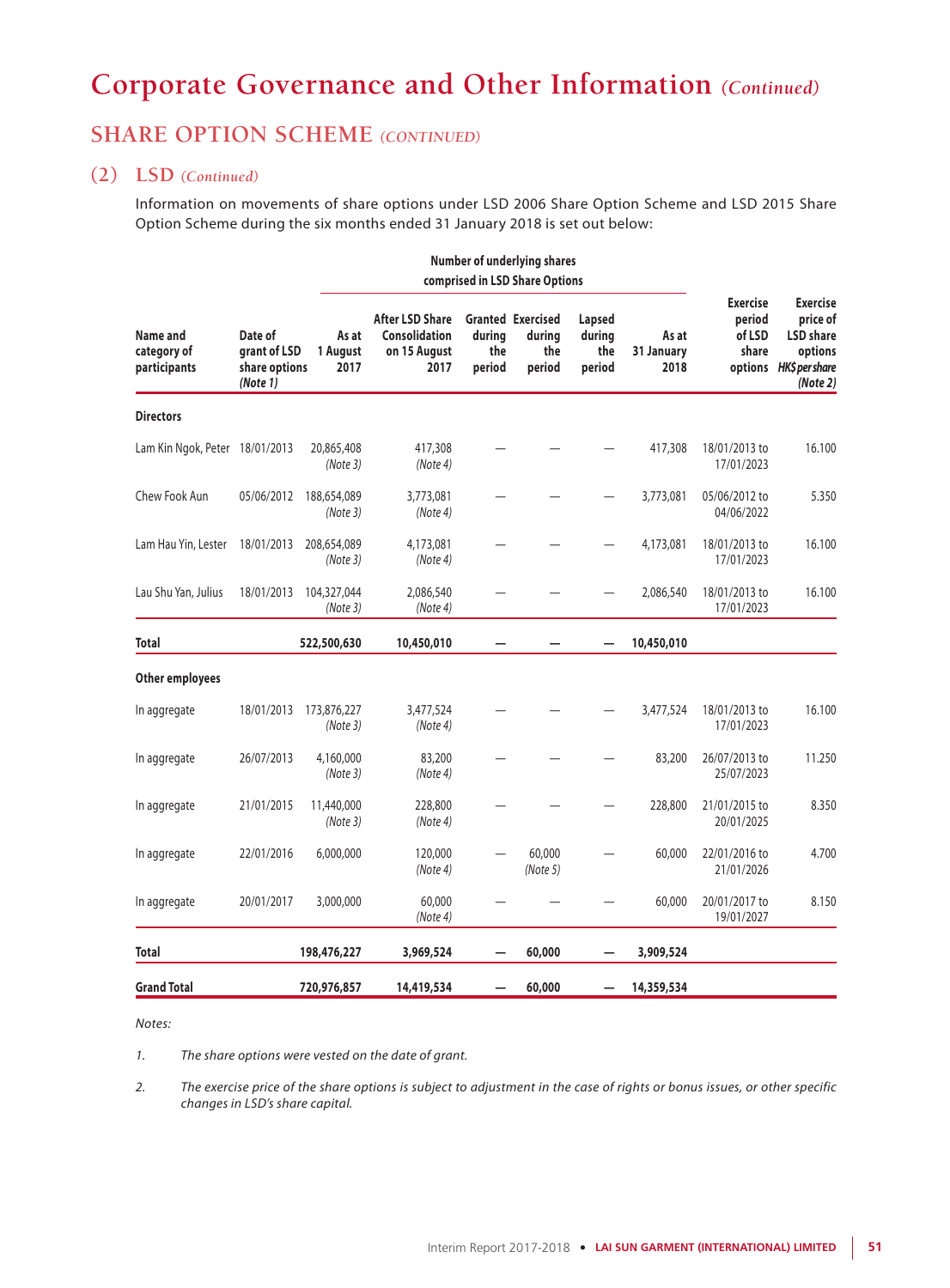# Corporate Governance and Other Information *(Continued)*

## SHARE OPTION SCHEME *(CONTINUED)*

### (2) LSD *(Continued)*

Information on movements of share options under LSD 2006 Share Option Scheme and LSD 2015 Share Option Scheme during the six months ended 31 January 2018 is set out below:

| | | Number of underlying shares comprised in LSD Share Options | | | | | | | |
|---|---|---|---|---|---|---|---|---|---|
| **Name and category of participants** | **Date of grant of LSD share options** *(Note 1)* | **As at 1 August 2017** | **After LSD Share Consolidation on 15 August 2017** | **Granted during the period** | **Exercised during the period** | **Lapsed during the period** | **As at 31 January 2018** | **Exercise period of LSD share options** | **Exercise price of LSD share options** *HK$ per share* *(Note 2)* |
| **Directors** | | | | | | | | | |
| Lam Kin Ngok, Peter | 18/01/2013 | 20,865,408 *(Note 3)* | 417,308 *(Note 4)* | — | — | — | 417,308 | 18/01/2013 to 17/01/2023 | 16.100 |
| Chew Fook Aun | 05/06/2012 | 188,654,089 *(Note 3)* | 3,773,081 *(Note 4)* | — | — | — | 3,773,081 | 05/06/2012 to 04/06/2022 | 5.350 |
| Lam Hau Yin, Lester | 18/01/2013 | 208,654,089 *(Note 3)* | 4,173,081 *(Note 4)* | — | — | — | 4,173,081 | 18/01/2013 to 17/01/2023 | 16.100 |
| Lau Shu Yan, Julius | 18/01/2013 | 104,327,044 *(Note 3)* | 2,086,540 *(Note 4)* | — | — | — | 2,086,540 | 18/01/2013 to 17/01/2023 | 16.100 |
| **Total** | | **522,500,630** | **10,450,010** | **—** | **—** | **—** | **10,450,010** | | |
| **Other employees** | | | | | | | | | |
| In aggregate | 18/01/2013 | 173,876,227 *(Note 3)* | 3,477,524 *(Note 4)* | — | — | — | 3,477,524 | 18/01/2013 to 17/01/2023 | 16.100 |
| In aggregate | 26/07/2013 | 4,160,000 *(Note 3)* | 83,200 *(Note 4)* | — | — | — | 83,200 | 26/07/2013 to 25/07/2023 | 11.250 |
| In aggregate | 21/01/2015 | 11,440,000 *(Note 3)* | 228,800 *(Note 4)* | — | — | — | 228,800 | 21/01/2015 to 20/01/2025 | 8.350 |
| In aggregate | 22/01/2016 | 6,000,000 | 120,000 *(Note 4)* | — | 60,000 *(Note 5)* | — | 60,000 | 22/01/2016 to 21/01/2026 | 4.700 |
| In aggregate | 20/01/2017 | 3,000,000 | 60,000 *(Note 4)* | — | — | — | 60,000 | 20/01/2017 to 19/01/2027 | 8.150 |
| **Total** | | **198,476,227** | **3,969,524** | **—** | **60,000** | **—** | **3,909,524** | | |
| **Grand Total** | | **720,976,857** | **14,419,534** | **—** | **60,000** | **—** | **14,359,534** | | |

*Notes:*

1. *The share options were vested on the date of grant.*

2. *The exercise price of the share options is subject to adjustment in the case of rights or bonus issues, or other specific changes in LSD's share capital.*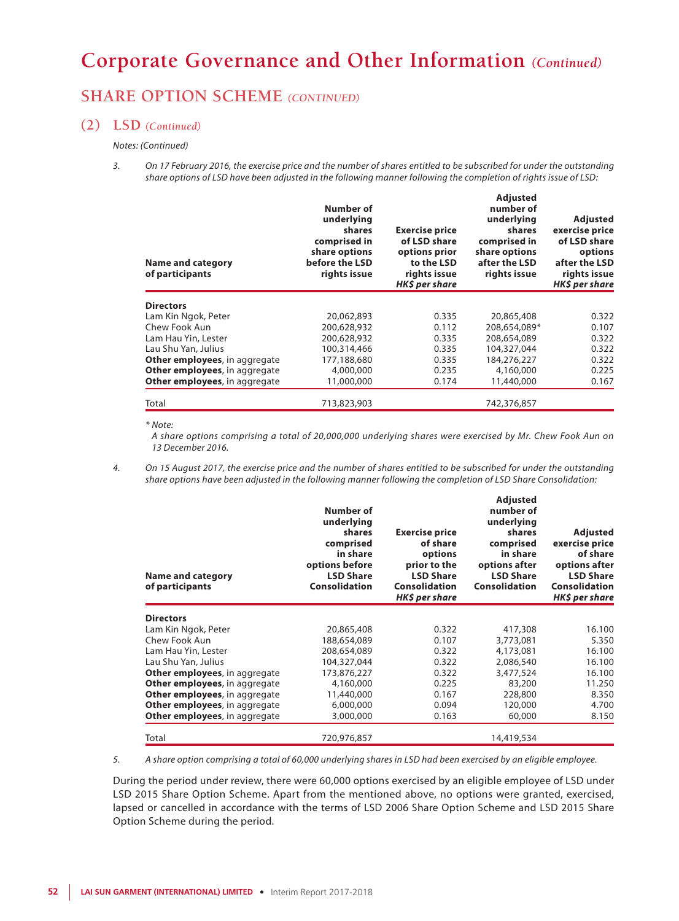# Corporate Governance and Other Information *(Continued)*

## SHARE OPTION SCHEME *(CONTINUED)*

### (2) LSD *(Continued)*

*Notes: (Continued)*

3. *On 17 February 2016, the exercise price and the number of shares entitled to be subscribed for under the outstanding share options of LSD have been adjusted in the following manner following the completion of rights issue of LSD:*

| Name and category of participants | Number of underlying shares comprised in share options before the LSD rights issue | Exercise price of LSD share options prior to the LSD rights issue *HK$ per share* | Adjusted number of underlying shares comprised in share options after the LSD rights issue | Adjusted exercise price of LSD share options after the LSD rights issue *HK$ per share* |
|---|---|---|---|---|
| **Directors** | | | | |
| Lam Kin Ngok, Peter | 20,062,893 | 0.335 | 20,865,408 | 0.322 |
| Chew Fook Aun | 200,628,932 | 0.112 | 208,654,089* | 0.107 |
| Lam Hau Yin, Lester | 200,628,932 | 0.335 | 208,654,089 | 0.322 |
| Lau Shu Yan, Julius | 100,314,466 | 0.335 | 104,327,044 | 0.322 |
| **Other employees**, in aggregate | 177,188,680 | 0.335 | 184,276,227 | 0.322 |
| **Other employees**, in aggregate | 4,000,000 | 0.235 | 4,160,000 | 0.225 |
| **Other employees**, in aggregate | 11,000,000 | 0.174 | 11,440,000 | 0.167 |
| Total | 713,823,903 | | 742,376,857 | |

*\* Note:*

*A share options comprising a total of 20,000,000 underlying shares were exercised by Mr. Chew Fook Aun on 13 December 2016.*

4. *On 15 August 2017, the exercise price and the number of shares entitled to be subscribed for under the outstanding share options have been adjusted in the following manner following the completion of LSD Share Consolidation:*

| Name and category of participants | Number of underlying shares comprised in share options before the LSD Share Consolidation | Exercise price of share options prior to the LSD Share Consolidation *HK$ per share* | Adjusted number of underlying shares comprised in share options after the LSD Share Consolidation | Adjusted exercise price of share options after the LSD Share Consolidation *HK$ per share* |
|---|---|---|---|---|
| **Directors** | | | | |
| Lam Kin Ngok, Peter | 20,865,408 | 0.322 | 417,308 | 16.100 |
| Chew Fook Aun | 188,654,089 | 0.107 | 3,773,081 | 5.350 |
| Lam Hau Yin, Lester | 208,654,089 | 0.322 | 4,173,081 | 16.100 |
| Lau Shu Yan, Julius | 104,327,044 | 0.322 | 2,086,540 | 16.100 |
| **Other employees**, in aggregate | 173,876,227 | 0.322 | 3,477,524 | 16.100 |
| **Other employees**, in aggregate | 4,160,000 | 0.225 | 83,200 | 11.250 |
| **Other employees**, in aggregate | 11,440,000 | 0.167 | 228,800 | 8.350 |
| **Other employees**, in aggregate | 6,000,000 | 0.094 | 120,000 | 4.700 |
| **Other employees**, in aggregate | 3,000,000 | 0.163 | 60,000 | 8.150 |
| Total | 720,976,857 | | 14,419,534 | |

5. *A share option comprising a total of 60,000 underlying shares in LSD had been exercised by an eligible employee.*

During the period under review, there were 60,000 options exercised by an eligible employee of LSD under LSD 2015 Share Option Scheme. Apart from the mentioned above, no options were granted, exercised, lapsed or cancelled in accordance with the terms of LSD 2006 Share Option Scheme and LSD 2015 Share Option Scheme during the period.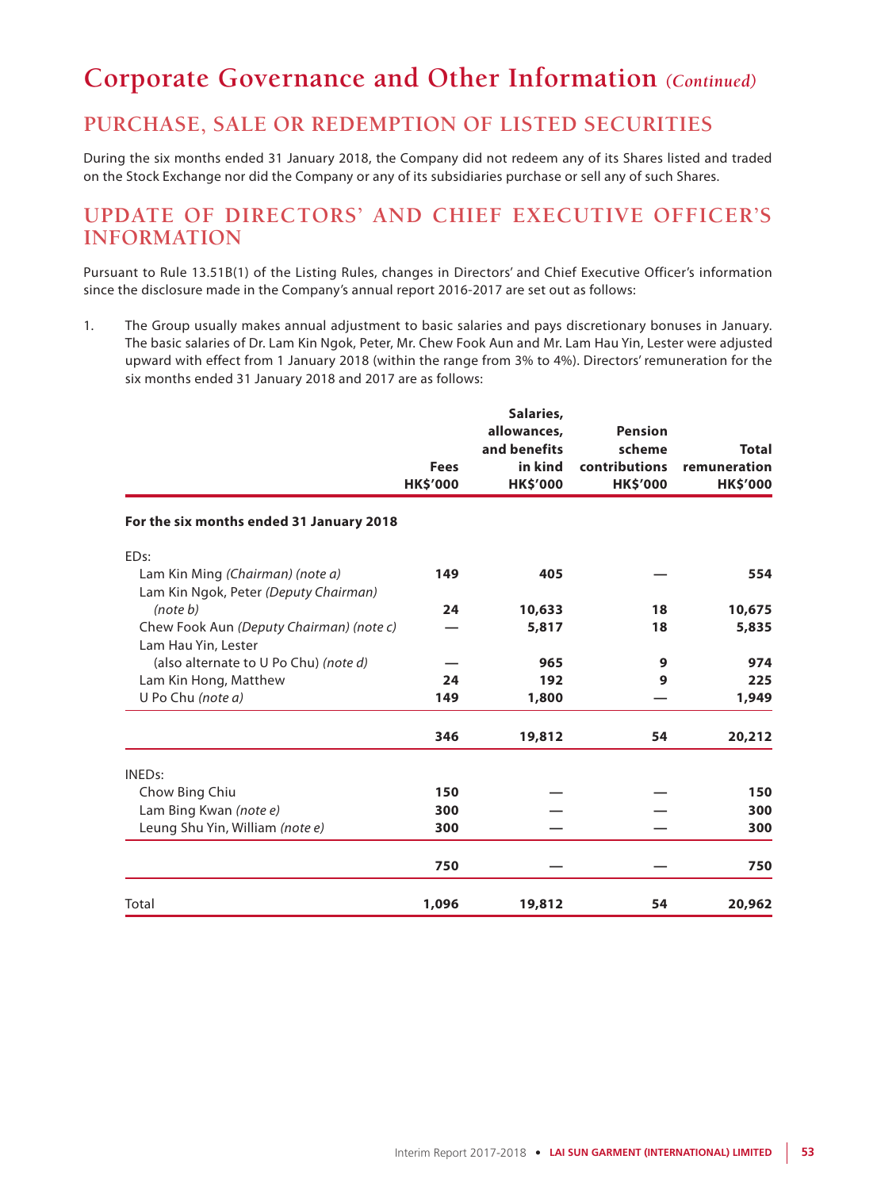# Corporate Governance and Other Information *(Continued)*

## PURCHASE, SALE OR REDEMPTION OF LISTED SECURITIES

During the six months ended 31 January 2018, the Company did not redeem any of its Shares listed and traded on the Stock Exchange nor did the Company or any of its subsidiaries purchase or sell any of such Shares.

## UPDATE OF DIRECTORS' AND CHIEF EXECUTIVE OFFICER'S INFORMATION

Pursuant to Rule 13.51B(1) of the Listing Rules, changes in Directors' and Chief Executive Officer's information since the disclosure made in the Company's annual report 2016-2017 are set out as follows:

1. The Group usually makes annual adjustment to basic salaries and pays discretionary bonuses in January. The basic salaries of Dr. Lam Kin Ngok, Peter, Mr. Chew Fook Aun and Mr. Lam Hau Yin, Lester were adjusted upward with effect from 1 January 2018 (within the range from 3% to 4%). Directors' remuneration for the six months ended 31 January 2018 and 2017 are as follows:

| | Fees HK$'000 | Salaries, allowances, and benefits in kind HK$'000 | Pension scheme contributions HK$'000 | Total remuneration HK$'000 |
|---|---|---|---|---|
| **For the six months ended 31 January 2018** | | | | |
| EDs: | | | | |
| Lam Kin Ming *(Chairman) (note a)* | **149** | **405** | **—** | **554** |
| Lam Kin Ngok, Peter *(Deputy Chairman) (note b)* | **24** | **10,633** | **18** | **10,675** |
| Chew Fook Aun *(Deputy Chairman) (note c)* | **—** | **5,817** | **18** | **5,835** |
| Lam Hau Yin, Lester (also alternate to U Po Chu) *(note d)* | **—** | **965** | **9** | **974** |
| Lam Kin Hong, Matthew | **24** | **192** | **9** | **225** |
| U Po Chu *(note a)* | **149** | **1,800** | **—** | **1,949** |
| | **346** | **19,812** | **54** | **20,212** |
| INEDs: | | | | |
| Chow Bing Chiu | **150** | **—** | **—** | **150** |
| Lam Bing Kwan *(note e)* | **300** | **—** | **—** | **300** |
| Leung Shu Yin, William *(note e)* | **300** | **—** | **—** | **300** |
| | **750** | **—** | **—** | **750** |
| Total | **1,096** | **19,812** | **54** | **20,962** |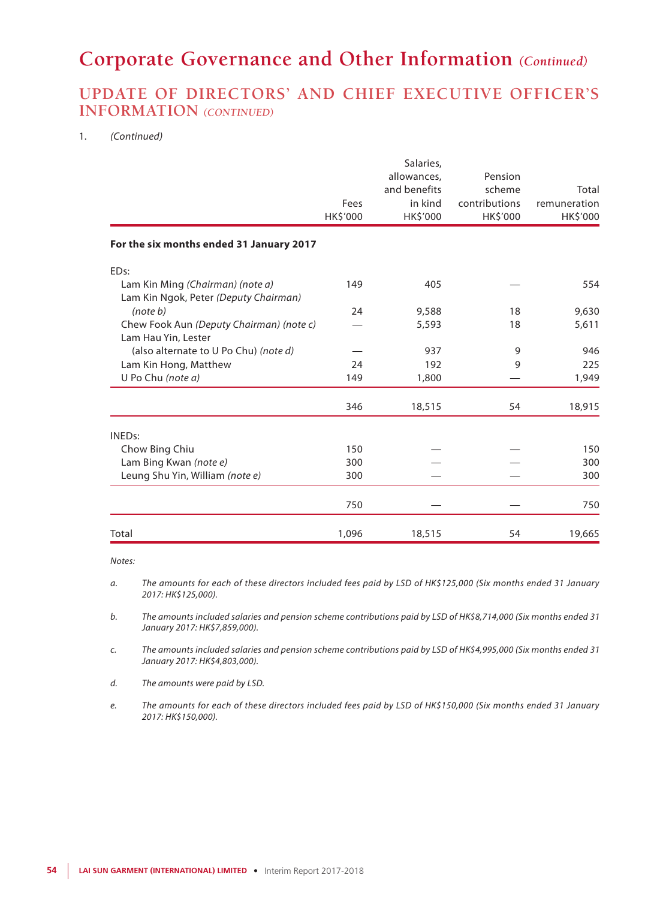# Corporate Governance and Other Information *(Continued)*

## UPDATE OF DIRECTORS' AND CHIEF EXECUTIVE OFFICER'S INFORMATION *(CONTINUED)*

1. *(Continued)*

| | Fees HK$'000 | Salaries, allowances, and benefits in kind HK$'000 | Pension scheme contributions HK$'000 | Total remuneration HK$'000 |
|---|---|---|---|---|
| **For the six months ended 31 January 2017** | | | | |
| EDs: | | | | |
| Lam Kin Ming *(Chairman) (note a)* | 149 | 405 | — | 554 |
| Lam Kin Ngok, Peter *(Deputy Chairman) (note b)* | 24 | 9,588 | 18 | 9,630 |
| Chew Fook Aun *(Deputy Chairman) (note c)* | — | 5,593 | 18 | 5,611 |
| Lam Hau Yin, Lester (also alternate to U Po Chu) *(note d)* | — | 937 | 9 | 946 |
| Lam Kin Hong, Matthew | 24 | 192 | 9 | 225 |
| U Po Chu *(note a)* | 149 | 1,800 | — | 1,949 |
| | 346 | 18,515 | 54 | 18,915 |
| INEDs: | | | | |
| Chow Bing Chiu | 150 | — | — | 150 |
| Lam Bing Kwan *(note e)* | 300 | — | — | 300 |
| Leung Shu Yin, William *(note e)* | 300 | — | — | 300 |
| | 750 | — | — | 750 |
| Total | 1,096 | 18,515 | 54 | 19,665 |

*Notes:*

a. *The amounts for each of these directors included fees paid by LSD of HK$125,000 (Six months ended 31 January 2017: HK$125,000).*

b. *The amounts included salaries and pension scheme contributions paid by LSD of HK$8,714,000 (Six months ended 31 January 2017: HK$7,859,000).*

c. *The amounts included salaries and pension scheme contributions paid by LSD of HK$4,995,000 (Six months ended 31 January 2017: HK$4,803,000).*

d. *The amounts were paid by LSD.*

e. *The amounts for each of these directors included fees paid by LSD of HK$150,000 (Six months ended 31 January 2017: HK$150,000).*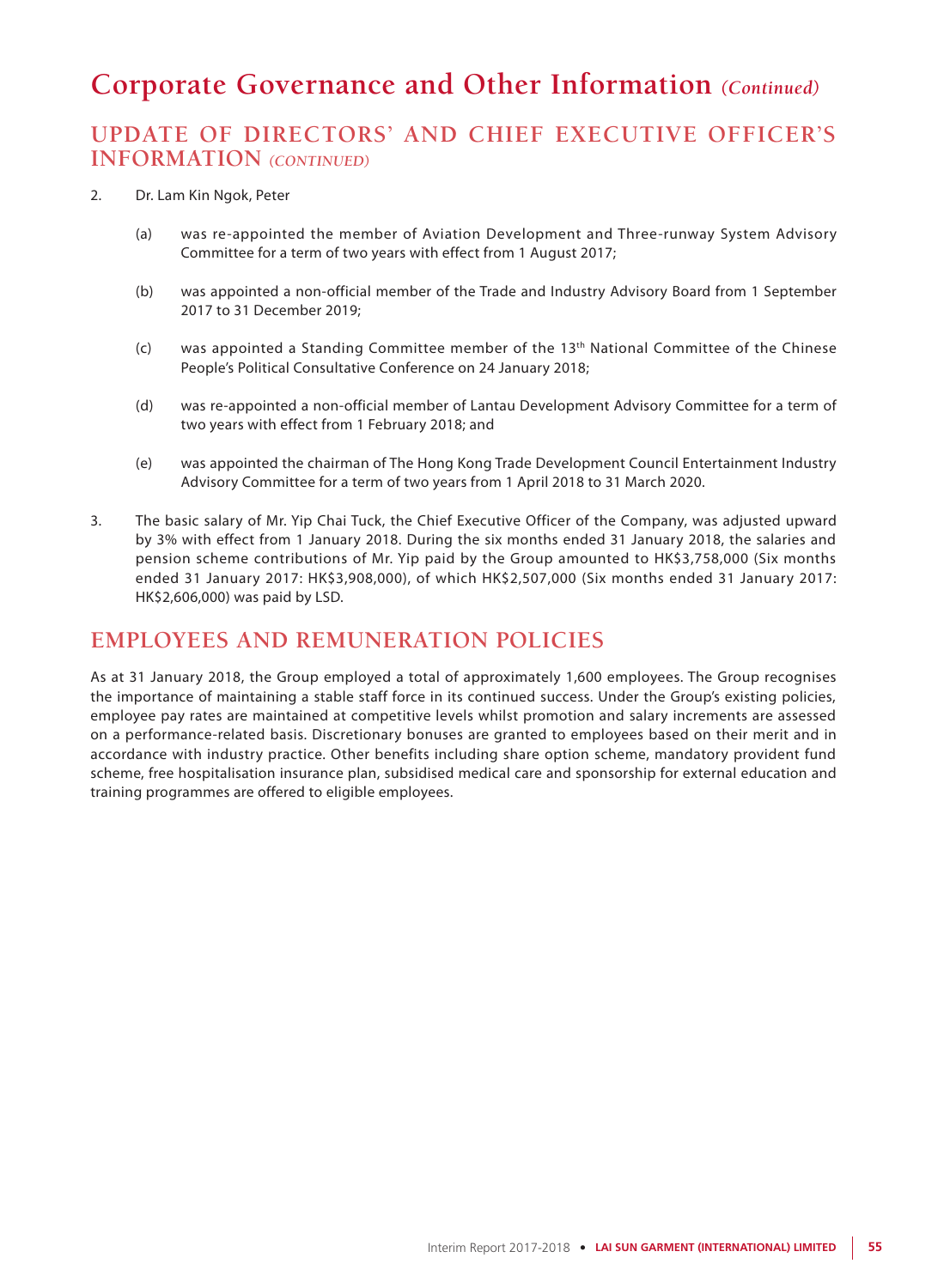# Corporate Governance and Other Information *(Continued)*

## UPDATE OF DIRECTORS' AND CHIEF EXECUTIVE OFFICER'S INFORMATION *(CONTINUED)*

2. Dr. Lam Kin Ngok, Peter

   (a) was re-appointed the member of Aviation Development and Three-runway System Advisory Committee for a term of two years with effect from 1 August 2017;

   (b) was appointed a non-official member of the Trade and Industry Advisory Board from 1 September 2017 to 31 December 2019;

   (c) was appointed a Standing Committee member of the 13th National Committee of the Chinese People's Political Consultative Conference on 24 January 2018;

   (d) was re-appointed a non-official member of Lantau Development Advisory Committee for a term of two years with effect from 1 February 2018; and

   (e) was appointed the chairman of The Hong Kong Trade Development Council Entertainment Industry Advisory Committee for a term of two years from 1 April 2018 to 31 March 2020.

3. The basic salary of Mr. Yip Chai Tuck, the Chief Executive Officer of the Company, was adjusted upward by 3% with effect from 1 January 2018. During the six months ended 31 January 2018, the salaries and pension scheme contributions of Mr. Yip paid by the Group amounted to HK$3,758,000 (Six months ended 31 January 2017: HK$3,908,000), of which HK$2,507,000 (Six months ended 31 January 2017: HK$2,606,000) was paid by LSD.

## EMPLOYEES AND REMUNERATION POLICIES

As at 31 January 2018, the Group employed a total of approximately 1,600 employees. The Group recognises the importance of maintaining a stable staff force in its continued success. Under the Group's existing policies, employee pay rates are maintained at competitive levels whilst promotion and salary increments are assessed on a performance-related basis. Discretionary bonuses are granted to employees based on their merit and in accordance with industry practice. Other benefits including share option scheme, mandatory provident fund scheme, free hospitalisation insurance plan, subsidised medical care and sponsorship for external education and training programmes are offered to eligible employees.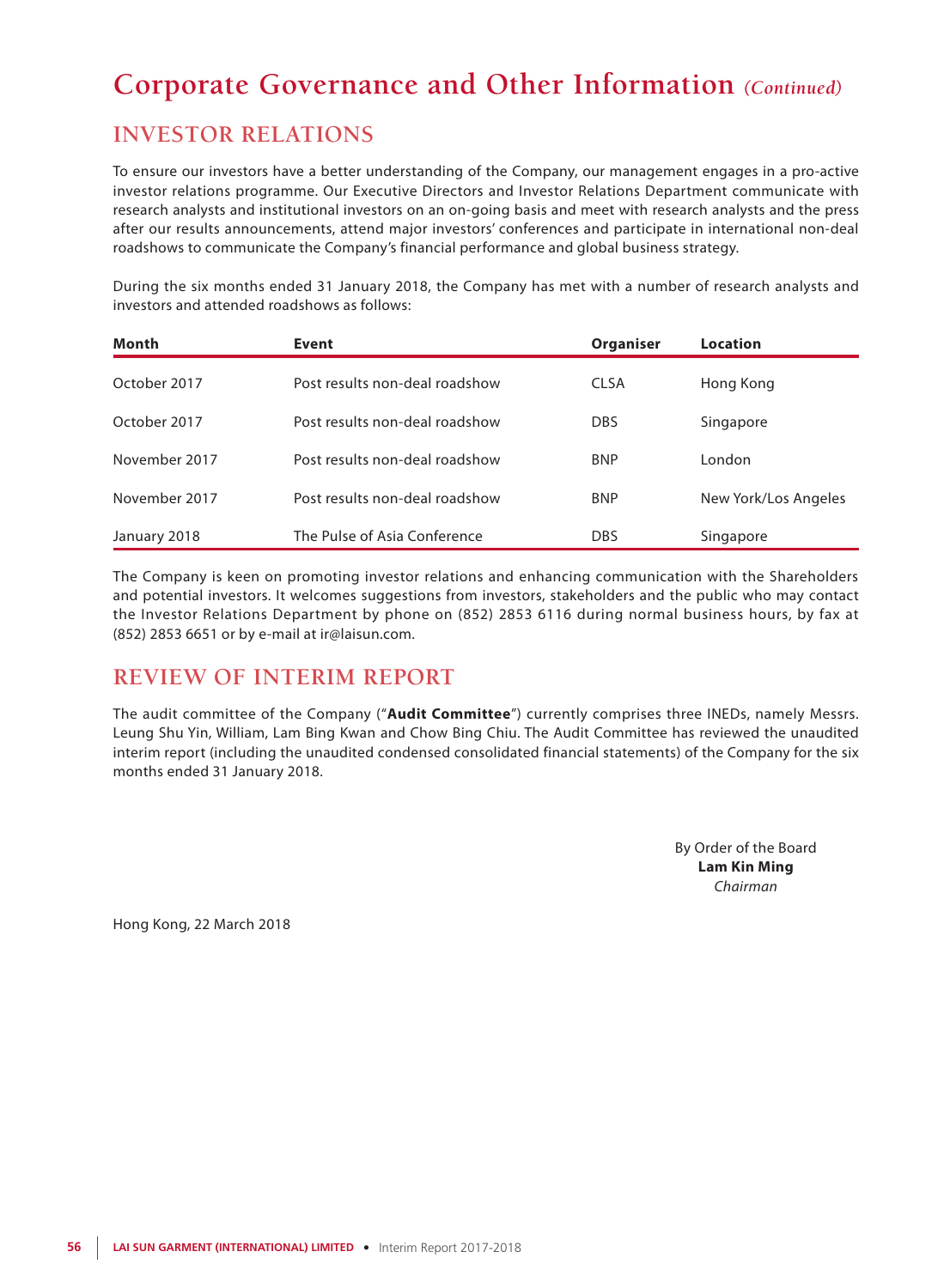# Corporate Governance and Other Information *(Continued)*

## INVESTOR RELATIONS

To ensure our investors have a better understanding of the Company, our management engages in a pro-active investor relations programme. Our Executive Directors and Investor Relations Department communicate with research analysts and institutional investors on an on-going basis and meet with research analysts and the press after our results announcements, attend major investors' conferences and participate in international non-deal roadshows to communicate the Company's financial performance and global business strategy.

During the six months ended 31 January 2018, the Company has met with a number of research analysts and investors and attended roadshows as follows:

| Month | Event | Organiser | Location |
|---|---|---|---|
| October 2017 | Post results non-deal roadshow | CLSA | Hong Kong |
| October 2017 | Post results non-deal roadshow | DBS | Singapore |
| November 2017 | Post results non-deal roadshow | BNP | London |
| November 2017 | Post results non-deal roadshow | BNP | New York/Los Angeles |
| January 2018 | The Pulse of Asia Conference | DBS | Singapore |

The Company is keen on promoting investor relations and enhancing communication with the Shareholders and potential investors. It welcomes suggestions from investors, stakeholders and the public who may contact the Investor Relations Department by phone on (852) 2853 6116 during normal business hours, by fax at (852) 2853 6651 or by e-mail at ir@laisun.com.

## REVIEW OF INTERIM REPORT

The audit committee of the Company ("**Audit Committee**") currently comprises three INEDs, namely Messrs. Leung Shu Yin, William, Lam Bing Kwan and Chow Bing Chiu. The Audit Committee has reviewed the unaudited interim report (including the unaudited condensed consolidated financial statements) of the Company for the six months ended 31 January 2018.

By Order of the Board
**Lam Kin Ming**
*Chairman*

Hong Kong, 22 March 2018